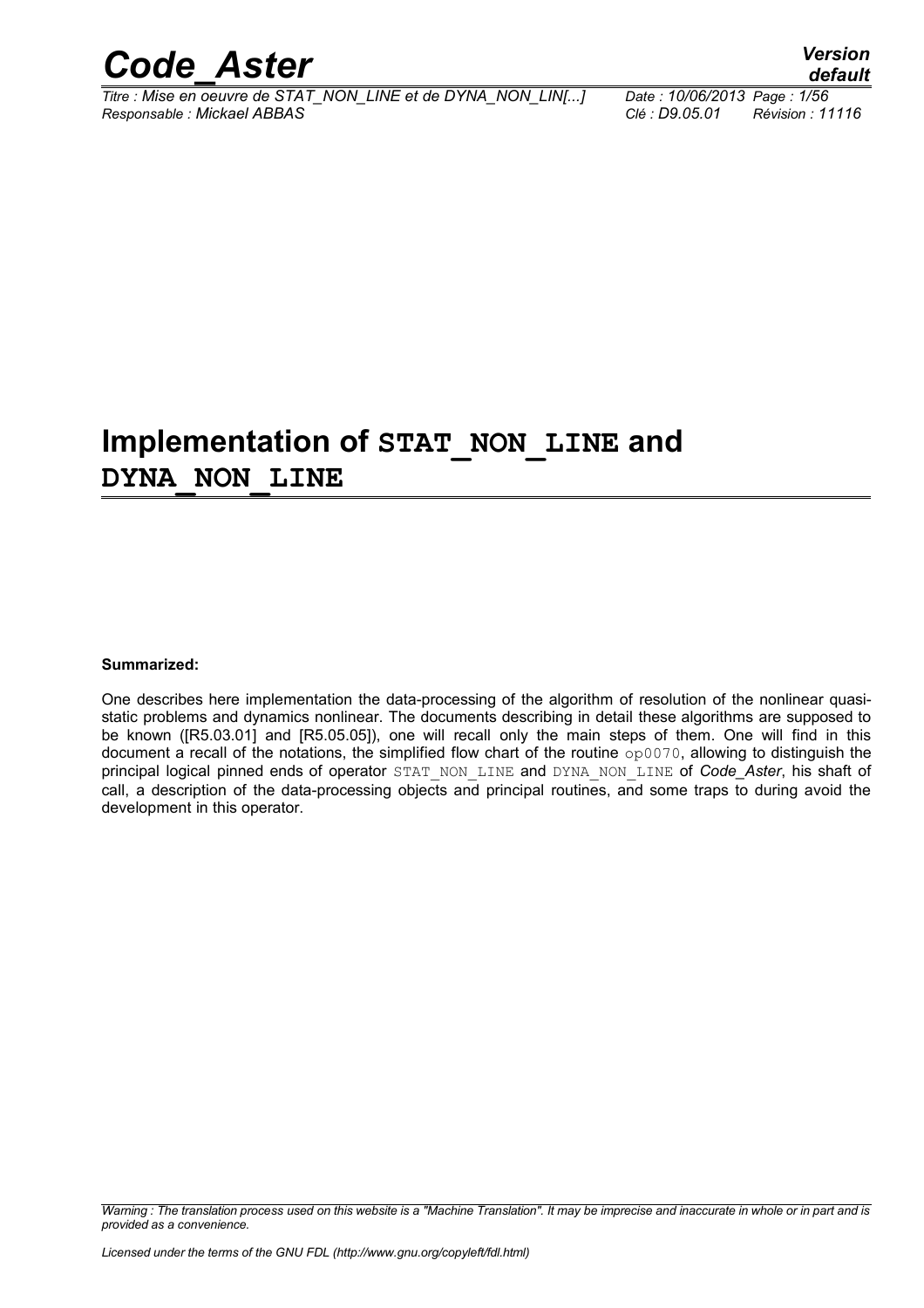# Implementation of STAT_NON_LINE and DYNA_NON_LINE

**Summarized:**

One describes here implementation the data-processing of the algorithm of resolution of the nonlinear quasi-static problems and dynamics nonlinear. The documents describing in detail these algorithms are supposed to be known ([R5.03.01] and [R5.05.05]), one will recall only the main steps of them. One will find in this document a recall of the notations, the simplified flow chart of the routine op0070, allowing to distinguish the principal logical pinned ends of operator STAT_NON_LINE and DYNA_NON_LINE of *Code_Aster*, his shaft of call, a description of the data-processing objects and principal routines, and some traps to during avoid the development in this operator.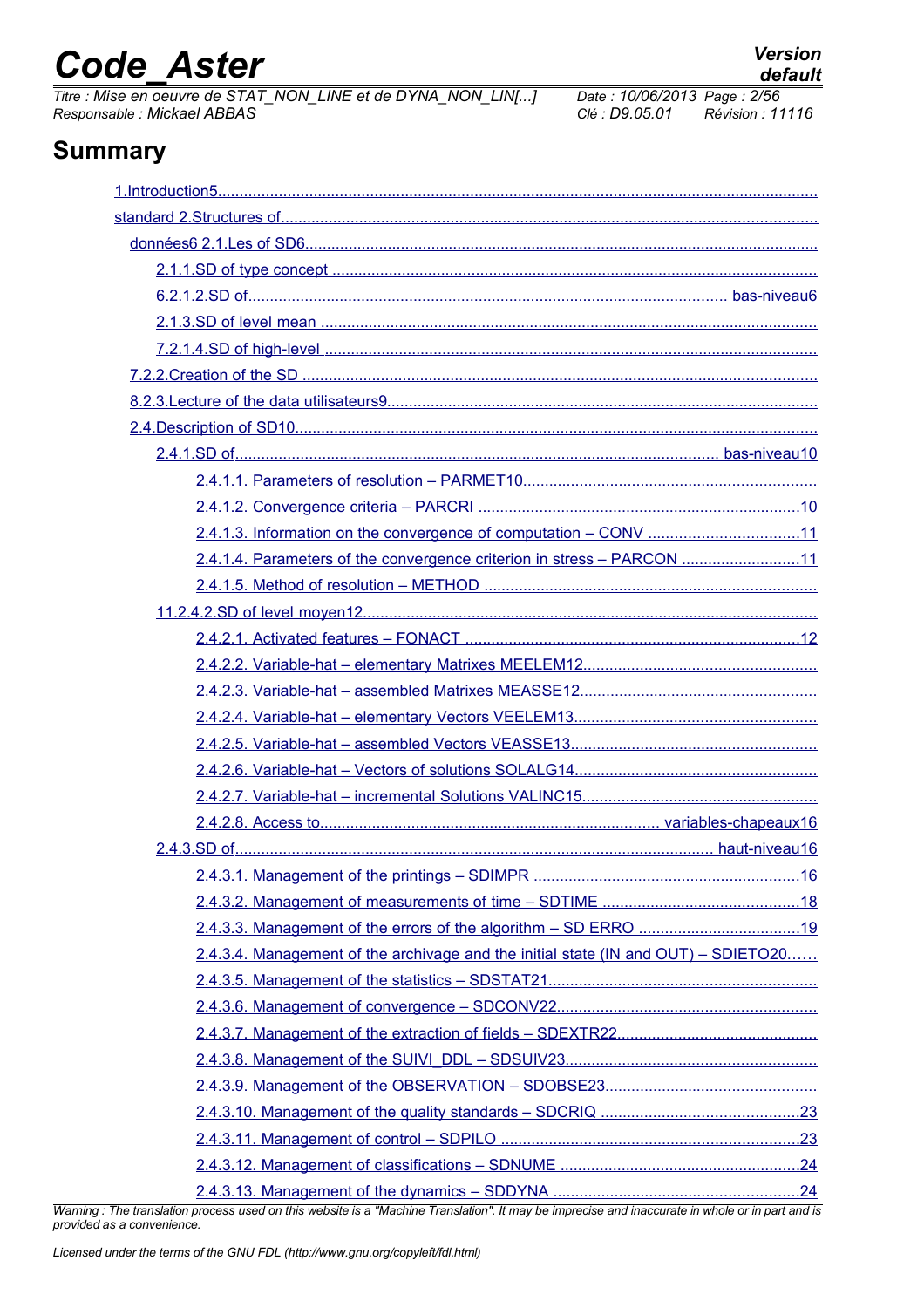## Summary

1.Introduction5.........................................................................................................................................

standard 2.Structures of...........................................................................................................................

données6 2.1.Les of SD6.......................................................................................................................

2.1.1.SD of type concept ...........................................................................................................

6.2.1.2.SD of............................................................................................................. bas-niveau6

2.1.3.SD of level mean ..............................................................................................................

7.2.1.4.SD of high-level ...............................................................................................................

7.2.2.Creation of the SD ........................................................................................................................

8.2.3.Lecture of the data utilisateurs9.................................................................................................

2.4.Description of SD10........................................................................................................................

2.4.1.SD of............................................................................................................. bas-niveau10

2.4.1.1. Parameters of resolution – PARMET10...................................................................

2.4.1.2. Convergence criteria – PARCRI ........................................................................10

2.4.1.3. Information on the convergence of computation – CONV ...................................11

2.4.1.4. Parameters of the convergence criterion in stress – PARCON ...........................11

2.4.1.5. Method of resolution – METHOD ..........................................................................

11.2.4.2.SD of level moyen12........................................................................................................

2.4.2.1. Activated features – FONACT ............................................................................12

2.4.2.2. Variable-hat – elementary Matrixes MEELEM12..................................................

2.4.2.3. Variable-hat – assembled Matrixes MEASSE12...................................................

2.4.2.4. Variable-hat – elementary Vectors VEELEM13....................................................

2.4.2.5. Variable-hat – assembled Vectors VEASSE13......................................................

2.4.2.6. Variable-hat – Vectors of solutions SOLALG14.....................................................

2.4.2.7. Variable-hat – incremental Solutions VALINC15...................................................

2.4.2.8. Access to............................................................................ variables-chapeaux16

2.4.3.SD of............................................................................................................. haut-niveau16

2.4.3.1. Management of the printings – SDIMPR ............................................................16

2.4.3.2. Management of measurements of time – SDTIME ............................................18

2.4.3.3. Management of the errors of the algorithm – SD ERRO .....................................19

2.4.3.4. Management of the archivage and the initial state (IN and OUT) – SDIETO20……

2.4.3.5. Management of the statistics – SDSTAT21..........................................................

2.4.3.6. Management of convergence – SDCONV22........................................................

2.4.3.7. Management of the extraction of fields – SDEXTR22...........................................

2.4.3.8. Management of the SUIVI_DDL – SDSUIV23......................................................

2.4.3.9. Management of the OBSERVATION – SDOBSE23..............................................

2.4.3.10. Management of the quality standards – SDCRIQ ............................................23

2.4.3.11. Management of control – SDPILO ....................................................................23

2.4.3.12. Management of classifications – SDNUME .......................................................24

2.4.3.13. Management of the dynamics – SDDYNA ........................................................24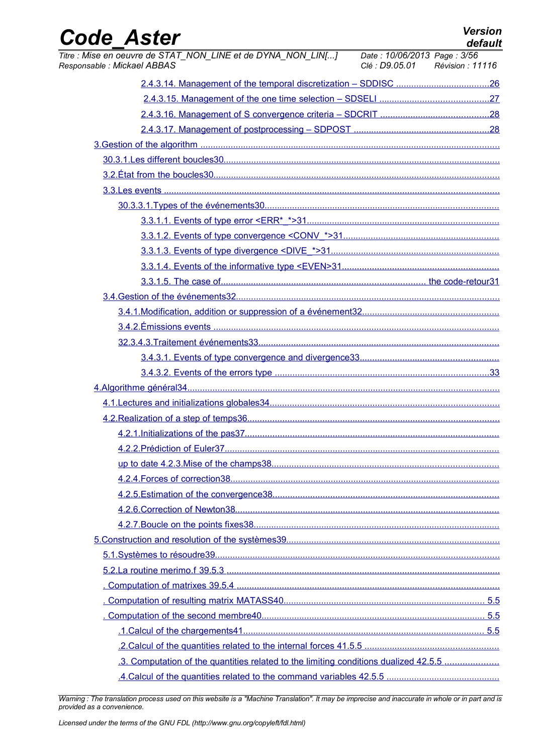2.4.3.14. Management of the temporal discretization – SDDISC .....................................26

2.4.3.15. Management of the one time selection – SDSELI ............................................27

2.4.3.16. Management of S convergence criteria – SDCRIT ...........................................28

2.4.3.17. Management of postprocessing – SDPOST ......................................................28

3.Gestion of the algorithm .......................................................................................................

30.3.1.Les different boucles30.............................................................................................

3.2.État from the boucles30.................................................................................................

3.3.Les events .....................................................................................................................

30.3.3.1.Types of the événements30............................................................................

3.3.1.1. Events of type error <ERR*_*>31...........................................................................

3.3.1.2. Events of type convergence <CONV_*>31.............................................................

3.3.1.3. Events of type divergence <DIVE_*>31..................................................................

3.3.1.4. Events of the informative type <EVEN>31..............................................................

3.3.1.5. The case of....................................................................................... the code-retour31

3.4.Gestion of the événements32........................................................................................

3.4.1.Modification, addition or suppression of a événement32.....................................................

3.4.2.Émissions events ..................................................................................................

32.3.4.3.Traitement événements33...............................................................................

3.4.3.1. Events of type convergence and divergence33.......................................................

3.4.3.2. Events of the errors type ....................................................................................33

4.Algorithme général34...........................................................................................................

4.1.Lectures and initializations globales34..........................................................................

4.2.Realization of a step of temps36...................................................................................

4.2.1.Initializations of the pas37....................................................................................

4.2.2.Prédiction of Euler37............................................................................................

up to date 4.2.3.Mise of the champs38.........................................................................

4.2.4.Forces of correction38..........................................................................................

4.2.5.Estimation of the convergence38.........................................................................

4.2.6.Correction of Newton38........................................................................................

4.2.7.Boucle on the points fixes38.................................................................................

5.Construction and resolution of the systèmes39....................................................................

5.1.Systèmes to résoudre39................................................................................................

5.2.La routine merimo.f 39.5.3 ............................................................................................

. Computation of matrixes 39.5.4 .......................................................................................

. Computation of resulting matrix MATASS40................................................................ 5.5

. Computation of the second membre40........................................................................ 5.5

.1.Calcul of the chargements41............................................................................... 5.5

.2.Calcul of the quantities related to the internal forces 41.5.5 .....................................................

.3. Computation of the quantities related to the limiting conditions dualized 42.5.5 .....................

.4.Calcul of the quantities related to the command variables 42.5.5 ............................................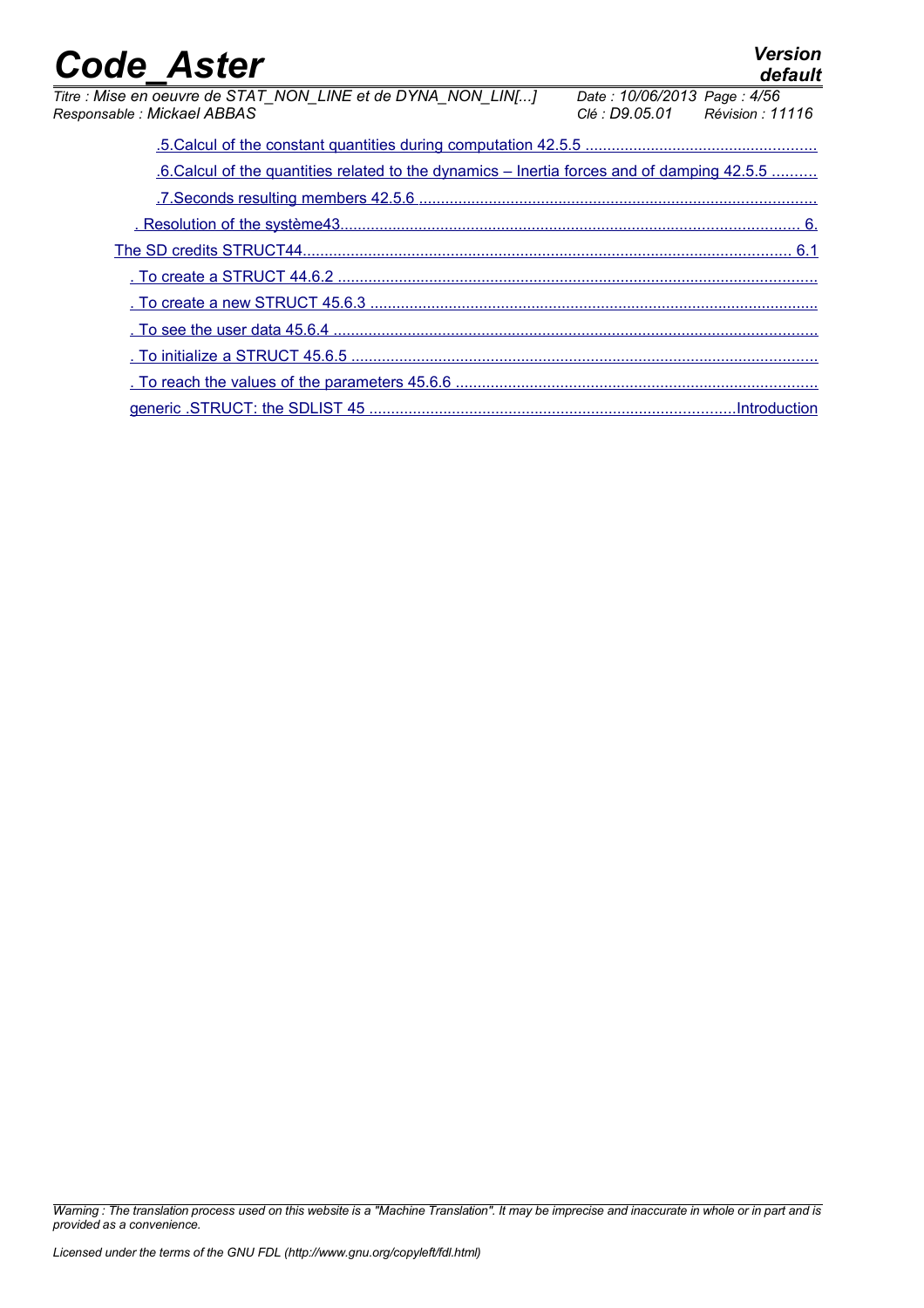.5.Calcul of the constant quantities during computation 42.5.5 ....................................................

.6.Calcul of the quantities related to the dynamics – Inertia forces and of damping 42.5.5 ..........

.7.Seconds resulting members 42.5.6 ..........................................................................................

. Resolution of the système43........................................................................................................ 6.

The SD credits STRUCT44............................................................................................................... 6.1

. To create a STRUCT 44.6.2 .............................................................................................................

. To create a new STRUCT 45.6.3 ......................................................................................................

. To see the user data 45.6.4 ..............................................................................................................

. To initialize a STRUCT 45.6.5 ..........................................................................................................

. To reach the values of the parameters 45.6.6 ..................................................................................

generic .STRUCT: the SDLIST 45 ....................................................................................Introduction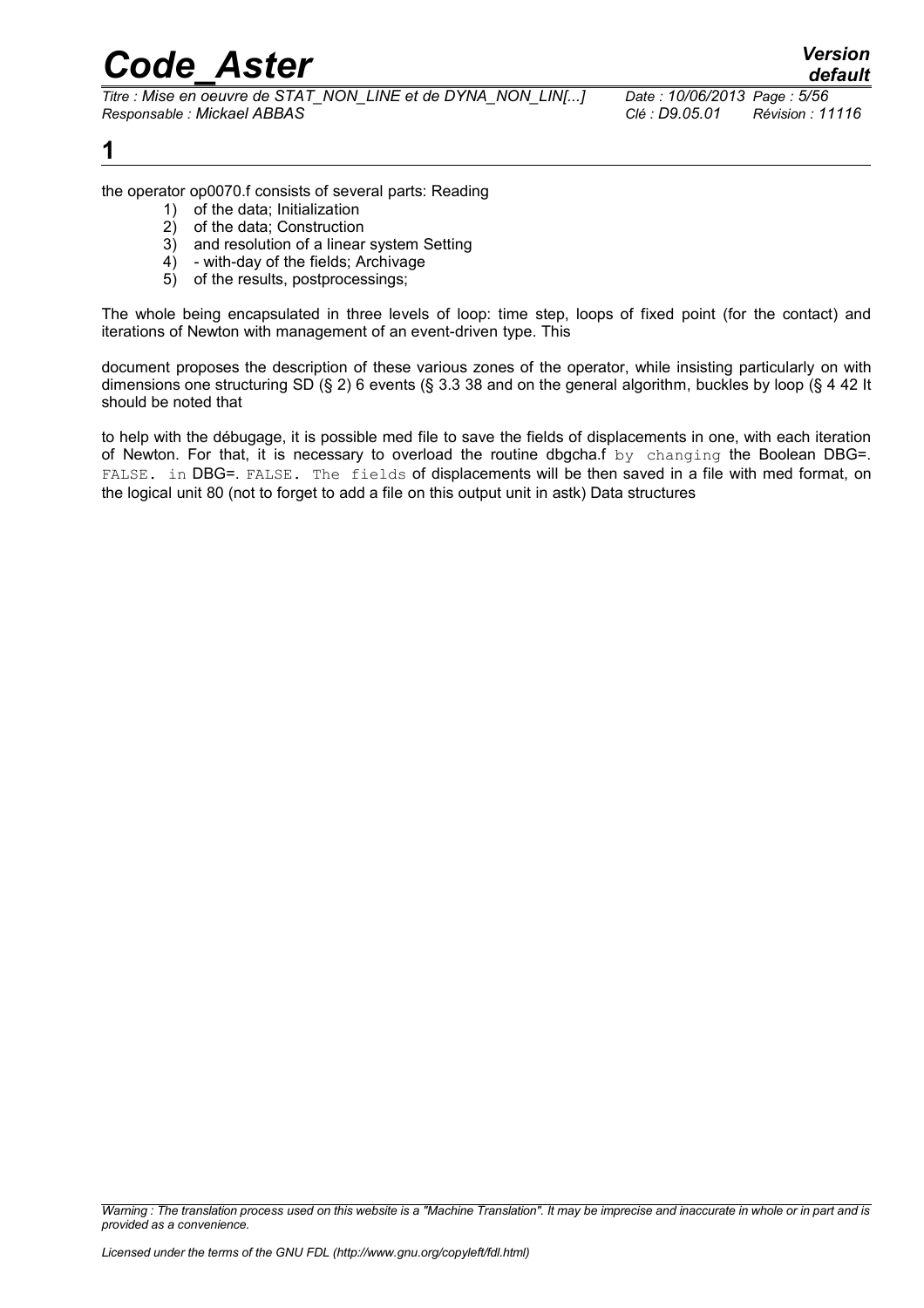# 1

the operator op0070.f consists of several parts: Reading

1) of the data; Initialization
2) of the data; Construction
3) and resolution of a linear system Setting
4) - with-day of the fields; Archivage
5) of the results, postprocessings;

The whole being encapsulated in three levels of loop: time step, loops of fixed point (for the contact) and iterations of Newton with management of an event-driven type. This

document proposes the description of these various zones of the operator, while insisting particularly on with dimensions one structuring SD (§ 2) 6 events (§ 3.3 38 and on the general algorithm, buckles by loop (§ 4 42 It should be noted that

to help with the débugage, it is possible med file to save the fields of displacements in one, with each iteration of Newton. For that, it is necessary to overload the routine dbgcha.f `by changing` the Boolean DBG=. `FALSE. in` DBG=. `FALSE. The fields` of displacements will be then saved in a file with med format, on the logical unit 80 (not to forget to add a file on this output unit in astk) Data structures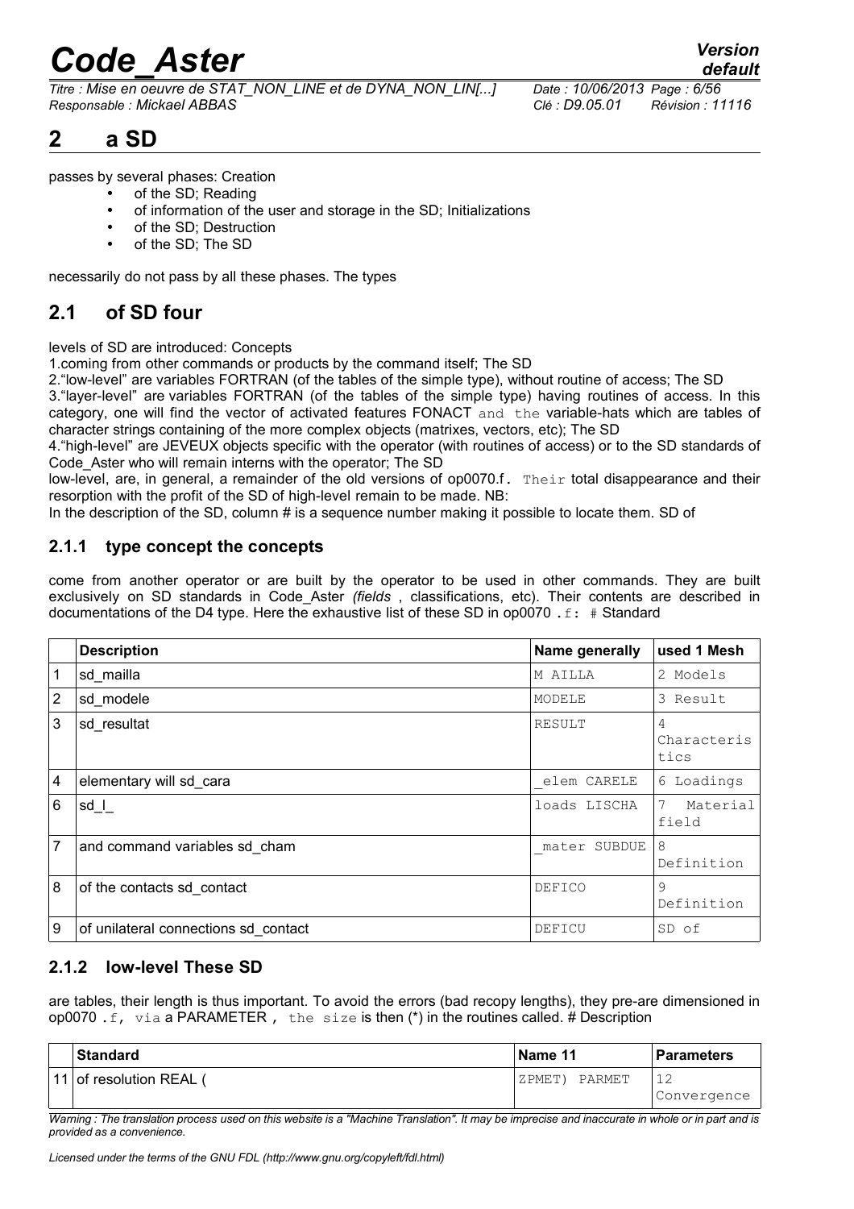## 2 a SD

passes by several phases: Creation

- of the SD; Reading
- of information of the user and storage in the SD; Initializations
- of the SD; Destruction
- of the SD; The SD

necessarily do not pass by all these phases. The types

## 2.1 of SD four

levels of SD are introduced: Concepts

1.coming from other commands or products by the command itself; The SD

2."low-level" are variables FORTRAN (of the tables of the simple type), without routine of access; The SD

3."layer-level" are variables FORTRAN (of the tables of the simple type) having routines of access. In this category, one will find the vector of activated features FONACT and the variable-hats which are tables of character strings containing of the more complex objects (matrixes, vectors, etc); The SD

4."high-level" are JEVEUX objects specific with the operator (with routines of access) or to the SD standards of Code_Aster who will remain interns with the operator; The SD

low-level, are, in general, a remainder of the old versions of op0070.f. Their total disappearance and their resorption with the profit of the SD of high-level remain to be made. NB:

In the description of the SD, column # is a sequence number making it possible to locate them. SD of

### 2.1.1 type concept the concepts

come from another operator or are built by the operator to be used in other commands. They are built exclusively on SD standards in Code_Aster *(fields* , classifications, etc). Their contents are described in documentations of the D4 type. Here the exhaustive list of these SD in op0070 .f: # Standard

| | Description | Name generally | used 1 Mesh |
|---|---|---|---|
| 1 | sd_mailla | M AILLA | 2 Models |
| 2 | sd_modele | MODELE | 3 Result |
| 3 | sd_resultat | RESULT | 4 Characteristics |
| 4 | elementary will sd_cara | _elem CARELE | 6 Loadings |
| 6 | sd_l_ | loads LISCHA | 7 Material field |
| 7 | and command variables sd_cham | _mater SUBDUE | 8 Definition |
| 8 | of the contacts sd_contact | DEFICO | 9 Definition |
| 9 | of unilateral connections sd_contact | DEFICU | SD of |

### 2.1.2 low-level These SD

are tables, their length is thus important. To avoid the errors (bad recopy lengths), they pre-are dimensioned in op0070 .f, via a PARAMETER , the size is then (*) in the routines called. # Description

| | Standard | Name 11 | Parameters |
|---|---|---|---|
| 11 | of resolution REAL ( | ZPMET) PARMET | 12 Convergence |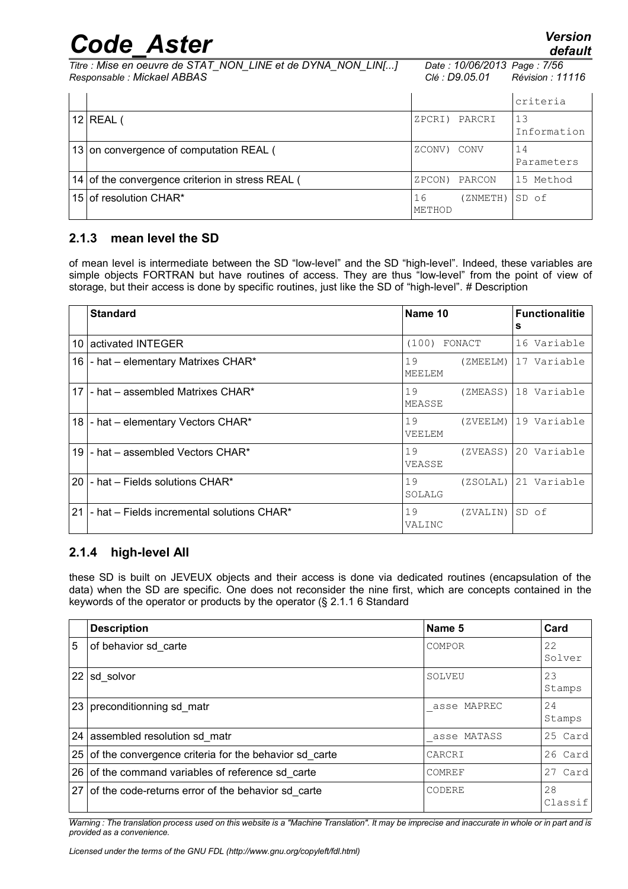| | | | criteria |
|---|---|---|---|
| 12 | REAL ( | ZPCRI) PARCRI | 13 Information |
| 13 | on convergence of computation REAL ( | ZCONV) CONV | 14 Parameters |
| 14 | of the convergence criterion in stress REAL ( | ZPCON) PARCON | 15 Method |
| 15 | of resolution CHAR* | 16 (ZNMETH) METHOD | SD of |

### 2.1.3 mean level the SD

of mean level is intermediate between the SD "low-level" and the SD "high-level". Indeed, these variables are simple objects FORTRAN but have routines of access. They are thus "low-level" from the point of view of storage, but their access is done by specific routines, just like the SD of "high-level". # Description

| | Standard | Name 10 | Functionalities |
|---|---|---|---|
| 10 | activated INTEGER | (100) FONACT | 16 Variable |
| 16 | - hat – elementary Matrixes CHAR* | 19 (ZMEELM) MEELEM | 17 Variable |
| 17 | - hat – assembled Matrixes CHAR* | 19 (ZMEASS) MEASSE | 18 Variable |
| 18 | - hat – elementary Vectors CHAR* | 19 (ZVEELM) VEELEM | 19 Variable |
| 19 | - hat – assembled Vectors CHAR* | 19 (ZVEASS) VEASSE | 20 Variable |
| 20 | - hat – Fields solutions CHAR* | 19 (ZSOLAL) SOLALG | 21 Variable |
| 21 | - hat – Fields incremental solutions CHAR* | 19 (ZVALIN) VALINC | SD of |

### 2.1.4 high-level All

these SD is built on JEVEUX objects and their access is done via dedicated routines (encapsulation of the data) when the SD are specific. One does not reconsider the nine first, which are concepts contained in the keywords of the operator or products by the operator (§ 2.1.1 6 Standard

| | Description | Name 5 | Card |
|---|---|---|---|
| 5 | of behavior sd_carte | COMPOR | 22 Solver |
| 22 | sd_solvor | SOLVEU | 23 Stamps |
| 23 | preconditionning sd_matr | _asse MAPREC | 24 Stamps |
| 24 | assembled resolution sd_matr | _asse MATASS | 25 Card |
| 25 | of the convergence criteria for the behavior sd_carte | CARCRI | 26 Card |
| 26 | of the command variables of reference sd_carte | COMREF | 27 Card |
| 27 | of the code-returns error of the behavior sd_carte | CODERE | 28 Classif |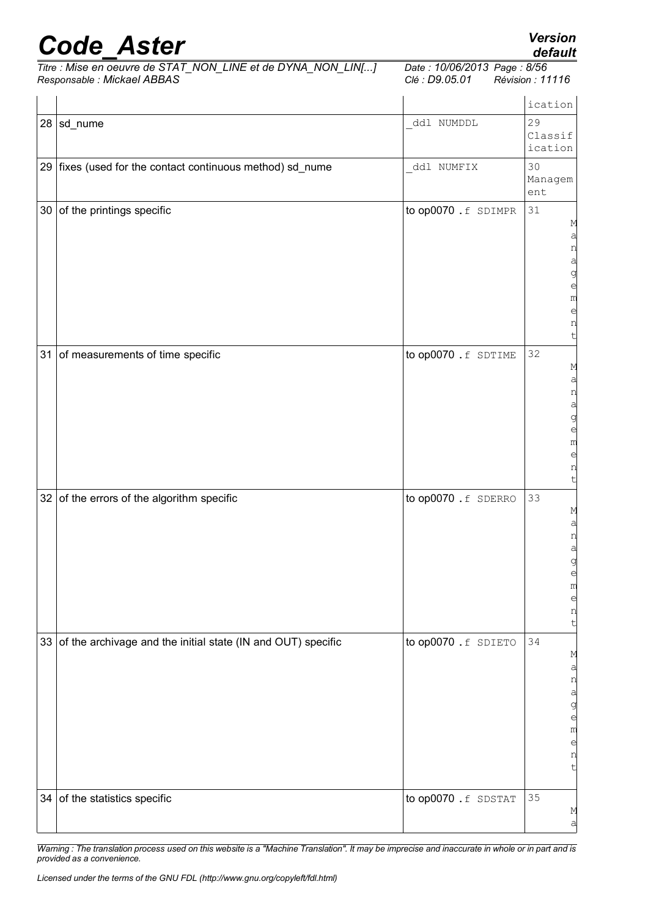| | | | ication |
|---|---|---|---|
| 28 | sd_nume | _ddl NUMDDL | 29 Classification |
| 29 | fixes (used for the contact continuous method) sd_nume | _ddl NUMFIX | 30 Management |
| 30 | of the printings specific | to op0070 .f SDIMPR | 31 Management |
| 31 | of measurements of time specific | to op0070 .f SDTIME | 32 Management |
| 32 | of the errors of the algorithm specific | to op0070 .f SDERRO | 33 Management |
| 33 | of the archivage and the initial state (IN and OUT) specific | to op0070 .f SDIETO | 34 Management |
| 34 | of the statistics specific | to op0070 .f SDSTAT | 35 Ma |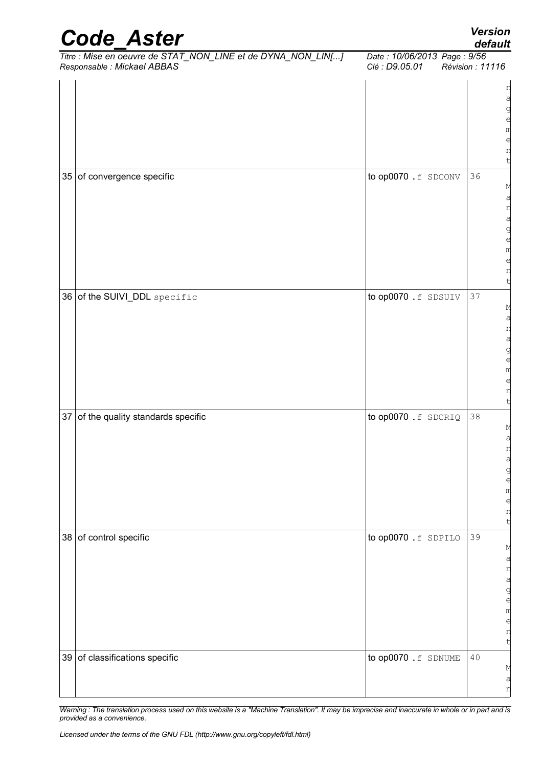| | | | | |
|---|---|---|---|---|
| | | | | nagement |
| 35 | of convergence specific | to op0070 .f SDCONV | 36 | Management |
| 36 | of the SUIVI_DDL specific | to op0070 .f SDSUIV | 37 | Management |
| 37 | of the quality standards specific | to op0070 .f SDCRIQ | 38 | Management |
| 38 | of control specific | to op0070 .f SDPILO | 39 | Management |
| 39 | of classifications specific | to op0070 .f SDNUME | 40 | Man |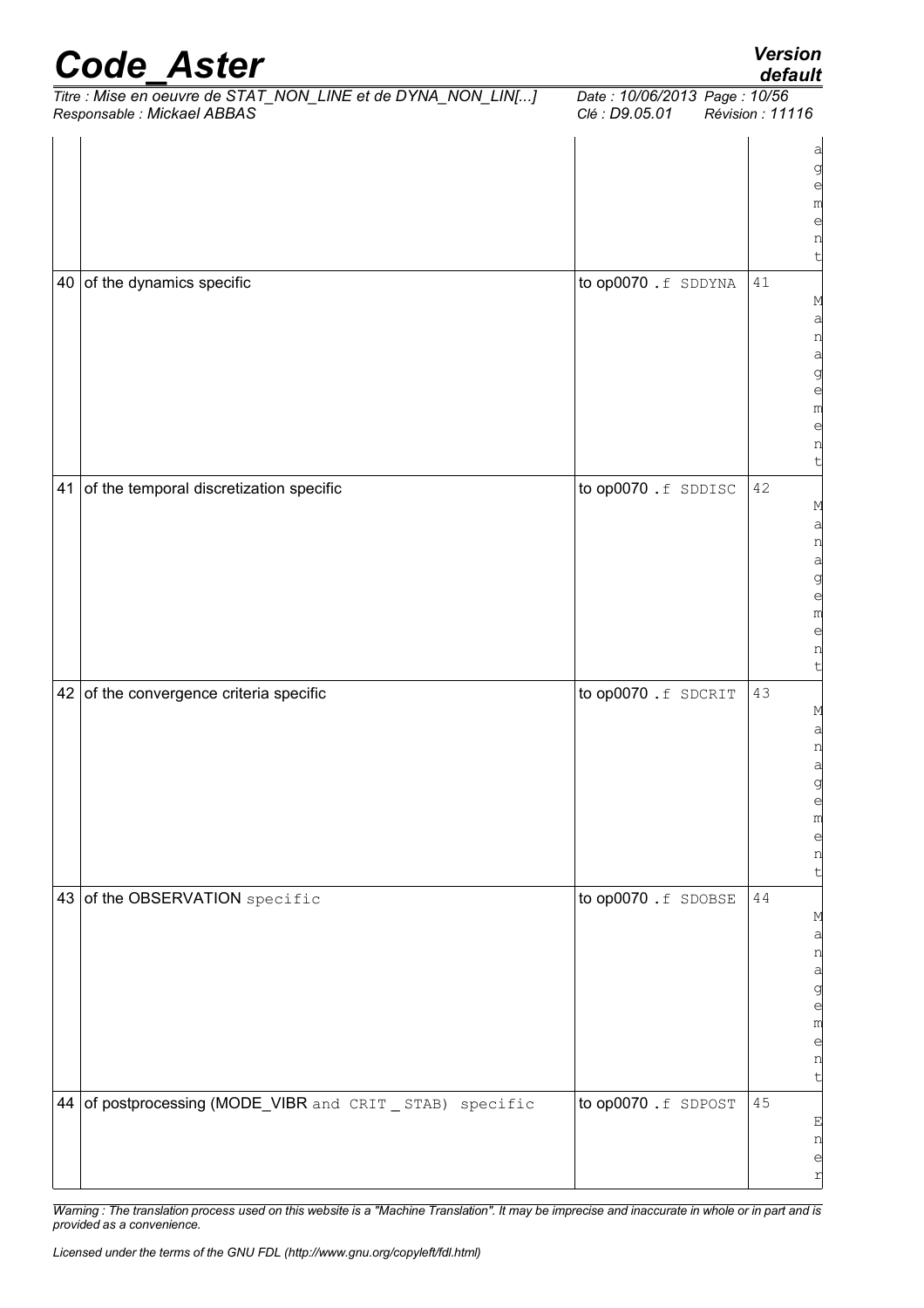| | | | |
|---|---|---|---|
| | | | agement |
| 40 | of the dynamics specific | to op0070 .f SDDYNA | 41 Management |
| 41 | of the temporal discretization specific | to op0070 .f SDDISC | 42 Management |
| 42 | of the convergence criteria specific | to op0070 .f SDCRIT | 43 Management |
| 43 | of the OBSERVATION specific | to op0070 .f SDOBSE | 44 Management |
| 44 | of postprocessing (MODE_VIBR and CRIT _ STAB) specific | to op0070 .f SDPOST | 45 Ener |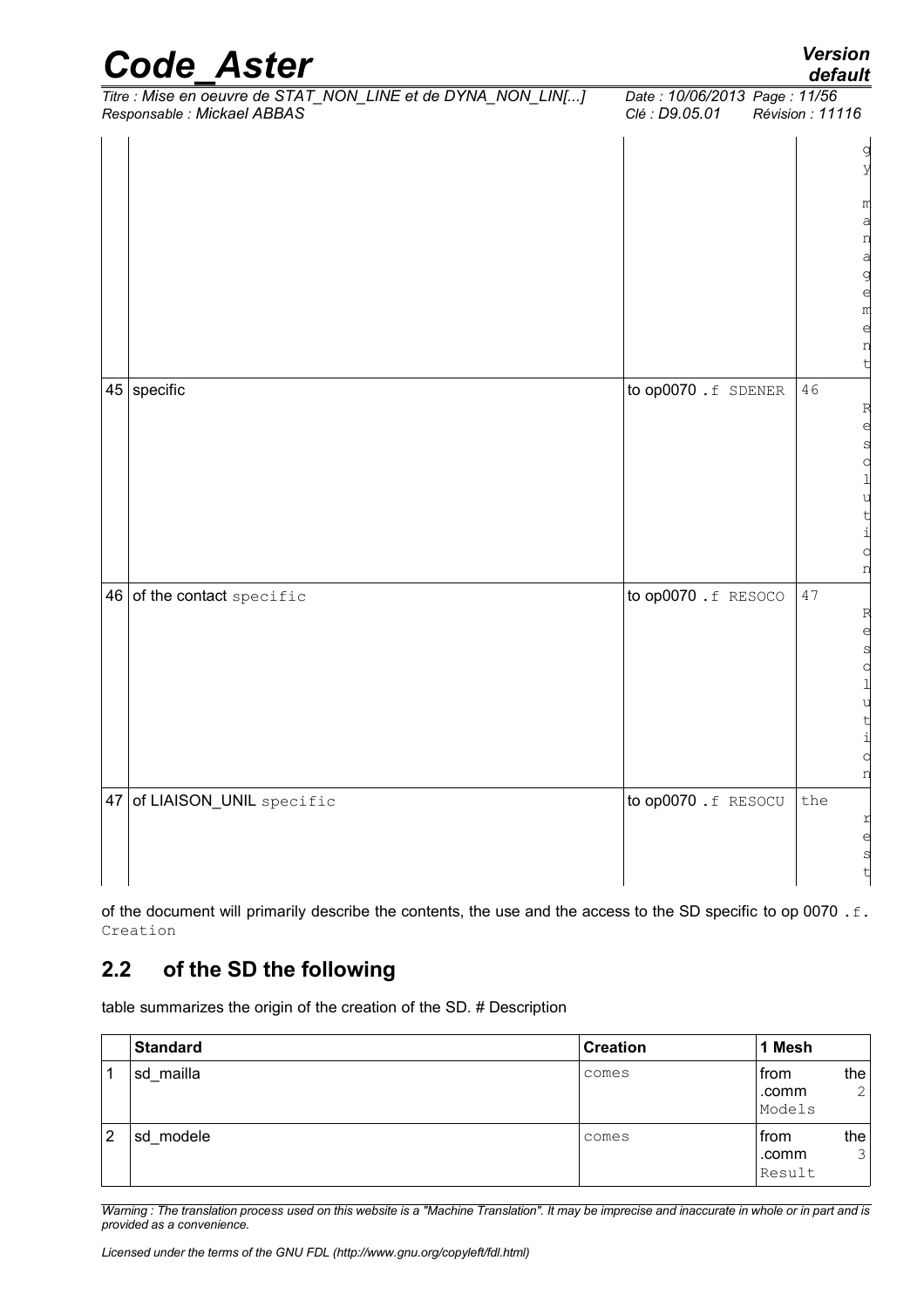| | | | |
|---|---|---|---|
| | | | gy management |
| 45 | specific | to op0070 .f SDENER | 46 Resolution |
| 46 | of the contact specific | to op0070 .f RESOCO | 47 Resolution |
| 47 | of LIAISON_UNIL specific | to op0070 .f RESOCU | the rest |

of the document will primarily describe the contents, the use and the access to the SD specific to op 0070 .f. Creation

## 2.2 of the SD the following

table summarizes the origin of the creation of the SD. # Description

| | Standard | Creation | 1 Mesh |
|---|---|---|---|
| 1 | sd_mailla | comes | from the .comm 2 Models |
| 2 | sd_modele | comes | from the .comm 3 Result |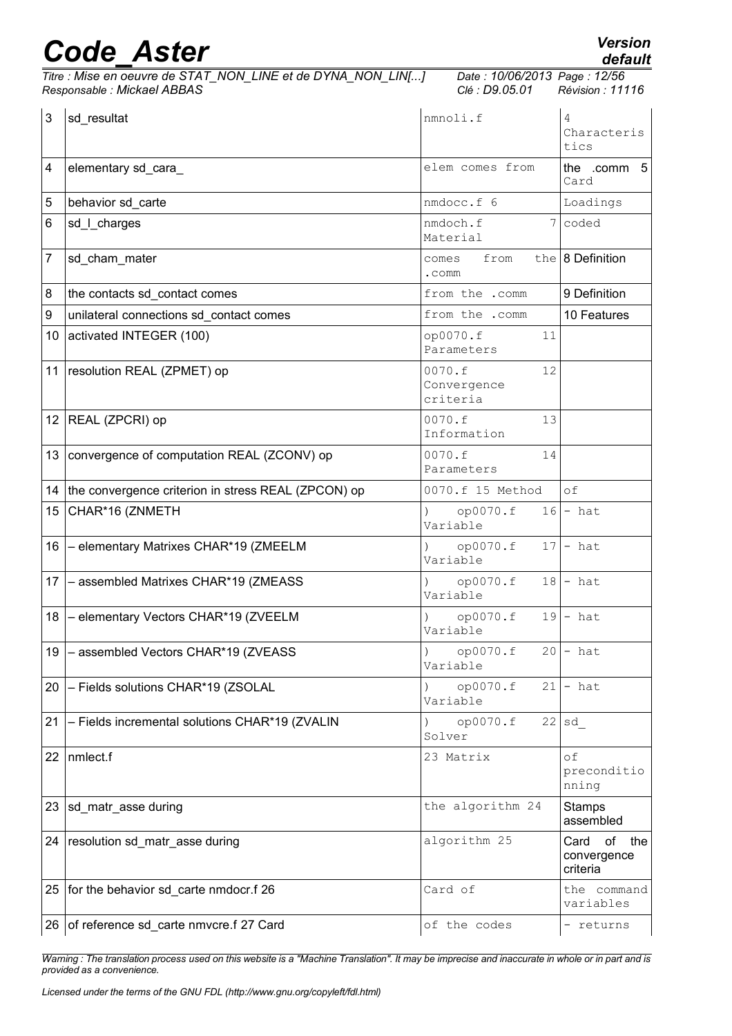| 3 | sd_resultat | nmnoli.f | 4 Characteristics |
|---|---|---|---|
| 4 | elementary sd_cara_ | elem comes from | the .comm 5 Card |
| 5 | behavior sd_carte | nmdocc.f 6 | Loadings |
| 6 | sd_l_charges | nmdoch.f 7 Material | coded |
| 7 | sd_cham_mater | comes from the .comm | 8 Definition |
| 8 | the contacts sd_contact comes | from the .comm | 9 Definition |
| 9 | unilateral connections sd_contact comes | from the .comm | 10 Features |
| 10 | activated INTEGER (100) | op0070.f 11 Parameters | |
| 11 | resolution REAL (ZPMET) op | 0070.f 12 Convergence criteria | |
| 12 | REAL (ZPCRI) op | 0070.f 13 Information | |
| 13 | convergence of computation REAL (ZCONV) op | 0070.f 14 Parameters | |
| 14 | the convergence criterion in stress REAL (ZPCON) op | 0070.f 15 Method | of |
| 15 | CHAR*16 (ZNMETH | ) op0070.f 16 Variable | - hat |
| 16 | – elementary Matrixes CHAR*19 (ZMEELM | ) op0070.f 17 Variable | - hat |
| 17 | – assembled Matrixes CHAR*19 (ZMEASS | ) op0070.f 18 Variable | - hat |
| 18 | – elementary Vectors CHAR*19 (ZVEELM | ) op0070.f 19 Variable | - hat |
| 19 | – assembled Vectors CHAR*19 (ZVEASS | ) op0070.f 20 Variable | - hat |
| 20 | – Fields solutions CHAR*19 (ZSOLAL | ) op0070.f 21 Variable | - hat |
| 21 | – Fields incremental solutions CHAR*19 (ZVALIN | ) op0070.f 22 Solver | sd_ |
| 22 | nmlect.f | 23 Matrix | of preconditioning |
| 23 | sd_matr_asse during | the algorithm 24 | Stamps assembled |
| 24 | resolution sd_matr_asse during | algorithm 25 | Card of the convergence criteria |
| 25 | for the behavior sd_carte nmdocr.f 26 | Card of | the command variables |
| 26 | of reference sd_carte nmvcre.f 27 Card | of the codes | - returns |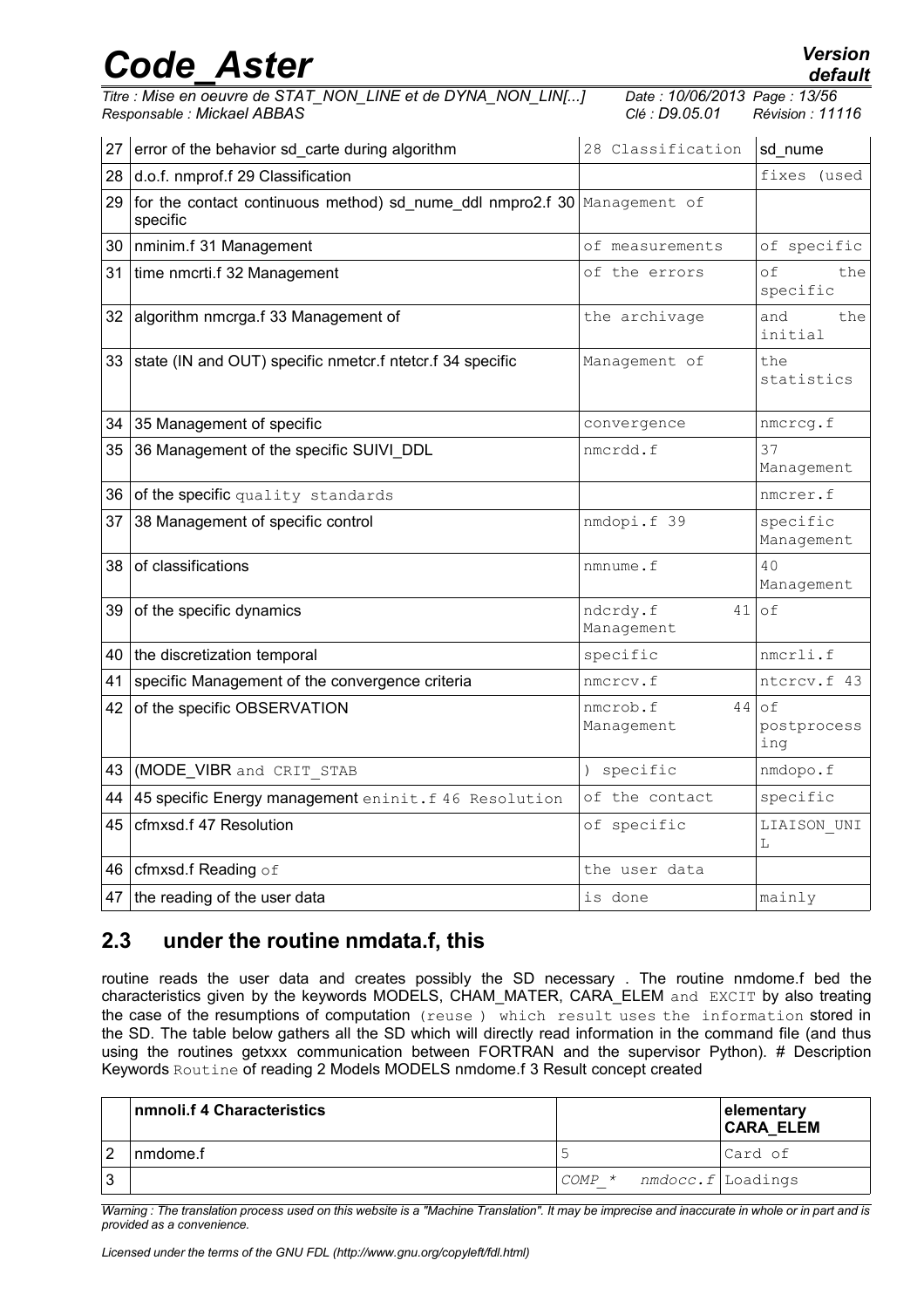| 27 | error of the behavior sd_carte during algorithm | 28 Classification | sd_nume |
|---|---|---|---|
| 28 | d.o.f. nmprof.f 29 Classification | | fixes (used |
| 29 | for the contact continuous method) sd_nume_ddl nmpro2.f 30 specific | Management of | |
| 30 | nminim.f 31 Management | of measurements | of specific |
| 31 | time nmcrti.f 32 Management | of the errors | of the specific |
| 32 | algorithm nmcrga.f 33 Management of | the archivage | and the initial |
| 33 | state (IN and OUT) specific nmetcr.f ntetcr.f 34 specific | Management of | the statistics |
| 34 | 35 Management of specific | convergence | nmcrcg.f |
| 35 | 36 Management of the specific SUIVI_DDL | nmcrdd.f | 37 Management |
| 36 | of the specific quality standards | | nmcrer.f |
| 37 | 38 Management of specific control | nmdopi.f 39 | specific Management |
| 38 | of classifications | nmnume.f | 40 Management |
| 39 | of the specific dynamics | ndcrdy.f 41 Management | of |
| 40 | the discretization temporal | specific | nmcrli.f |
| 41 | specific Management of the convergence criteria | nmcrcv.f | ntcrcv.f 43 |
| 42 | of the specific OBSERVATION | nmcrob.f 44 Management | of postprocessing |
| 43 | (MODE_VIBR and CRIT_STAB | ) specific | nmdopo.f |
| 44 | 45 specific Energy management eninit.f 46 Resolution | of the contact | specific |
| 45 | cfmxsd.f 47 Resolution | of specific | LIAISON_UNIL |
| 46 | cfmxsd.f Reading of | the user data | |
| 47 | the reading of the user data | is done | mainly |

## 2.3 under the routine nmdata.f, this

routine reads the user data and creates possibly the SD necessary . The routine nmdome.f bed the characteristics given by the keywords MODELS, CHAM_MATER, CARA_ELEM and EXCIT by also treating the case of the resumptions of computation (reuse ) which result uses the information stored in the SD. The table below gathers all the SD which will directly read information in the command file (and thus using the routines getxxx communication between FORTRAN and the supervisor Python). # Description Keywords Routine of reading 2 Models MODELS nmdome.f 3 Result concept created

| | **nmnoli.f 4 Characteristics** | | **elementary CARA_ELEM** |
|---|---|---|---|
| 2 | nmdome.f | 5 | Card of |
| 3 | | *COMP_\* nmdocc.f* | Loadings |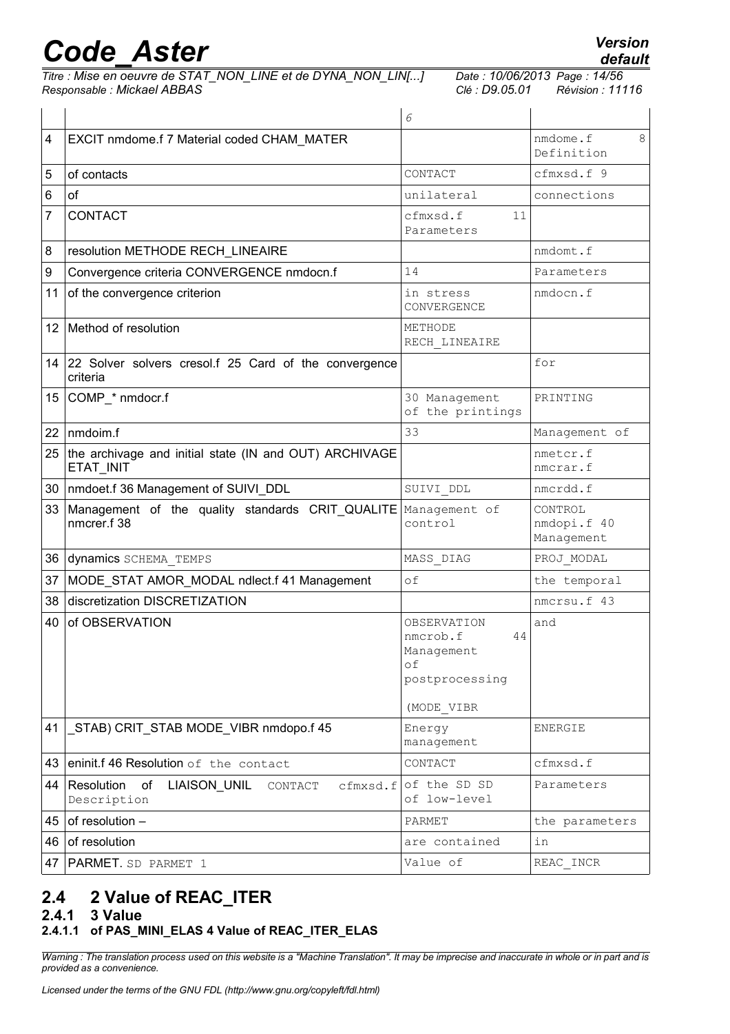| | | | |
|---|---|---|---|
| | | 6 | |
| 4 | EXCIT nmdome.f 7 Material coded CHAM_MATER | | nmdome.f 8 Definition |
| 5 | of contacts | CONTACT | cfmxsd.f 9 |
| 6 | of | unilateral | connections |
| 7 | CONTACT | cfmxsd.f 11 Parameters | |
| 8 | resolution METHODE RECH_LINEAIRE | | nmdomt.f |
| 9 | Convergence criteria CONVERGENCE nmdocn.f | 14 | Parameters |
| 11 | of the convergence criterion | in stress CONVERGENCE | nmdocn.f |
| 12 | Method of resolution | METHODE RECH_LINEAIRE | |
| 14 | 22 Solver solvers cresol.f 25 Card of the convergence criteria | | for |
| 15 | COMP_* nmdocr.f | 30 Management of the printings | PRINTING |
| 22 | nmdoim.f | 33 | Management of |
| 25 | the archivage and initial state (IN and OUT) ARCHIVAGE ETAT_INIT | | nmetcr.f nmcrar.f |
| 30 | nmdoet.f 36 Management of SUIVI_DDL | SUIVI_DDL | nmcrdd.f |
| 33 | Management of the quality standards CRIT_QUALITE nmcrer.f 38 | Management of control | CONTROL nmdopi.f 40 Management |
| 36 | dynamics SCHEMA_TEMPS | MASS_DIAG | PROJ_MODAL |
| 37 | MODE_STAT AMOR_MODAL ndlect.f 41 Management | of | the temporal |
| 38 | discretization DISCRETIZATION | | nmcrsu.f 43 |
| 40 | of OBSERVATION | OBSERVATION nmcrob.f 44 Management of postprocessing (MODE_VIBR | and |
| 41 | _STAB) CRIT_STAB MODE_VIBR nmdopo.f 45 | Energy management | ENERGIE |
| 43 | eninit.f 46 Resolution of the contact | CONTACT | cfmxsd.f |
| 44 | Resolution of LIAISON_UNIL CONTACT cfmxsd.f Description | of the SD SD of low-level | Parameters |
| 45 | of resolution – | PARMET | the parameters |
| 46 | of resolution | are contained | in |
| 47 | PARMET. SD PARMET 1 | Value of | REAC_INCR |

## 2.4 2 Value of REAC_ITER

### 2.4.1 3 Value

#### 2.4.1.1 of PAS_MINI_ELAS 4 Value of REAC_ITER_ELAS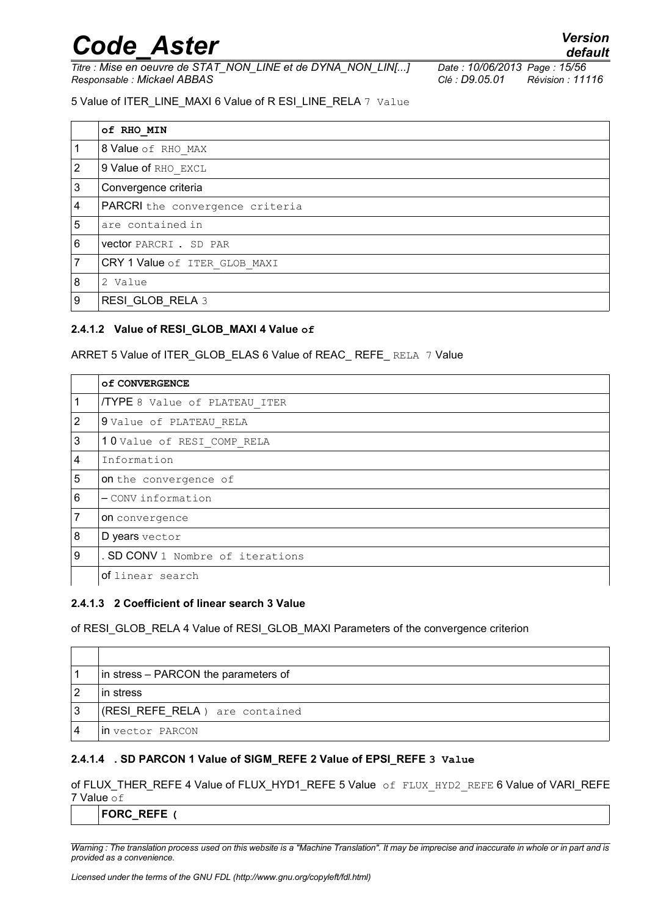5 Value of ITER_LINE_MAXI 6 Value of R ESI_LINE_RELA 7 Value

| | of RHO_MIN |
|---|---|
| 1 | 8 Value of RHO_MAX |
| 2 | 9 Value of RHO_EXCL |
| 3 | Convergence criteria |
| 4 | PARCRI the convergence criteria |
| 5 | are contained in |
| 6 | vector PARCRI . SD PAR |
| 7 | CRY 1 Value of ITER_GLOB_MAXI |
| 8 | 2 Value |
| 9 | RESI_GLOB_RELA 3 |

#### 2.4.1.2 Value of RESI_GLOB_MAXI 4 Value of

ARRET 5 Value of ITER_GLOB_ELAS 6 Value of REAC_ REFE_ RELA 7 Value

| | of CONVERGENCE |
|---|---|
| 1 | /TYPE 8 Value of PLATEAU_ITER |
| 2 | 9 Value of PLATEAU_RELA |
| 3 | 1 0 Value of RESI_COMP_RELA |
| 4 | Information |
| 5 | on the convergence of |
| 6 | – CONV information |
| 7 | on convergence |
| 8 | D years vector |
| 9 | . SD CONV 1 Nombre of iterations |
| | of linear search |

#### 2.4.1.3 2 Coefficient of linear search 3 Value

of RESI_GLOB_RELA 4 Value of RESI_GLOB_MAXI Parameters of the convergence criterion

| | |
|---|---|
| 1 | in stress – PARCON the parameters of |
| 2 | in stress |
| 3 | (RESI_REFE_RELA ) are contained |
| 4 | in vector PARCON |

#### 2.4.1.4 . SD PARCON 1 Value of SIGM_REFE 2 Value of EPSI_REFE 3 Value

of FLUX_THER_REFE 4 Value of FLUX_HYD1_REFE 5 Value of FLUX_HYD2_REFE 6 Value of VARI_REFE 7 Value of

| | FORC_REFE ( |
|---|---|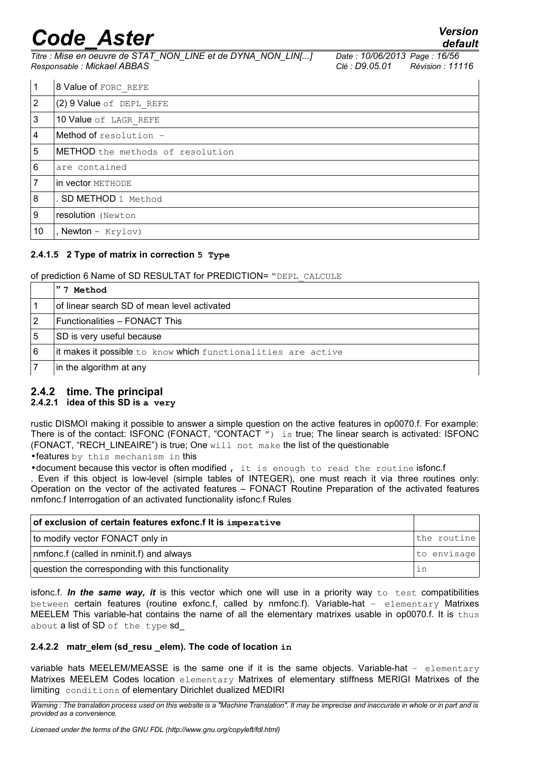| 1 | 8 Value of FORC_REFE |
|---|---|
| 2 | (2) 9 Value of DEPL_REFE |
| 3 | 10 Value of LAGR_REFE |
| 4 | Method of resolution - |
| 5 | METHOD the methods of resolution |
| 6 | are contained |
| 7 | in vector METHODE |
| 8 | . SD METHOD 1 Method |
| 9 | resolution (Newton |
| 10 | , Newton - Krylov) |

#### 2.4.1.5 2 Type of matrix in correction 5 Type

of prediction 6 Name of SD RESULTAT for PREDICTION= "DEPL_CALCULE

| | " 7 Method |
|---|---|
| 1 | of linear search SD of mean level activated |
| 2 | Functionalities – FONACT This |
| 5 | SD is very useful because |
| 6 | it makes it possible to know which functionalities are active |
| 7 | in the algorithm at any |

### 2.4.2 time. The principal

#### 2.4.2.1 idea of this SD is a very

rustic DISMOI making it possible to answer a simple question on the active features in op0070.f. For example: There is of the contact: ISFONC (FONACT, "CONTACT ") is true; The linear search is activated: ISFONC (FONACT, "RECH_LINEAIRE") is true; One will not make the list of the questionable

- features by this mechanism in this
- document because this vector is often modified , it is enough to read the routine isfonc.f

. Even if this object is low-level (simple tables of INTEGER), one must reach it via three routines only: Operation on the vector of the activated features – FONACT Routine Preparation of the activated features nmfonc.f Interrogation of an activated functionality isfonc.f Rules

| of exclusion of certain features exfonc.f It is imperative | |
|---|---|
| to modify vector FONACT only in | the routine |
| nmfonc.f (called in nminit.f) and always | to envisage |
| question the corresponding with this functionality | in |

isfonc.f. ***In the same way, it*** is this vector which one will use in a priority way to test compatibilities between certain features (routine exfonc.f, called by nmfonc.f). Variable-hat - elementary Matrixes MEELEM This variable-hat contains the name of all the elementary matrixes usable in op0070.f. It is thus about a list of SD of the type sd_

#### 2.4.2.2 matr_elem (sd_resu _elem). The code of location in

variable hats MEELEM/MEASSE is the same one if it is the same objects. Variable-hat - elementary Matrixes MEELEM Codes location elementary Matrixes of elementary stiffness MERIGI Matrixes of the limiting conditions of elementary Dirichlet dualized MEDIRI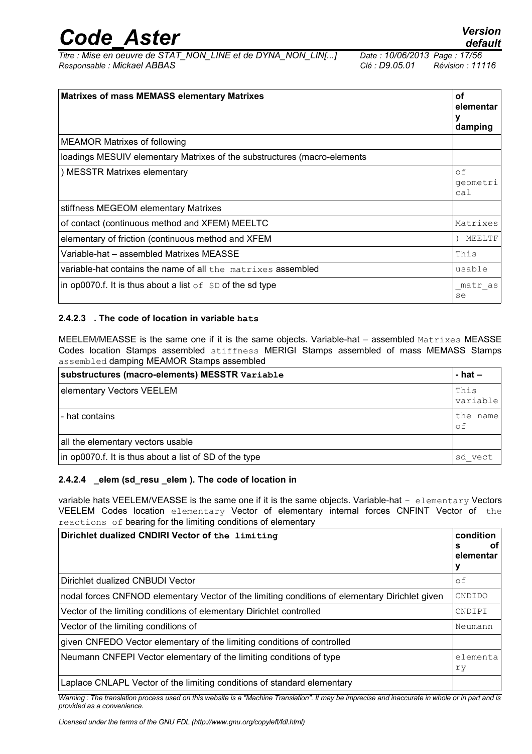| Matrixes of mass MEMASS elementary Matrixes | of elementary damping |
|---|---|
| MEAMOR Matrixes of following | |
| loadings MESUIV elementary Matrixes of the substructures (macro-elements | |
| ) MESSTR Matrixes elementary | of geometrical |
| stiffness MEGEOM elementary Matrixes | |
| of contact (continuous method and XFEM) MEELTC | Matrixes |
| elementary of friction (continuous method and XFEM | ) MEELTF |
| Variable-hat – assembled Matrixes MEASSE | This |
| variable-hat contains the name of all the matrixes assembled | usable |
| in op0070.f. It is thus about a list of SD of the sd type | _matr_asse |

#### 2.4.2.3 . The code of location in variable hats

MEELEM/MEASSE is the same one if it is the same objects. Variable-hat – assembled Matrixes MEASSE Codes location Stamps assembled stiffness MERIGI Stamps assembled of mass MEMASS Stamps assembled damping MEAMOR Stamps assembled

| substructures (macro-elements) MESSTR Variable | - hat – |
|---|---|
| elementary Vectors VEELEM | This variable |
| - hat contains | the name of |
| all the elementary vectors usable | |
| in op0070.f. It is thus about a list of SD of the type | sd_vect |

#### 2.4.2.4 _elem (sd_resu _elem ). The code of location in

variable hats VEELEM/VEASSE is the same one if it is the same objects. Variable-hat – elementary Vectors VEELEM Codes location elementary Vector of elementary internal forces CNFINT Vector of the reactions of bearing for the limiting conditions of elementary

| Dirichlet dualized CNDIRI Vector of the limiting | conditions of elementary |
|---|---|
| Dirichlet dualized CNBUDI Vector | of |
| nodal forces CNFNOD elementary Vector of the limiting conditions of elementary Dirichlet given | CNDIDO |
| Vector of the limiting conditions of elementary Dirichlet controlled | CNDIPI |
| Vector of the limiting conditions of | Neumann |
| given CNFEDO Vector elementary of the limiting conditions of controlled | |
| Neumann CNFEPI Vector elementary of the limiting conditions of type | elementary |
| Laplace CNLAPL Vector of the limiting conditions of standard elementary | |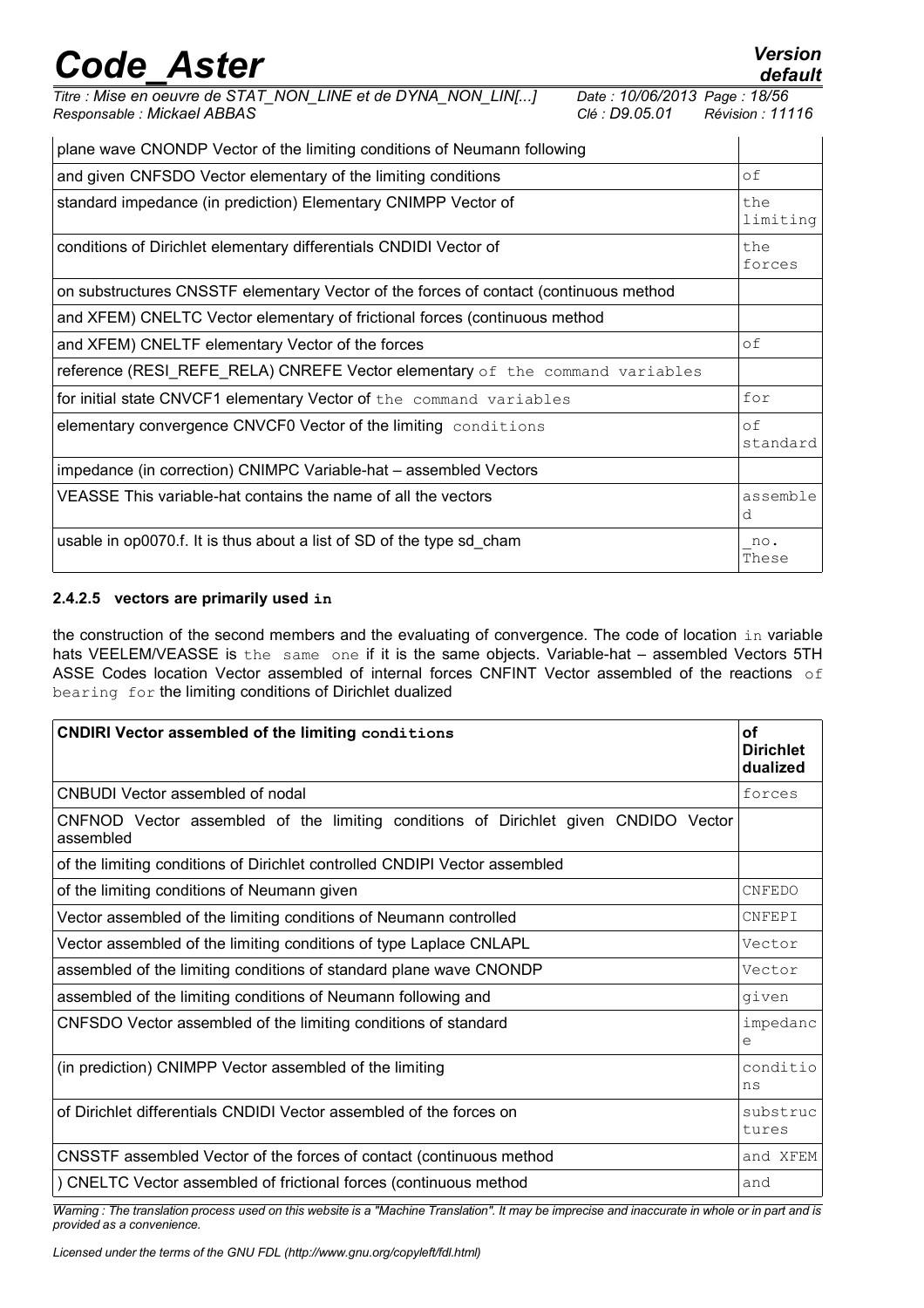| | |
|---|---|
| plane wave CNONDP Vector of the limiting conditions of Neumann following | |
| and given CNFSDO Vector elementary of the limiting conditions | of |
| standard impedance (in prediction) Elementary CNIMPP Vector of | the limiting |
| conditions of Dirichlet elementary differentials CNDIDI Vector of | the forces |
| on substructures CNSSTF elementary Vector of the forces of contact (continuous method | |
| and XFEM) CNELTC Vector elementary of frictional forces (continuous method | |
| and XFEM) CNELTF elementary Vector of the forces | of |
| reference (RESI_REFE_RELA) CNREFE Vector elementary of the command variables | |
| for initial state CNVCF1 elementary Vector of the command variables | for |
| elementary convergence CNVCF0 Vector of the limiting conditions | of standard |
| impedance (in correction) CNIMPC Variable-hat – assembled Vectors | |
| VEASSE This variable-hat contains the name of all the vectors | assembled |
| usable in op0070.f. It is thus about a list of SD of the type sd_cham | _no. These |

#### 2.4.2.5 vectors are primarily used in

the construction of the second members and the evaluating of convergence. The code of location in variable hats VEELEM/VEASSE is the same one if it is the same objects. Variable-hat – assembled Vectors 5TH ASSE Codes location Vector assembled of internal forces CNFINT Vector assembled of the reactions of bearing for the limiting conditions of Dirichlet dualized

| **CNDIRI Vector assembled of the limiting conditions** | **of Dirichlet dualized** |
|---|---|
| CNBUDI Vector assembled of nodal | forces |
| CNFNOD Vector assembled of the limiting conditions of Dirichlet given CNDIDO Vector assembled | |
| of the limiting conditions of Dirichlet controlled CNDIPI Vector assembled | |
| of the limiting conditions of Neumann given | CNFEDO |
| Vector assembled of the limiting conditions of Neumann controlled | CNFEPI |
| Vector assembled of the limiting conditions of type Laplace CNLAPL | Vector |
| assembled of the limiting conditions of standard plane wave CNONDP | Vector |
| assembled of the limiting conditions of Neumann following and | given |
| CNFSDO Vector assembled of the limiting conditions of standard | impedance |
| (in prediction) CNIMPP Vector assembled of the limiting | conditions |
| of Dirichlet differentials CNDIDI Vector assembled of the forces on | substructures |
| CNSSTF assembled Vector of the forces of contact (continuous method | and XFEM |
| ) CNELTC Vector assembled of frictional forces (continuous method | and |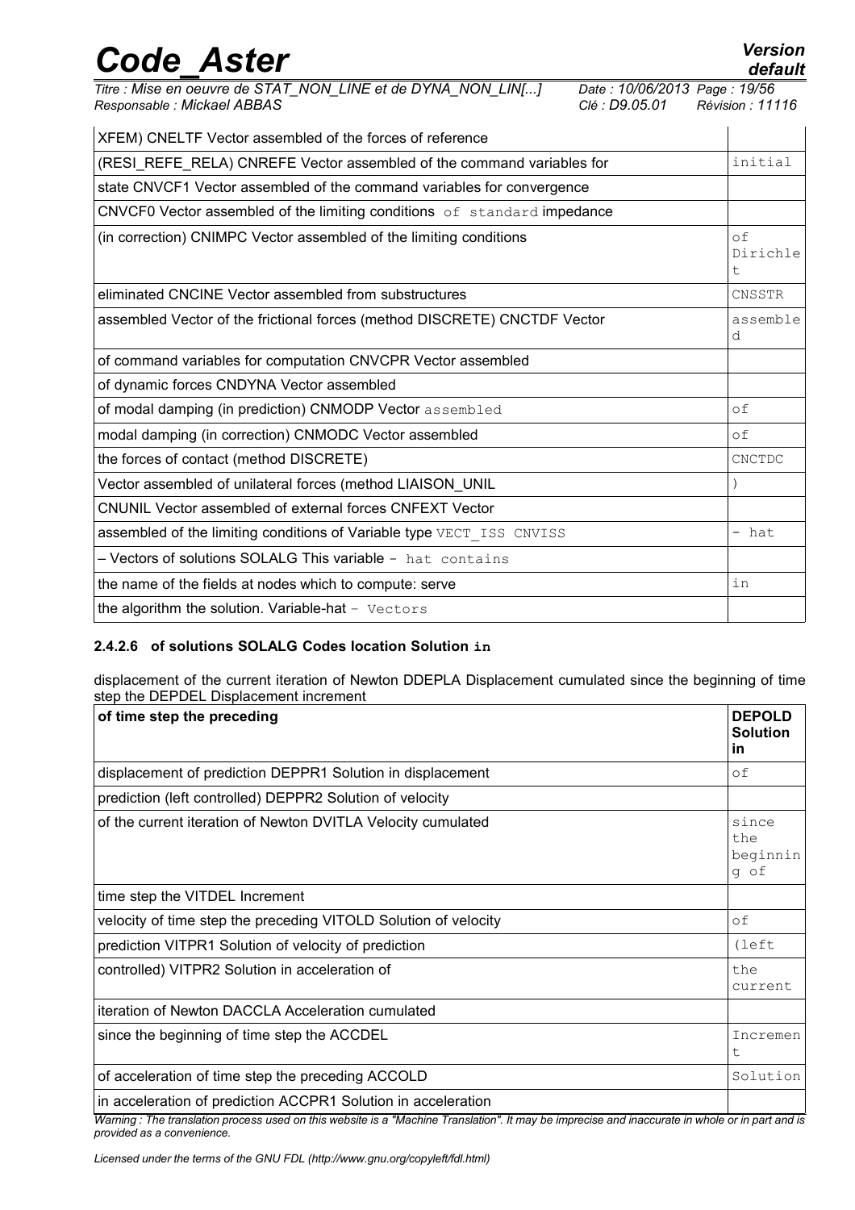| | |
|---|---|
| XFEM) CNELTF Vector assembled of the forces of reference | |
| (RESI_REFE_RELA) CNREFE Vector assembled of the command variables for | initial |
| state CNVCF1 Vector assembled of the command variables for convergence | |
| CNVCF0 Vector assembled of the limiting conditions of standard impedance | |
| (in correction) CNIMPC Vector assembled of the limiting conditions | of Dirichlet |
| eliminated CNCINE Vector assembled from substructures | CNSSTR |
| assembled Vector of the frictional forces (method DISCRETE) CNCTDF Vector | assembled |
| of command variables for computation CNVCPR Vector assembled | |
| of dynamic forces CNDYNA Vector assembled | |
| of modal damping (in prediction) CNMODP Vector assembled | of |
| modal damping (in correction) CNMODC Vector assembled | of |
| the forces of contact (method DISCRETE) | CNCTDC |
| Vector assembled of unilateral forces (method LIAISON_UNIL | ) |
| CNUNIL Vector assembled of external forces CNFEXT Vector | |
| assembled of the limiting conditions of Variable type VECT_ISS CNVISS | - hat |
| – Vectors of solutions SOLALG This variable - hat contains | |
| the name of the fields at nodes which to compute: serve | in |
| the algorithm the solution. Variable-hat - Vectors | |

#### 2.4.2.6 of solutions SOLALG Codes location Solution in

displacement of the current iteration of Newton DDEPLA Displacement cumulated since the beginning of time step the DEPDEL Displacement increment

| of time step the preceding | DEPOLD Solution in |
|---|---|
| displacement of prediction DEPPR1 Solution in displacement | of |
| prediction (left controlled) DEPPR2 Solution of velocity | |
| of the current iteration of Newton DVITLA Velocity cumulated | since the beginning of |
| time step the VITDEL Increment | |
| velocity of time step the preceding VITOLD Solution of velocity | of |
| prediction VITPR1 Solution of velocity of prediction | (left |
| controlled) VITPR2 Solution in acceleration of | the current |
| iteration of Newton DACCLA Acceleration cumulated | |
| since the beginning of time step the ACCDEL | Increment |
| of acceleration of time step the preceding ACCOLD | Solution |
| in acceleration of prediction ACCPR1 Solution in acceleration | |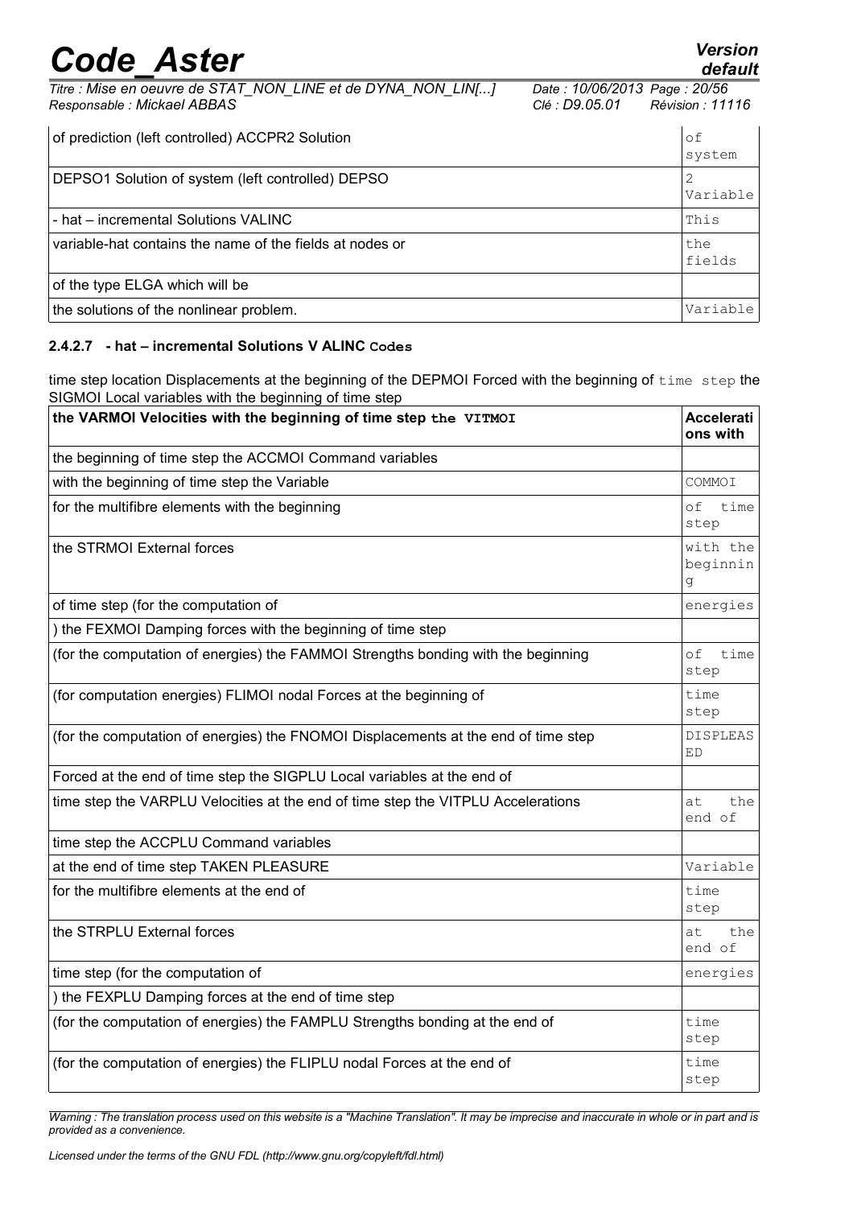| of prediction (left controlled) ACCPR2 Solution | of system |
|---|---|
| DEPSO1 Solution of system (left controlled) DEPSO | 2 Variable |
| - hat – incremental Solutions VALINC | This |
| variable-hat contains the name of the fields at nodes or | the fields |
| of the type ELGA which will be | |
| the solutions of the nonlinear problem. | Variable |

#### 2.4.2.7 - hat – incremental Solutions V ALINC Codes

time step location Displacements at the beginning of the DEPMOI Forced with the beginning of time step the SIGMOI Local variables with the beginning of time step

| the VARMOI Velocities with the beginning of time step the VITMOI | Accelerati ons with |
|---|---|
| the beginning of time step the ACCMOI Command variables | |
| with the beginning of time step the Variable | COMMOI |
| for the multifibre elements with the beginning | of time step |
| the STRMOI External forces | with the beginning |
| of time step (for the computation of | energies |
| ) the FEXMOI Damping forces with the beginning of time step | |
| (for the computation of energies) the FAMMOI Strengths bonding with the beginning | of time step |
| (for computation energies) FLIMOI nodal Forces at the beginning of | time step |
| (for the computation of energies) the FNOMOI Displacements at the end of time step | DISPLEASED |
| Forced at the end of time step the SIGPLU Local variables at the end of | |
| time step the VARPLU Velocities at the end of time step the VITPLU Accelerations | at the end of |
| time step the ACCPLU Command variables | |
| at the end of time step TAKEN PLEASURE | Variable |
| for the multifibre elements at the end of | time step |
| the STRPLU External forces | at the end of |
| time step (for the computation of | energies |
| ) the FEXPLU Damping forces at the end of time step | |
| (for the computation of energies) the FAMPLU Strengths bonding at the end of | time step |
| (for the computation of energies) the FLIPLU nodal Forces at the end of | time step |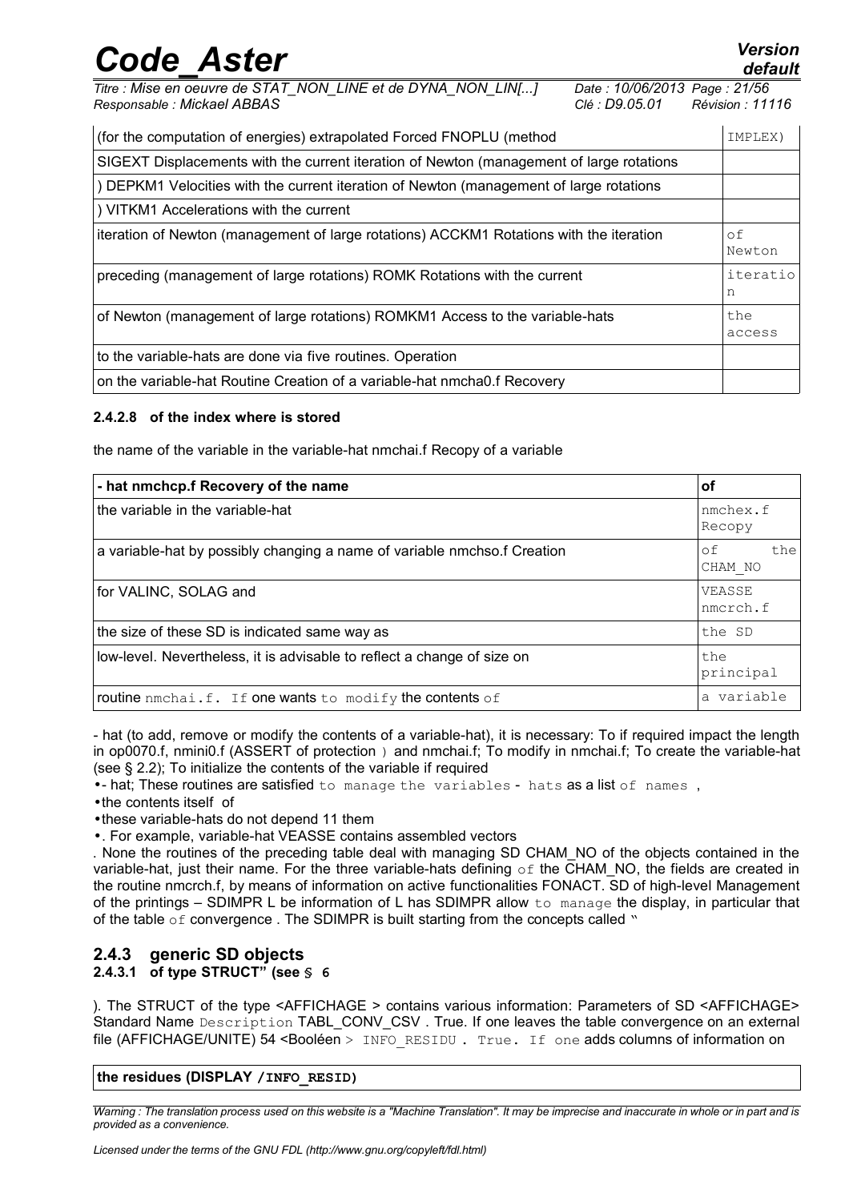| | |
|---|---|
| (for the computation of energies) extrapolated Forced FNOPLU (method | IMPLEX) |
| SIGEXT Displacements with the current iteration of Newton (management of large rotations | |
| ) DEPKM1 Velocities with the current iteration of Newton (management of large rotations | |
| ) VITKM1 Accelerations with the current | |
| iteration of Newton (management of large rotations) ACCKM1 Rotations with the iteration | of Newton |
| preceding (management of large rotations) ROMK Rotations with the current | iteration |
| of Newton (management of large rotations) ROMKM1 Access to the variable-hats | the access |
| to the variable-hats are done via five routines. Operation | |
| on the variable-hat Routine Creation of a variable-hat nmcha0.f Recovery | |

#### 2.4.2.8 of the index where is stored

the name of the variable in the variable-hat nmchai.f Recopy of a variable

| - hat nmchcp.f Recovery of the name | of |
|---|---|
| the variable in the variable-hat | nmchex.f Recopy |
| a variable-hat by possibly changing a name of variable nmchso.f Creation | of the CHAM_NO |
| for VALINC, SOLAG and | VEASSE nmcrch.f |
| the size of these SD is indicated same way as | the SD |
| low-level. Nevertheless, it is advisable to reflect a change of size on | the principal |
| routine nmchai.f. If one wants to modify the contents of | a variable |

- hat (to add, remove or modify the contents of a variable-hat), it is necessary: To if required impact the length in op0070.f, nmini0.f (ASSERT of protection ) and nmchai.f; To modify in nmchai.f; To create the variable-hat (see § 2.2); To initialize the contents of the variable if required

- - hat; These routines are satisfied to manage the variables - hats as a list of names ,
- the contents itself of
- these variable-hats do not depend 11 them
- . For example, variable-hat VEASSE contains assembled vectors

. None the routines of the preceding table deal with managing SD CHAM_NO of the objects contained in the variable-hat, just their name. For the three variable-hats defining of the CHAM_NO, the fields are created in the routine nmcrch.f, by means of information on active functionalities FONACT. SD of high-level Management of the printings – SDIMPR L be information of L has SDIMPR allow to manage the display, in particular that of the table of convergence . The SDIMPR is built starting from the concepts called "

### 2.4.3 generic SD objects

#### 2.4.3.1 of type STRUCT" (see § 6

). The STRUCT of the type <AFFICHAGE > contains various information: Parameters of SD <AFFICHAGE> Standard Name Description TABL_CONV_CSV . True. If one leaves the table convergence on an external file (AFFICHAGE/UNITE) 54 <Booléen > INFO_RESIDU . True. If one adds columns of information on

| the residues (DISPLAY /INFO_RESID) |
|---|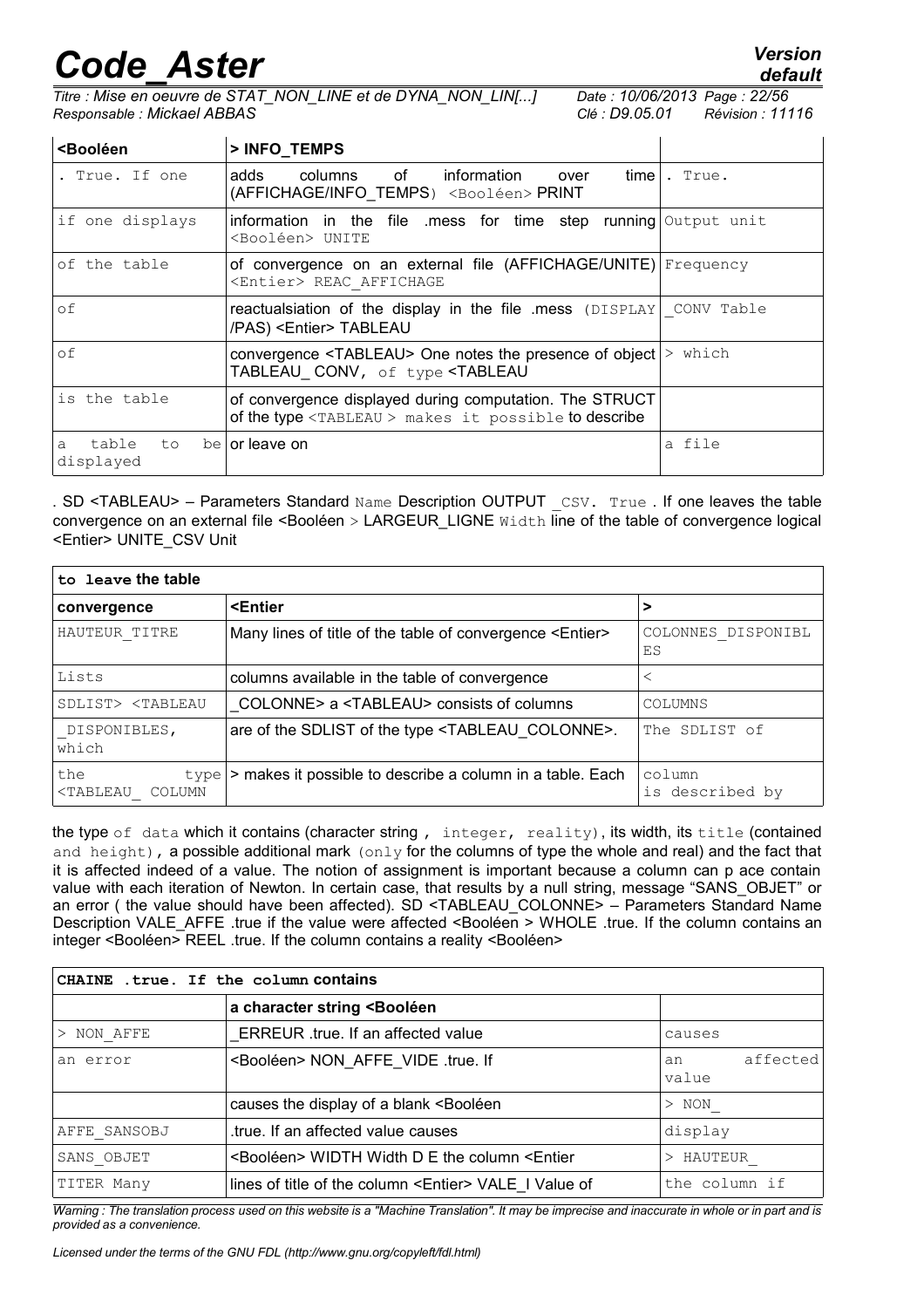| <Booléen | > INFO_TEMPS | |
|---|---|---|
| . True. If one | adds columns of information over time (AFFICHAGE/INFO_TEMPS) <Booléen> PRINT | . True. |
| if one displays | information in the file .mess for time step running <Booléen> UNITE | Output unit |
| of the table | of convergence on an external file (AFFICHAGE/UNITE) <Entier> REAC_AFFICHAGE | Frequency |
| of | reactualsiation of the display in the file .mess (DISPLAY /PAS) <Entier> TABLEAU | _CONV Table |
| of | convergence <TABLEAU> One notes the presence of object TABLEAU_ CONV, of type <TABLEAU | > which |
| is the table | of convergence displayed during computation. The STRUCT of the type <TABLEAU > makes it possible to describe | |
| a table to be displayed | or leave on | a file |

. SD <TABLEAU> – Parameters Standard Name Description OUTPUT _CSV. True . If one leaves the table convergence on an external file <Booléen > LARGEUR_LIGNE Width line of the table of convergence logical <Entier> UNITE_CSV Unit

| to leave the table | | |
|---|---|---|
| convergence | <Entier | > |
| HAUTEUR_TITRE | Many lines of title of the table of convergence <Entier> | COLONNES_DISPONIBLES |
| Lists | columns available in the table of convergence | < |
| SDLIST> <TABLEAU | _COLONNE> a <TABLEAU> consists of columns | COLUMNS |
| _DISPONIBLES, which | are of the SDLIST of the type <TABLEAU_COLONNE>. | The SDLIST of |
| the type <TABLEAU_ COLUMN | > makes it possible to describe a column in a table. Each | column is described by |

the type of data which it contains (character string , integer, reality), its width, its title (contained and height), a possible additional mark (only for the columns of type the whole and real) and the fact that it is affected indeed of a value. The notion of assignment is important because a column can p ace contain value with each iteration of Newton. In certain case, that results by a null string, message "SANS_OBJET" or an error ( the value should have been affected). SD <TABLEAU_COLONNE> – Parameters Standard Name Description VALE_AFFE .true if the value were affected <Booléen > WHOLE .true. If the column contains an integer <Booléen> REEL .true. If the column contains a reality <Booléen>

| CHAINE .true. If the column contains | | |
|---|---|---|
| | a character string <Booléen | |
| > NON_AFFE | _ERREUR .true. If an affected value | causes |
| an error | <Booléen> NON_AFFE_VIDE .true. If | an affected value |
| | causes the display of a blank <Booléen | > NON_ |
| AFFE_SANSOBJ | .true. If an affected value causes | display |
| SANS_OBJET | <Booléen> WIDTH Width D E the column <Entier | > HAUTEUR_ |
| TITER Many | lines of title of the column <Entier> VALE_I Value of | the column if |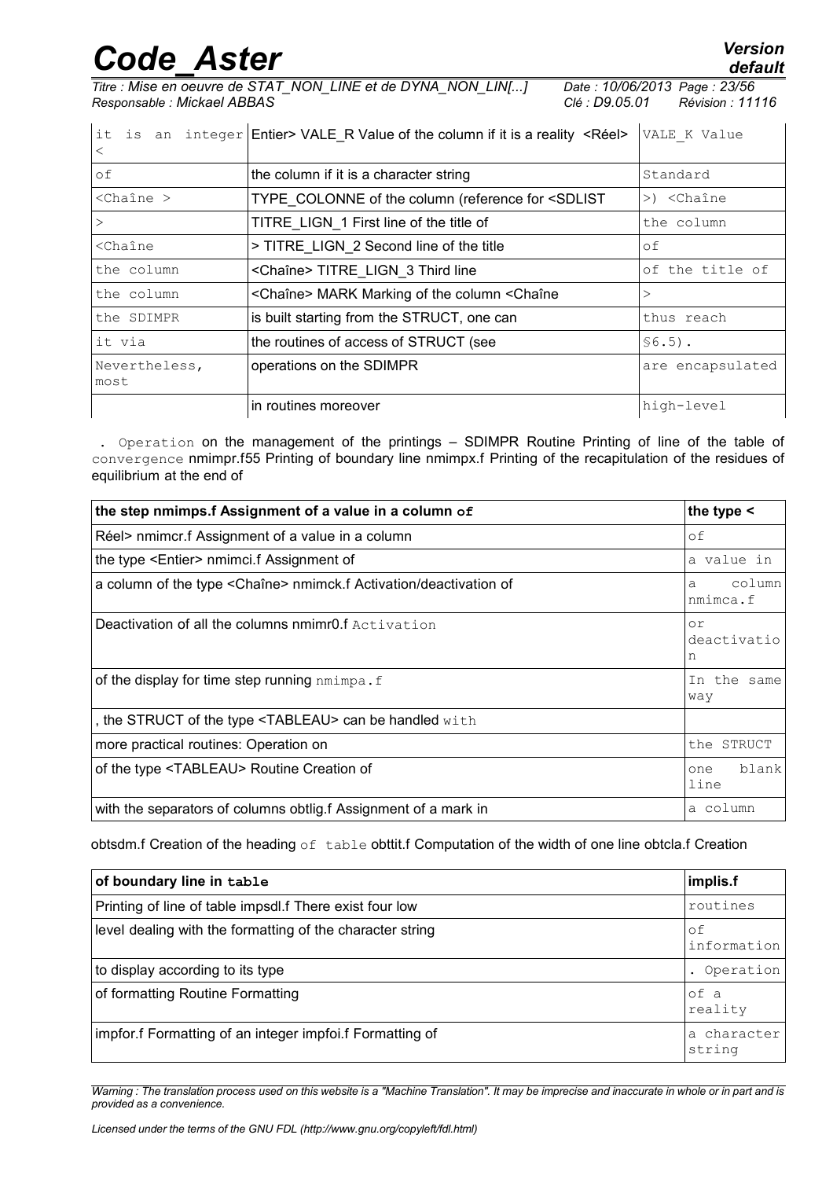| it is an integer < | Entier> VALE_R Value of the column if it is a reality <Réel> | VALE_K Value |
|---|---|---|
| of | the column if it is a character string | Standard |
| <Chaîne > | TYPE_COLONNE of the column (reference for <SDLIST | >) <Chaîne |
| > | TITRE_LIGN_1 First line of the title of | the column |
| <Chaîne | > TITRE_LIGN_2 Second line of the title | of |
| the column | <Chaîne> TITRE_LIGN_3 Third line | of the title of |
| the column | <Chaîne> MARK Marking of the column <Chaîne | > |
| the SDIMPR | is built starting from the STRUCT, one can | thus reach |
| it via | the routines of access of STRUCT (see | §6.5). |
| Nevertheless, most | operations on the SDIMPR | are encapsulated |
| | in routines moreover | high-level |

. Operation on the management of the printings – SDIMPR Routine Printing of line of the table of convergence nmimpr.f55 Printing of boundary line nmimpx.f Printing of the recapitulation of the residues of equilibrium at the end of

| the step nmimps.f Assignment of a value in a column of | the type < |
|---|---|
| Réel> nmimcr.f Assignment of a value in a column | of |
| the type <Entier> nmimci.f Assignment of | a value in |
| a column of the type <Chaîne> nmimck.f Activation/deactivation of | a column nmimca.f |
| Deactivation of all the columns nmimr0.f Activation | or deactivation |
| of the display for time step running nmimpa.f | In the same way |
| , the STRUCT of the type <TABLEAU> can be handled with | |
| more practical routines: Operation on | the STRUCT |
| of the type <TABLEAU> Routine Creation of | one blank line |
| with the separators of columns obtlig.f Assignment of a mark in | a column |

obtsdm.f Creation of the heading of table obttit.f Computation of the width of one line obtcla.f Creation

| of boundary line in table | implis.f |
|---|---|
| Printing of line of table impsdl.f There exist four low | routines |
| level dealing with the formatting of the character string | of information |
| to display according to its type | . Operation |
| of formatting Routine Formatting | of a reality |
| impfor.f Formatting of an integer impfoi.f Formatting of | a character string |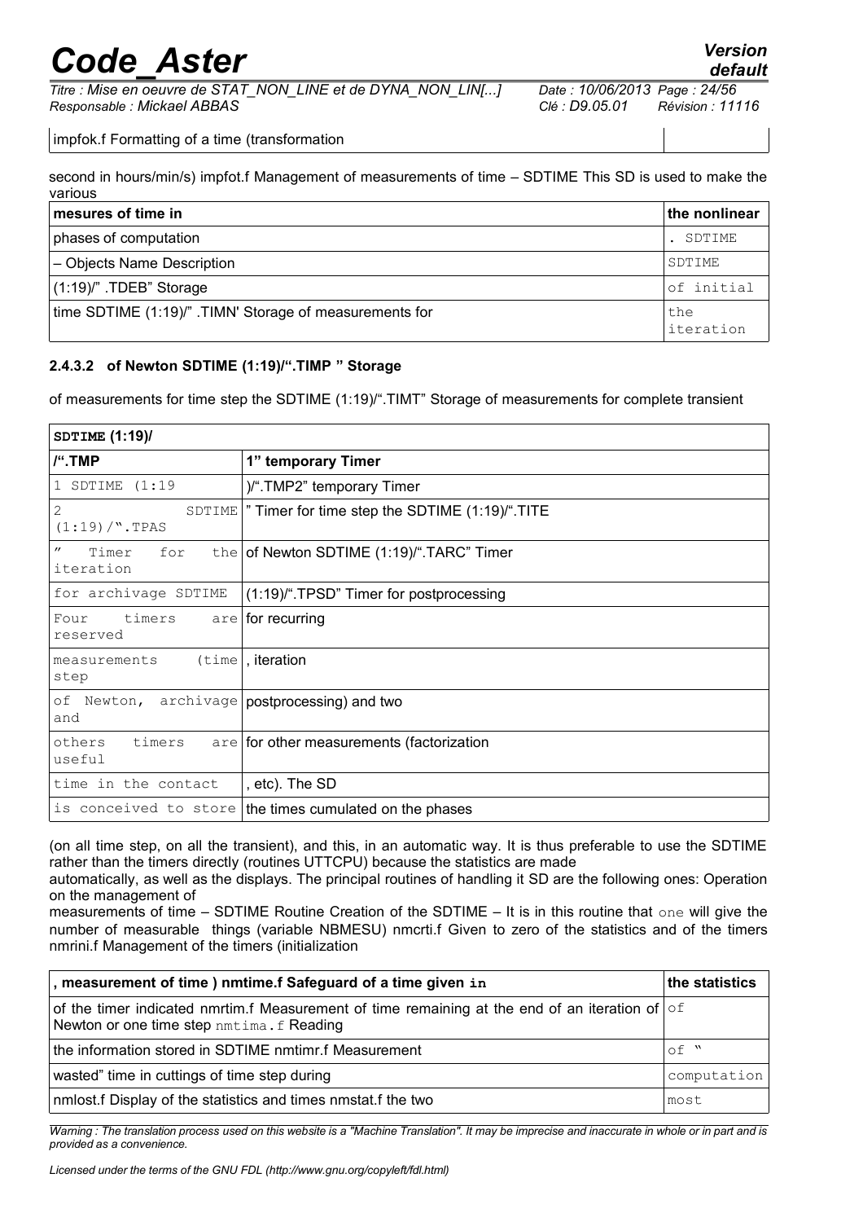| impfok.f Formatting of a time (transformation | |
|---|---|

second in hours/min/s) impfot.f Management of measurements of time – SDTIME This SD is used to make the various

| mesures of time in | the nonlinear |
|---|---|
| phases of computation | . SDTIME |
| – Objects Name Description | SDTIME |
| (1:19)/" .TDEB" Storage | of initial |
| time SDTIME (1:19)/" .TIMN' Storage of measurements for | the iteration |

#### 2.4.3.2 of Newton SDTIME (1:19)/".TIMP " Storage

of measurements for time step the SDTIME (1:19)/".TIMT" Storage of measurements for complete transient

| SDTIME (1:19)/ | |
|---|---|
| /".TMP | 1" temporary Timer |
| 1 SDTIME (1:19 | )/".TMP2" temporary Timer |
| 2 SDTIME (1:19)/".TPAS | " Timer for time step the SDTIME (1:19)/".TITE |
| " Timer for the iteration | of Newton SDTIME (1:19)/".TARC" Timer |
| for archivage SDTIME | (1:19)/".TPSD" Timer for postprocessing |
| Four timers are reserved | for recurring |
| measurements (time step | , iteration |
| of Newton, archivage and | postprocessing) and two |
| others timers are useful | for other measurements (factorization |
| time in the contact | , etc). The SD |
| is conceived to store | the times cumulated on the phases |

(on all time step, on all the transient), and this, in an automatic way. It is thus preferable to use the SDTIME rather than the timers directly (routines UTTCPU) because the statistics are made automatically, as well as the displays. The principal routines of handling it SD are the following ones: Operation on the management of measurements of time – SDTIME Routine Creation of the SDTIME – It is in this routine that one will give the number of measurable things (variable NBMESU) nmcrti.f Given to zero of the statistics and of the timers nmrini.f Management of the timers (initialization

| , measurement of time ) nmtime.f Safeguard of a time given in | the statistics |
|---|---|
| of the timer indicated nmrtim.f Measurement of time remaining at the end of an iteration of Newton or one time step nmtima.f Reading | of |
| the information stored in SDTIME nmtimr.f Measurement | of " |
| wasted" time in cuttings of time step during | computation |
| nmlost.f Display of the statistics and times nmstat.f the two | most |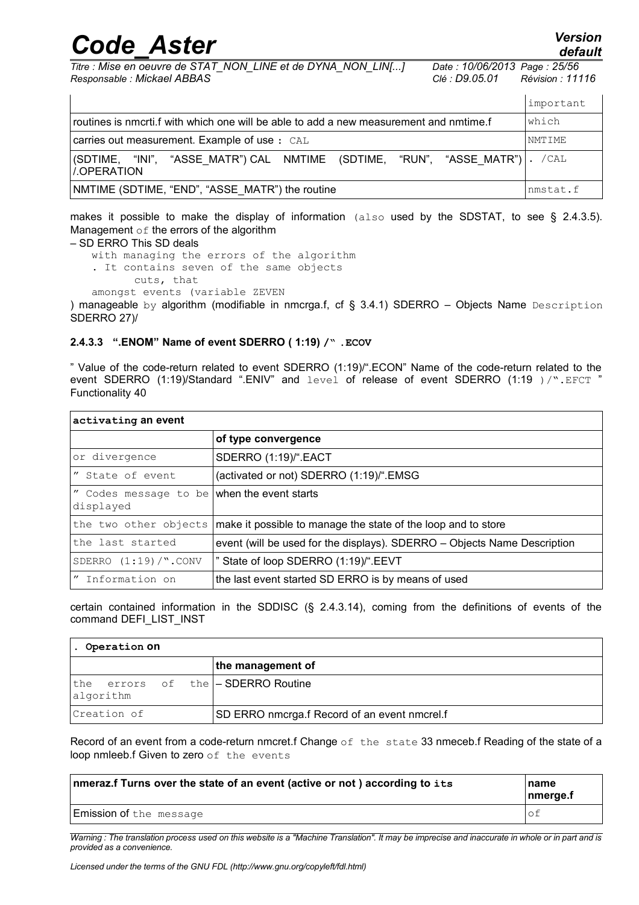| | important |
|---|---|
| routines is nmcrti.f with which one will be able to add a new measurement and nmtime.f | which |
| carries out measurement. Example of use : CAL | NMTIME |
| (SDTIME, "INI", "ASSE_MATR") CAL NMTIME (SDTIME, "RUN", "ASSE_MATR") /.OPERATION | . /CAL |
| NMTIME (SDTIME, "END", "ASSE_MATR") the routine | nmstat.f |

makes it possible to make the display of information (also used by the SDSTAT, to see § 2.4.3.5). Management of the errors of the algorithm

– SD ERRO This SD deals
with managing the errors of the algorithm
. It contains seven of the same objects
cuts, that
amongst events (variable ZEVEN
) manageable by algorithm (modifiable in nmcrga.f, cf § 3.4.1) SDERRO – Objects Name Description SDERRO 27)/

#### 2.4.3.3 ".ENOM" Name of event SDERRO ( 1:19) /".ECOV

" Value of the code-return related to event SDERRO (1:19)/".ECON" Name of the code-return related to the event SDERRO (1:19)/Standard ".ENIV" and level of release of event SDERRO (1:19 )/".EFCT " Functionality 40

| activating an event | |
|---|---|
| | of type convergence |
| or divergence | SDERRO (1:19)/".EACT |
| " State of event | (activated or not) SDERRO (1:19)/".EMSG |
| " Codes message to be displayed | when the event starts |
| the two other objects | make it possible to manage the state of the loop and to store |
| the last started | event (will be used for the displays). SDERRO – Objects Name Description |
| SDERRO (1:19)/".CONV | " State of loop SDERRO (1:19)/".EEVT |
| " Information on | the last event started SD ERRO is by means of used |

certain contained information in the SDDISC (§ 2.4.3.14), coming from the definitions of events of the command DEFI_LIST_INST

| . Operation on | |
|---|---|
| | the management of |
| the errors of the algorithm | – SDERRO Routine |
| Creation of | SD ERRO nmcrga.f Record of an event nmcrel.f |

Record of an event from a code-return nmcret.f Change of the state 33 nmeceb.f Reading of the state of a loop nmleeb.f Given to zero of the events

| nmeraz.f Turns over the state of an event (active or not ) according to its | name nmerge.f |
|---|---|
| Emission of the message | of |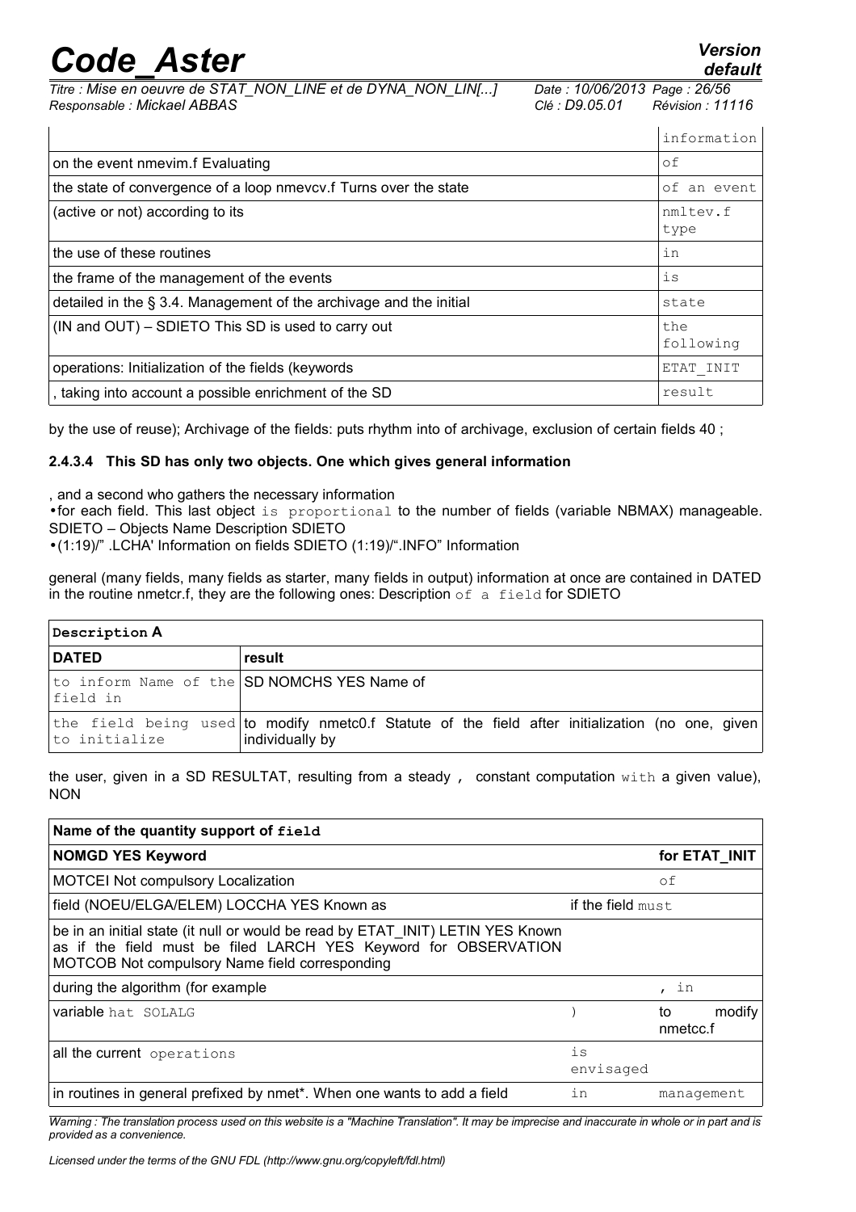| | information |
|---|---|
| on the event nmevim.f Evaluating | of |
| the state of convergence of a loop nmevcv.f Turns over the state | of an event |
| (active or not) according to its | nmltev.f type |
| the use of these routines | in |
| the frame of the management of the events | is |
| detailed in the § 3.4. Management of the archivage and the initial | state |
| (IN and OUT) – SDIETO This SD is used to carry out | the following |
| operations: Initialization of the fields (keywords | ETAT_INIT |
| , taking into account a possible enrichment of the SD | result |

by the use of reuse); Archivage of the fields: puts rhythm into of archivage, exclusion of certain fields 40 ;

#### 2.4.3.4 This SD has only two objects. One which gives general information

, and a second who gathers the necessary information

- for each field. This last object is proportional to the number of fields (variable NBMAX) manageable. SDIETO – Objects Name Description SDIETO
- (1:19)/" .LCHA' Information on fields SDIETO (1:19)/".INFO" Information

general (many fields, many fields as starter, many fields in output) information at once are contained in DATED in the routine nmetcr.f, they are the following ones: Description of a field for SDIETO

| Description A | |
|---|---|
| **DATED** | **result** |
| to inform Name of the field in | SD NOMCHS YES Name of |
| the field being used to initialize | to modify nmetc0.f Statute of the field after initialization (no one, given individually by |

the user, given in a SD RESULTAT, resulting from a steady , constant computation with a given value), NON

| Name of the quantity support of field | | |
|---|---|---|
| **NOMGD YES Keyword** | | **for ETAT_INIT** |
| MOTCEI Not compulsory Localization | | of |
| field (NOEU/ELGA/ELEM) LOCCHA YES Known as | if the field must | |
| be in an initial state (it null or would be read by ETAT_INIT) LETIN YES Known as if the field must be filed LARCH YES Keyword for OBSERVATION MOTCOB Not compulsory Name field corresponding | | |
| during the algorithm (for example | | , in |
| variable hat SOLALG | ) | to modify nmetcc.f |
| all the current operations | is envisaged | |
| in routines in general prefixed by nmet*. When one wants to add a field | in | management |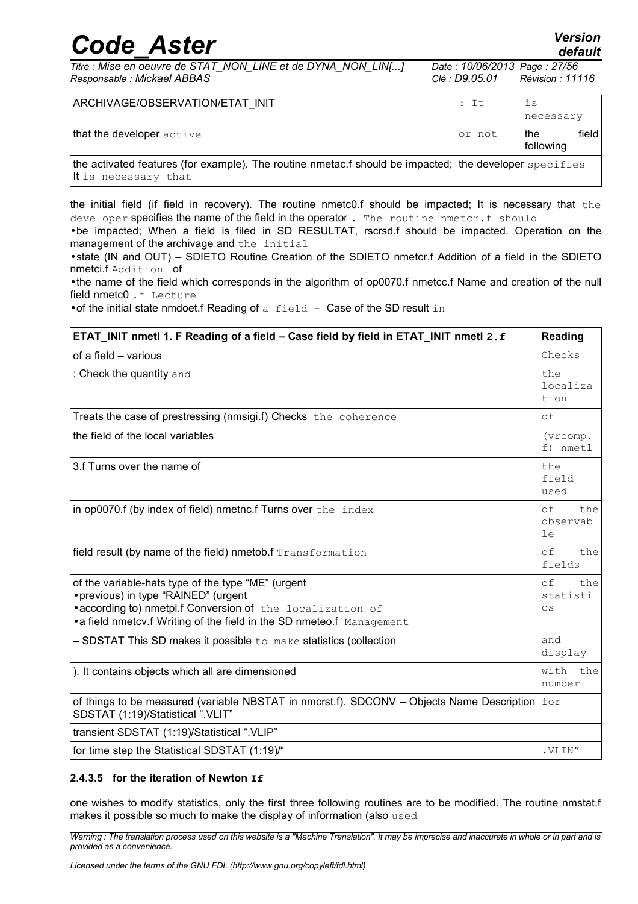| ARCHIVAGE/OBSERVATION/ETAT_INIT | : It | is necessary |
|---|---|---|
| that the developer active | or not | the field following |
| the activated features (for example). The routine nmetac.f should be impacted; the developer specifies It is necessary that | | |

the initial field (if field in recovery). The routine nmetc0.f should be impacted; It is necessary that the developer specifies the name of the field in the operator . The routine nmetcr.f should

- be impacted; When a field is filed in SD RESULTAT, rscrsd.f should be impacted. Operation on the management of the archivage and the initial
- state (IN and OUT) – SDIETO Routine Creation of the SDIETO nmetcr.f Addition of a field in the SDIETO nmetci.f Addition of
- the name of the field which corresponds in the algorithm of op0070.f nmetcc.f Name and creation of the null field nmetc0 .f Lecture
- of the initial state nmdoet.f Reading of a field – Case of the SD result in

| ETAT_INIT nmetl 1. F Reading of a field – Case field by field in ETAT_INIT nmetl 2.f | Reading |
|---|---|
| of a field – various | Checks |
| : Check the quantity and | the localization |
| Treats the case of prestressing (nmsigi.f) Checks the coherence | of |
| the field of the local variables | (vrcomp.f) nmetl |
| 3.f Turns over the name of | the field used |
| in op0070.f (by index of field) nmetnc.f Turns over the index | of the observable |
| field result (by name of the field) nmetob.f Transformation | of the fields |
| of the variable-hats type of the type "ME" (urgent<br>• previous) in type "RAINED" (urgent<br>• according to) nmetpl.f Conversion of the localization of<br>• a field nmetcv.f Writing of the field in the SD nmeteo.f Management | of the statistics |
| – SDSTAT This SD makes it possible to make statistics (collection | and display |
| ). It contains objects which all are dimensioned | with the number |
| of things to be measured (variable NBSTAT in nmcrst.f). SDCONV – Objects Name Description SDSTAT (1:19)/Statistical ".VLIT" | for |
| transient SDSTAT (1:19)/Statistical ".VLIP" | |
| for time step the Statistical SDSTAT (1:19)/" | .VLIN" |

#### 2.4.3.5 for the iteration of Newton If

one wishes to modify statistics, only the first three following routines are to be modified. The routine nmstat.f makes it possible so much to make the display of information (also used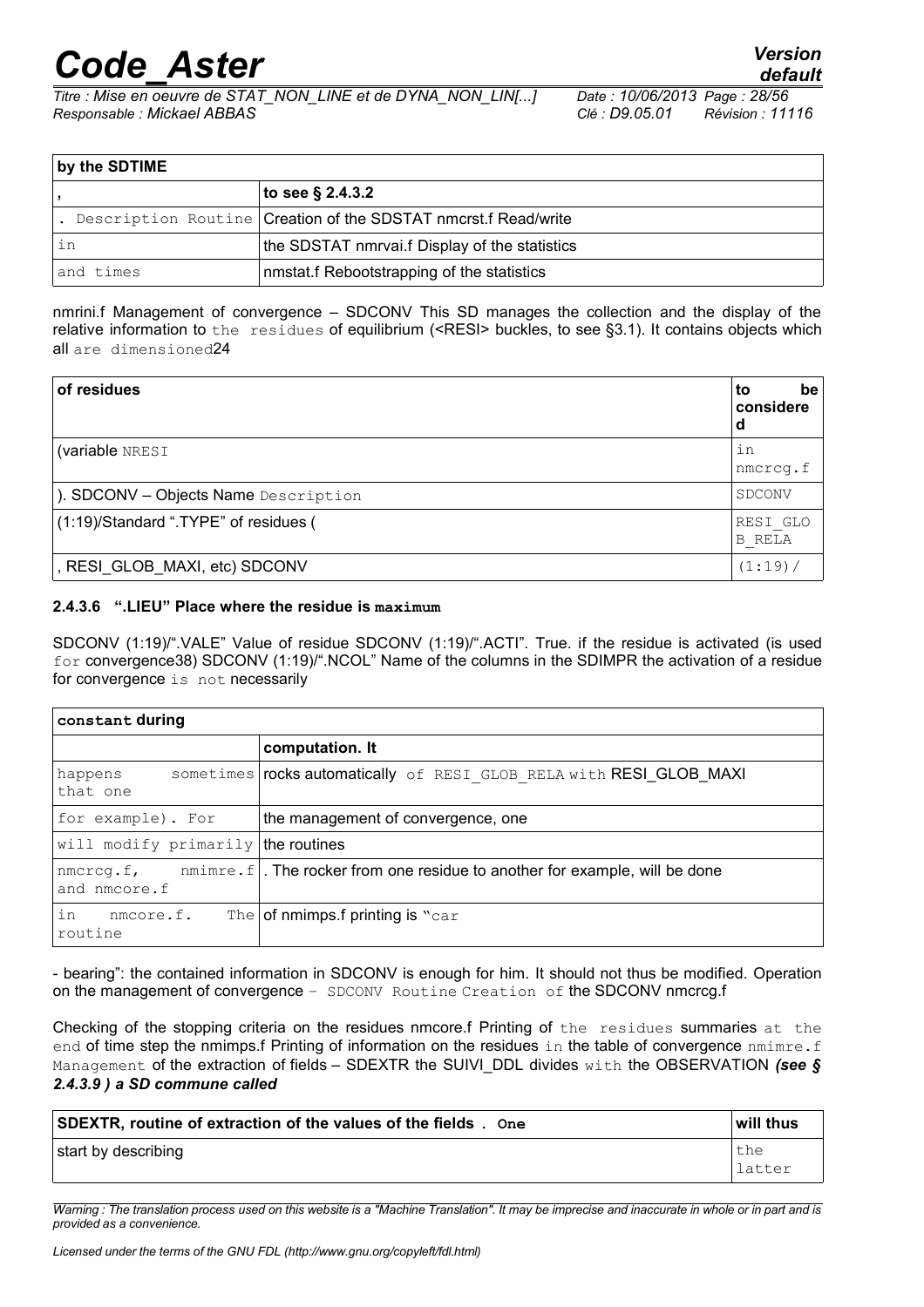| by the SDTIME | |
|---|---|
| , | to see § 2.4.3.2 |
| . Description Routine | Creation of the SDSTAT nmcrst.f Read/write |
| in | the SDSTAT nmrvai.f Display of the statistics |
| and times | nmstat.f Rebootstrapping of the statistics |

nmrini.f Management of convergence – SDCONV This SD manages the collection and the display of the relative information to the residues of equilibrium (<RESI> buckles, to see §3.1). It contains objects which all are dimensioned24

| of residues | to be considered |
|---|---|
| (variable NRESI | in nmcrcg.f |
| ). SDCONV – Objects Name Description | SDCONV |
| (1:19)/Standard ".TYPE" of residues ( | RESI_GLOB_RELA |
| , RESI_GLOB_MAXI, etc) SDCONV | (1:19)/ |

#### 2.4.3.6 ".LIEU" Place where the residue is maximum

SDCONV (1:19)/".VALE" Value of residue SDCONV (1:19)/".ACTI". True. if the residue is activated (is used for convergence38) SDCONV (1:19)/".NCOL" Name of the columns in the SDIMPR the activation of a residue for convergence is not necessarily

| constant during | |
|---|---|
| | computation. It |
| happens sometimes that one | rocks automatically of RESI_GLOB_RELA with RESI_GLOB_MAXI |
| for example). For | the management of convergence, one |
| will modify primarily | the routines |
| nmcrcg.f, nmimre.f and nmcore.f | . The rocker from one residue to another for example, will be done |
| in nmcore.f. The routine | of nmimps.f printing is "car |

- bearing": the contained information in SDCONV is enough for him. It should not thus be modified. Operation on the management of convergence – SDCONV Routine Creation of the SDCONV nmcrcg.f

Checking of the stopping criteria on the residues nmcore.f Printing of the residues summaries at the end of time step the nmimps.f Printing of information on the residues in the table of convergence nmimre.f Management of the extraction of fields – SDEXTR the SUIVI_DDL divides with the OBSERVATION *(see § 2.4.3.9 ) a SD commune called*

| SDEXTR, routine of extraction of the values of the fields . One | will thus |
|---|---|
| start by describing | the latter |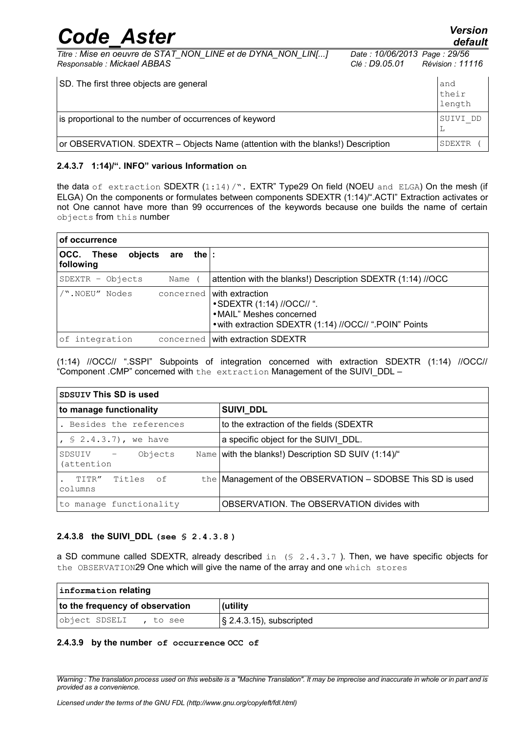| SD. The first three objects are general | and their length |
|---|---|
| is proportional to the number of occurrences of keyword | SUIVI_DDL |
| or OBSERVATION. SDEXTR – Objects Name (attention with the blanks!) Description | SDEXTR ( |

#### 2.4.3.7 1:14)/". INFO" various Information on

the data of extraction SDEXTR (1:14)/". EXTR" Type29 On field (NOEU and ELGA) On the mesh (if ELGA) On the components or formulates between components SDEXTR (1:14)/".ACTI" Extraction activates or not One cannot have more than 99 occurrences of the keywords because one builds the name of certain objects from this number

| of occurrence | |
|---|---|
| **OCC. These objects are the following** | **:** |
| SDEXTR – Objects Name ( | attention with the blanks!) Description SDEXTR (1:14) //OCC |
| /".NOEU" Nodes concerned | with extraction<br>• SDEXTR (1:14) //OCC// ".<br>• MAIL" Meshes concerned<br>• with extraction SDEXTR (1:14) //OCC// ".POIN" Points |
| of integration concerned | with extraction SDEXTR |

(1:14) //OCC// ".SSPI" Subpoints of integration concerned with extraction SDEXTR (1:14) //OCC// "Component .CMP" concerned with the extraction Management of the SUIVI_DDL –

| SDSUIV This SD is used | |
|---|---|
| **to manage functionality** | **SUIVI_DDL** |
| . Besides the references | to the extraction of the fields (SDEXTR |
| , § 2.4.3.7), we have | a specific object for the SUIVI_DDL. |
| SDSUIV – Objects Name (attention | with the blanks!) Description SD SUIV (1:14)/" |
| . TITR" Titles of the columns | Management of the OBSERVATION – SDOBSE This SD is used |
| to manage functionality | OBSERVATION. The OBSERVATION divides with |

#### 2.4.3.8 the SUIVI_DDL (see § 2.4.3.8 )

a SD commune called SDEXTR, already described in (§ 2.4.3.7 ). Then, we have specific objects for the OBSERVATION29 One which will give the name of the array and one which stores

| information relating | |
|---|---|
| **to the frequency of observation** | **(utility** |
| object SDSELI , to see | § 2.4.3.15), subscripted |

#### 2.4.3.9 by the number of occurrence OCC of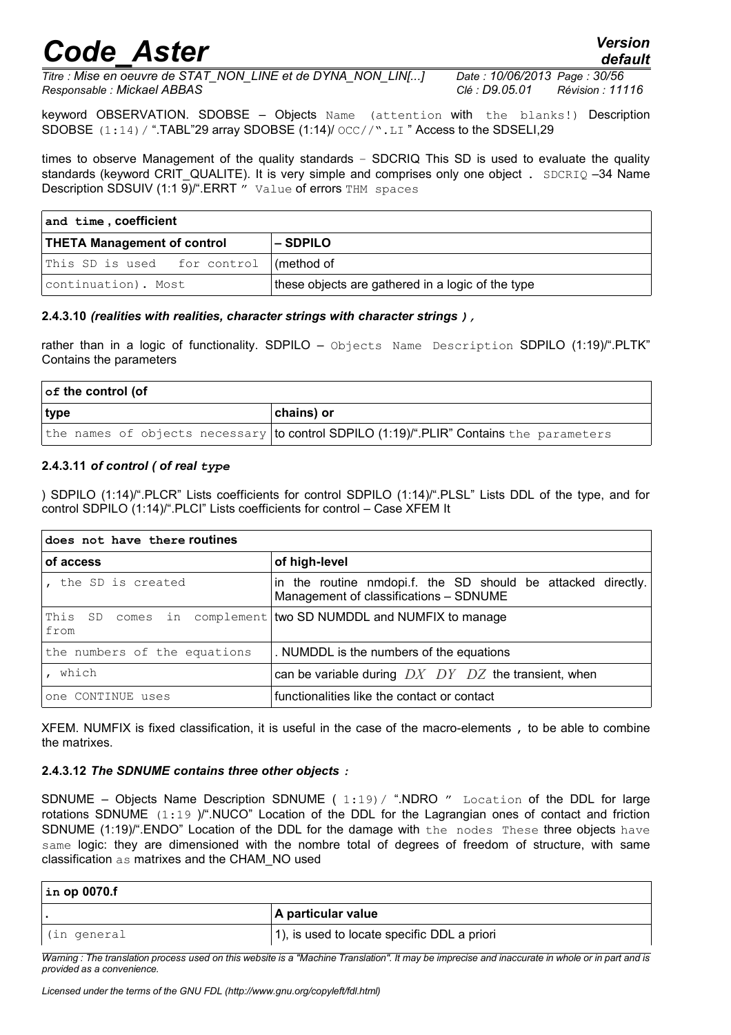keyword OBSERVATION. SDOBSE – Objects Name (attention with the blanks!) Description SDOBSE (1:14)/ ".TABL"29 array SDOBSE (1:14)/ OCC//".LI " Access to the SDSELI,29

times to observe Management of the quality standards – SDCRIQ This SD is used to evaluate the quality standards (keyword CRIT_QUALITE). It is very simple and comprises only one object . SDCRIQ –34 Name Description SDSUIV (1:1 9)/".ERRT " Value of errors THM spaces

| and time , coefficient | |
|---|---|
| **THETA Management of control** | **– SDPILO** |
| This SD is used for control | (method of |
| continuation). Most | these objects are gathered in a logic of the type |

#### 2.4.3.10 *(realities with realities, character strings with character strings ),*

rather than in a logic of functionality. SDPILO – Objects Name Description SDPILO (1:19)/".PLTK" Contains the parameters

| of the control (of | |
|---|---|
| **type** | **chains) or** |
| the names of objects necessary | to control SDPILO (1:19)/".PLIR" Contains the parameters |

#### 2.4.3.11 *of control ( of real type*

) SDPILO (1:14)/".PLCR" Lists coefficients for control SDPILO (1:14)/".PLSL" Lists DDL of the type, and for control SDPILO (1:14)/".PLCI" Lists coefficients for control – Case XFEM It

| does not have there routines | |
|---|---|
| **of access** | **of high-level** |
| , the SD is created | in the routine nmdopi.f. the SD should be attacked directly. Management of classifications – SDNUME |
| This SD comes in complement from | two SD NUMDDL and NUMFIX to manage |
| the numbers of the equations | . NUMDDL is the numbers of the equations |
| , which | can be variable during $DX$ $DY$ $DZ$ the transient, when |
| one CONTINUE uses | functionalities like the contact or contact |

XFEM. NUMFIX is fixed classification, it is useful in the case of the macro-elements , to be able to combine the matrixes.

#### 2.4.3.12 *The SDNUME contains three other objects :*

SDNUME – Objects Name Description SDNUME ( 1:19)/ ".NDRO " Location of the DDL for large rotations SDNUME (1:19 )/".NUCO" Location of the DDL for the Lagrangian ones of contact and friction SDNUME (1:19)/".ENDO" Location of the DDL for the damage with the nodes These three objects have same logic: they are dimensioned with the nombre total of degrees of freedom of structure, with same classification as matrixes and the CHAM_NO used

| in op 0070.f | |
|---|---|
| . | **A particular value** |
| (in general | 1), is used to locate specific DDL a priori |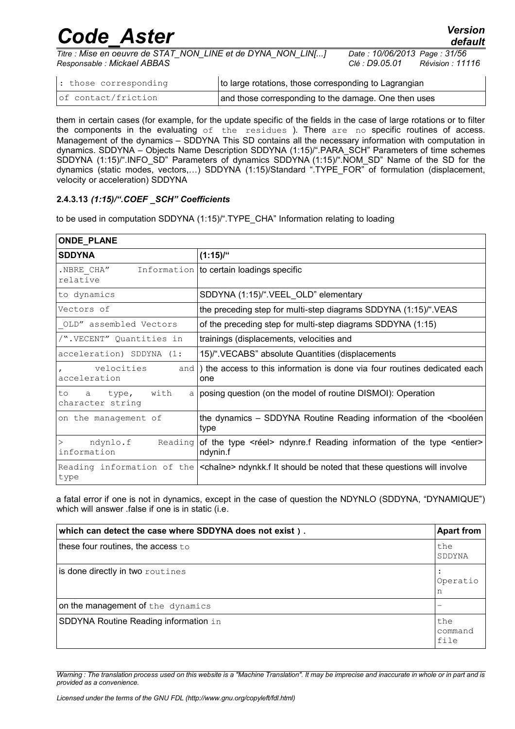| : those corresponding | to large rotations, those corresponding to Lagrangian |
|---|---|
| of contact/friction | and those corresponding to the damage. One then uses |

them in certain cases (for example, for the update specific of the fields in the case of large rotations or to filter the components in the evaluating of the residues ). There are no specific routines of access. Management of the dynamics – SDDYNA This SD contains all the necessary information with computation in dynamics. SDDYNA – Objects Name Description SDDYNA (1:15)/".PARA_SCH" Parameters of time schemes SDDYNA (1:15)/".INFO_SD" Parameters of dynamics SDDYNA (1:15)/".NOM_SD" Name of the SD for the dynamics (static modes, vectors,…) SDDYNA (1:15)/Standard ".TYPE_FOR" of formulation (displacement, velocity or acceleration) SDDYNA

#### 2.4.3.13 *(1:15)/".COEF _SCH" Coefficients*

to be used in computation SDDYNA (1:15)/".TYPE_CHA" Information relating to loading

| ONDE_PLANE | |
|---|---|
| **SDDYNA** | **(1:15)/"** |
| .NBRE_CHA" Information relative | to certain loadings specific |
| to dynamics | SDDYNA (1:15)/".VEEL_OLD" elementary |
| Vectors of | the preceding step for multi-step diagrams SDDYNA (1:15)/".VEAS |
| _OLD" assembled Vectors | of the preceding step for multi-step diagrams SDDYNA (1:15) |
| /".VECENT" Quantities in | trainings (displacements, velocities and |
| acceleration) SDDYNA (1: | 15)/".VECABS" absolute Quantities (displacements |
| , velocities and acceleration | ) the access to this information is done via four routines dedicated each one |
| to a type, with a character string | posing question (on the model of routine DISMOI): Operation |
| on the management of | the dynamics – SDDYNA Routine Reading information of the <booléen type |
| > ndynlo.f Reading information | of the type <réel> ndynre.f Reading information of the type <entier> ndynin.f |
| Reading information of the type | <chaîne> ndynkk.f It should be noted that these questions will involve |

a fatal error if one is not in dynamics, except in the case of question the NDYNLO (SDDYNA, "DYNAMIQUE") which will answer .false if one is in static (i.e.

| which can detect the case where SDDYNA does not exist ) . | Apart from |
|---|---|
| these four routines, the access to | the SDDYNA |
| is done directly in two routines | : Operation |
| on the management of the dynamics | – |
| SDDYNA Routine Reading information in | the command file |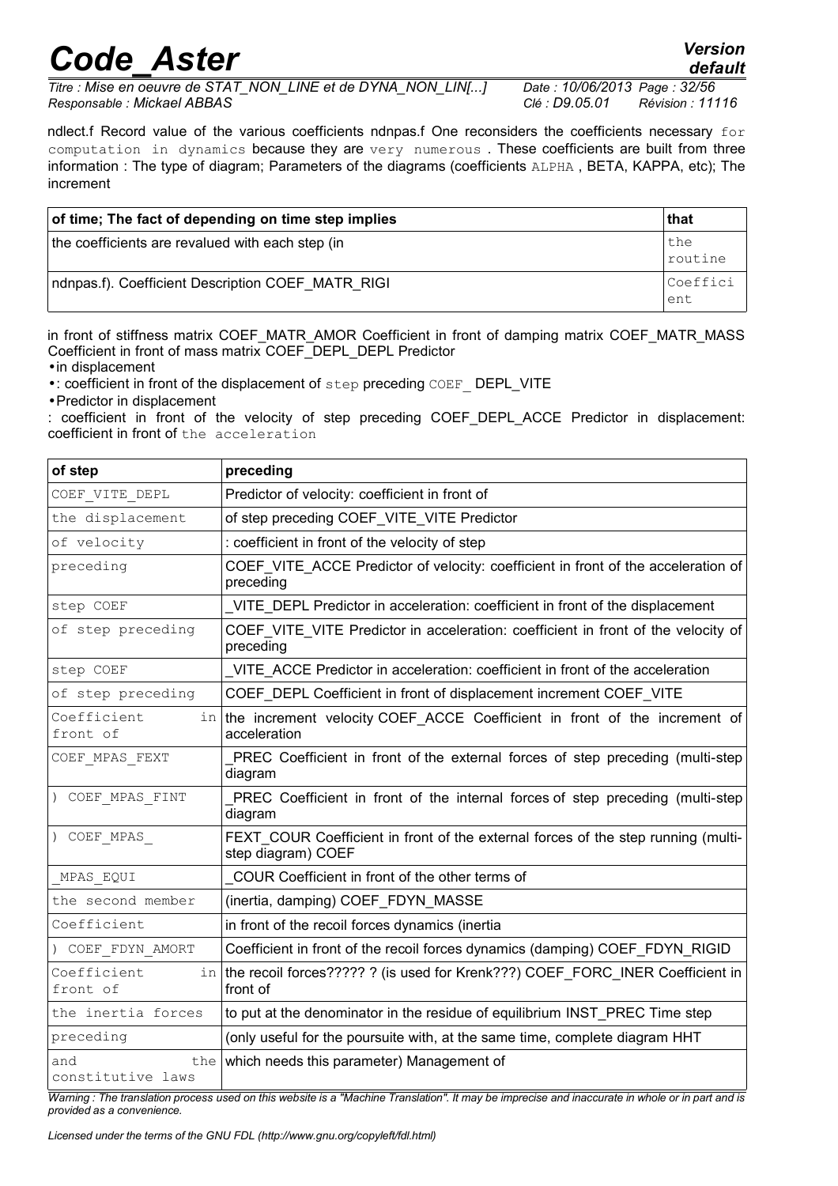ndlect.f Record value of the various coefficients ndnpas.f One reconsiders the coefficients necessary for computation in dynamics because they are very numerous . These coefficients are built from three information : The type of diagram; Parameters of the diagrams (coefficients ALPHA , BETA, KAPPA, etc); The increment

| of time; The fact of depending on time step implies | that |
|---|---|
| the coefficients are revalued with each step (in | the routine |
| ndnpas.f). Coefficient Description COEF_MATR_RIGI | Coefficient |

in front of stiffness matrix COEF_MATR_AMOR Coefficient in front of damping matrix COEF_MATR_MASS Coefficient in front of mass matrix COEF_DEPL_DEPL Predictor

- in displacement
- : coefficient in front of the displacement of step preceding COEF_ DEPL_VITE
- Predictor in displacement

: coefficient in front of the velocity of step preceding COEF_DEPL_ACCE Predictor in displacement: coefficient in front of the acceleration

| of step | preceding |
|---|---|
| COEF_VITE_DEPL | Predictor of velocity: coefficient in front of |
| the displacement | of step preceding COEF_VITE_VITE Predictor |
| of velocity | : coefficient in front of the velocity of step |
| preceding | COEF_VITE_ACCE Predictor of velocity: coefficient in front of the acceleration of preceding |
| step COEF | _VITE_DEPL Predictor in acceleration: coefficient in front of the displacement |
| of step preceding | COEF_VITE_VITE Predictor in acceleration: coefficient in front of the velocity of preceding |
| step COEF | _VITE_ACCE Predictor in acceleration: coefficient in front of the acceleration |
| of step preceding | COEF_DEPL Coefficient in front of displacement increment COEF_VITE |
| Coefficient in front of | the increment velocity COEF_ACCE Coefficient in front of the increment of acceleration |
| COEF_MPAS_FEXT | _PREC Coefficient in front of the external forces of step preceding (multi-step diagram |
| ) COEF_MPAS_FINT | _PREC Coefficient in front of the internal forces of step preceding (multi-step diagram |
| ) COEF_MPAS_ | FEXT_COUR Coefficient in front of the external forces of the step running (multi-step diagram) COEF |
| _MPAS_EQUI | _COUR Coefficient in front of the other terms of |
| the second member | (inertia, damping) COEF_FDYN_MASSE |
| Coefficient | in front of the recoil forces dynamics (inertia |
| ) COEF_FDYN_AMORT | Coefficient in front of the recoil forces dynamics (damping) COEF_FDYN_RIGID |
| Coefficient in front of | the recoil forces????? ? (is used for Krenk???) COEF_FORC_INER Coefficient in front of |
| the inertia forces | to put at the denominator in the residue of equilibrium INST_PREC Time step |
| preceding | (only useful for the poursuite with, at the same time, complete diagram HHT |
| and the constitutive laws | which needs this parameter) Management of |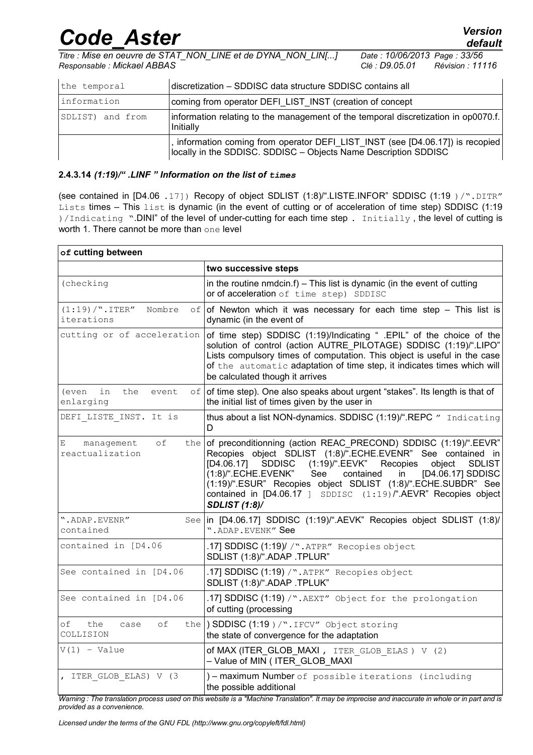| the temporal | discretization – SDDISC data structure SDDISC contains all |
|---|---|
| information | coming from operator DEFI_LIST_INST (creation of concept |
| SDLIST) and from | information relating to the management of the temporal discretization in op0070.f. Initially |
| | , information coming from operator DEFI_LIST_INST (see [D4.06.17]) is recopied locally in the SDDISC. SDDISC – Objects Name Description SDDISC |

#### 2.4.3.14 *(1:19)/" .LINF " Information on the list of* ***times***

(see contained in [D4.06 .17]) Recopy of object SDLIST (1:8)/".LISTE.INFOR" SDDISC (1:19 )/".DITR" Lists times – This list is dynamic (in the event of cutting or of acceleration of time step) SDDISC (1:19 )/Indicating ".DINI" of the level of under-cutting for each time step . Initially , the level of cutting is worth 1. There cannot be more than one level

| **of cutting between** | |
|---|---|
| | **two successive steps** |
| (checking | in the routine nmdcin.f) – This list is dynamic (in the event of cutting or of acceleration of time step) SDDISC |
| (1:19)/".ITER" Nombre of iterations | of Newton which it was necessary for each time step – This list is dynamic (in the event of |
| cutting or of acceleration | of time step) SDDISC (1:19)/Indicating " .EPIL" of the choice of the solution of control (action AUTRE_PILOTAGE) SDDISC (1:19)/".LIPO" Lists compulsory times of computation. This object is useful in the case of the automatic adaptation of time step, it indicates times which will be calculated though it arrives |
| (even in the event of enlarging | of time step). One also speaks about urgent "stakes". Its length is that of the initial list of times given by the user in |
| DEFI_LISTE_INST. It is | thus about a list NON-dynamics. SDDISC (1:19)/".REPC " Indicating D |
| E management of the reactualization | of preconditionning (action REAC_PRECOND) SDDISC (1:19)/".EEVR" Recopies object SDLIST (1:8)/".ECHE.EVENR" See contained in [D4.06.17] SDDISC (1:19)/".EEVK" Recopies object SDLIST (1:8)/".ECHE.EVENK" See contained in [D4.06.17] SDDISC (1:19)/".ESUR" Recopies object SDLIST (1:8)/".ECHE.SUBDR" See contained in [D4.06.17 ] SDDISC (1:19)/".AEVR" Recopies object ***SDLIST (1:8)/*** |
| ".ADAP.EVENR" See contained | in [D4.06.17] SDDISC (1:19)/".AEVK" Recopies object SDLIST (1:8)/ ".ADAP.EVENK" See |
| contained in [D4.06 | .17] SDDISC (1:19)/ /".ATPR" Recopies object SDLIST (1:8)/".ADAP .TPLUR" |
| See contained in [D4.06 | .17] SDDISC (1:19) /".ATPK" Recopies object SDLIST (1:8)/".ADAP .TPLUK" |
| See contained in [D4.06 | .17] SDDISC (1:19) /".AEXT" Object for the prolongation of cutting (processing |
| of the case of the COLLISION | ) SDDISC (1:19 )/".IFCV" Object storing the state of convergence for the adaptation |
| V(1) – Value | of MAX (ITER_GLOB_MAXI , ITER_GLOB_ELAS ) V (2) – Value of MIN ( ITER_GLOB_MAXI |
| , ITER_GLOB_ELAS) V (3 | ) – maximum Number of possible iterations (including the possible additional |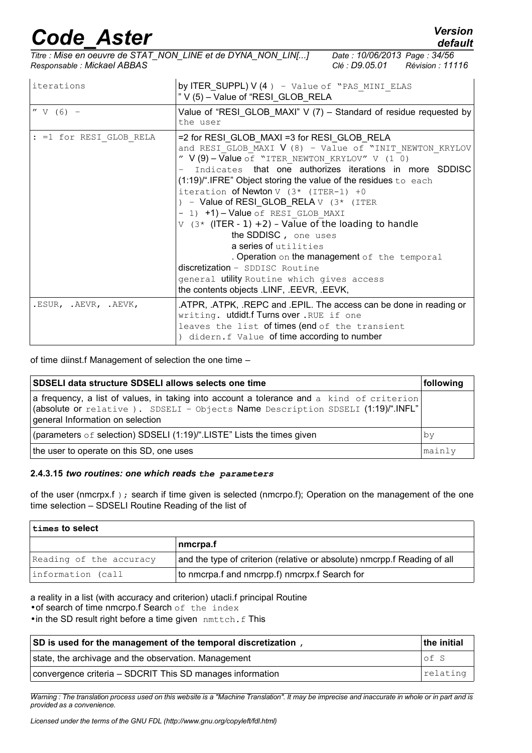| iterations | by ITER_SUPPL) V (4 ) – Value of "PAS_MINI_ELAS " V (5) – Value of "RESI_GLOB_RELA |
|---|---|
| " V (6) – | Value of "RESI_GLOB_MAXI" V (7) – Standard of residue requested by the user |
| : =1 for RESI_GLOB_RELA | =2 for RESI_GLOB_MAXI =3 for RESI_GLOB_RELA and RESI_GLOB_MAXI V (8) – Value of "INIT_NEWTON_KRYLOV " V (9) – Value of "ITER_NEWTON_KRYLOV" V (1 0) – Indicates that one authorizes iterations in more SDDISC (1:19)/".IFRE" Object storing the value of the residues to each iteration of Newton V (3* (ITER-1) +0 ) – Value of RESI_GLOB_RELA V (3* (ITER – 1) +1) – Value of RESI_GLOB_MAXI V (3* (ITER - 1) +2) – Value of the loading to handle the SDDISC , one uses a series of utilities . Operation on the management of the temporal discretization – SDDISC Routine general utility Routine which gives access the contents objects .LINF, .EEVR, .EEVK, |
| .ESUR, .AEVR, .AEVK, | .ATPR, .ATPK, .REPC and .EPIL. The access can be done in reading or writing. utdidt.f Turns over .RUE if one leaves the list of times (end of the transient ) didern.f Value of time according to number |

of time diinst.f Management of selection the one time –

| SDSELI data structure SDSELI allows selects one time | following |
|---|---|
| a frequency, a list of values, in taking into account a tolerance and a kind of criterion (absolute or relative ). SDSELI – Objects Name Description SDSELI (1:19)/".INFL" general Information on selection | |
| (parameters of selection) SDSELI (1:19)/".LISTE" Lists the times given | by |
| the user to operate on this SD, one uses | mainly |

#### 2.4.3.15 *two routines: one which reads the parameters*

of the user (nmcrpx.f ); search if time given is selected (nmcrpo.f); Operation on the management of the one time selection – SDSELI Routine Reading of the list of

| times to select | |
|---|---|
| | nmcrpa.f |
| Reading of the accuracy | and the type of criterion (relative or absolute) nmcrpp.f Reading of all |
| information (call | to nmcrpa.f and nmcrpp.f) nmcrpx.f Search for |

a reality in a list (with accuracy and criterion) utacli.f principal Routine

- of search of time nmcrpo.f Search of the index
- in the SD result right before a time given nmttch.f This

| SD is used for the management of the temporal discretization , | the initial |
|---|---|
| state, the archivage and the observation. Management | of S |
| convergence criteria – SDCRIT This SD manages information | relating |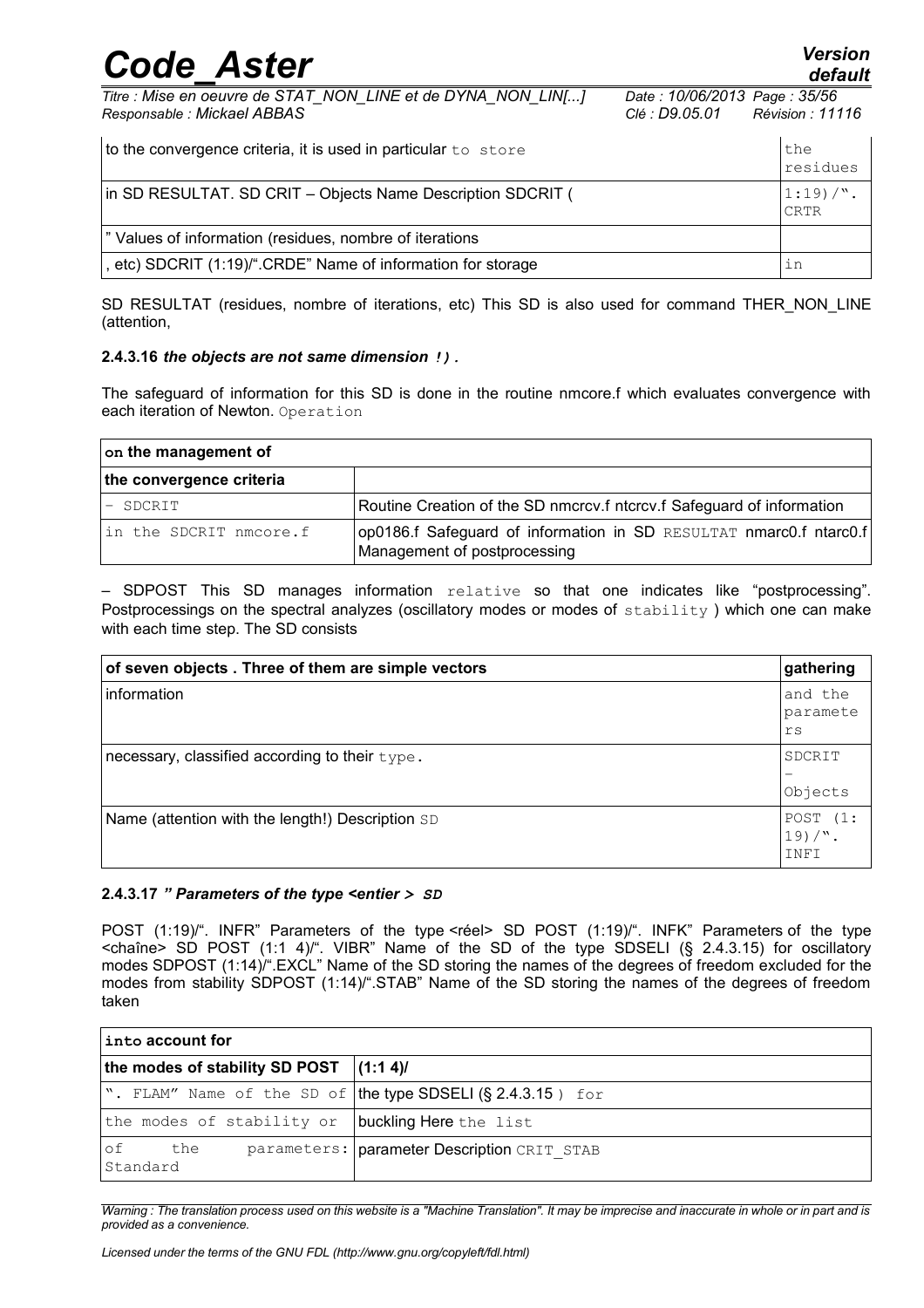| to the convergence criteria, it is used in particular to store | the residues |
|---|---|
| in SD RESULTAT. SD CRIT – Objects Name Description SDCRIT ( | 1:19)/". CRTR |
| " Values of information (residues, nombre of iterations | |
| , etc) SDCRIT (1:19)/".CRDE" Name of information for storage | in |

SD RESULTAT (residues, nombre of iterations, etc) This SD is also used for command THER_NON_LINE (attention,

#### 2.4.3.16 *the objects are not same dimension !).*

The safeguard of information for this SD is done in the routine nmcore.f which evaluates convergence with each iteration of Newton. Operation

| on the management of | |
|---|---|
| the convergence criteria | |
| – SDCRIT | Routine Creation of the SD nmcrcv.f ntcrcv.f Safeguard of information |
| in the SDCRIT nmcore.f | op0186.f Safeguard of information in SD RESULTAT nmarc0.f ntarc0.f Management of postprocessing |

– SDPOST This SD manages information relative so that one indicates like "postprocessing". Postprocessings on the spectral analyzes (oscillatory modes or modes of stability ) which one can make with each time step. The SD consists

| of seven objects . Three of them are simple vectors | gathering |
|---|---|
| information | and the parameters |
| necessary, classified according to their type. | SDCRIT – Objects |
| Name (attention with the length!) Description SD | POST (1: 19)/". INFI |

#### 2.4.3.17 *" Parameters of the type <entier > SD*

POST (1:19)/". INFR" Parameters of the type <réel> SD POST (1:19)/". INFK" Parameters of the type <chaîne> SD POST (1:1 4)/". VIBR" Name of the SD of the type SDSELI (§ 2.4.3.15) for oscillatory modes SDPOST (1:14)/".EXCL" Name of the SD storing the names of the degrees of freedom excluded for the modes from stability SDPOST (1:14)/".STAB" Name of the SD storing the names of the degrees of freedom taken

| into account for | |
|---|---|
| the modes of stability SD POST | (1:1 4)/ |
| ". FLAM" Name of the SD of | the type SDSELI (§ 2.4.3.15 ) for |
| the modes of stability or | buckling Here the list |
| of the parameters: Standard | parameter Description CRIT_STAB |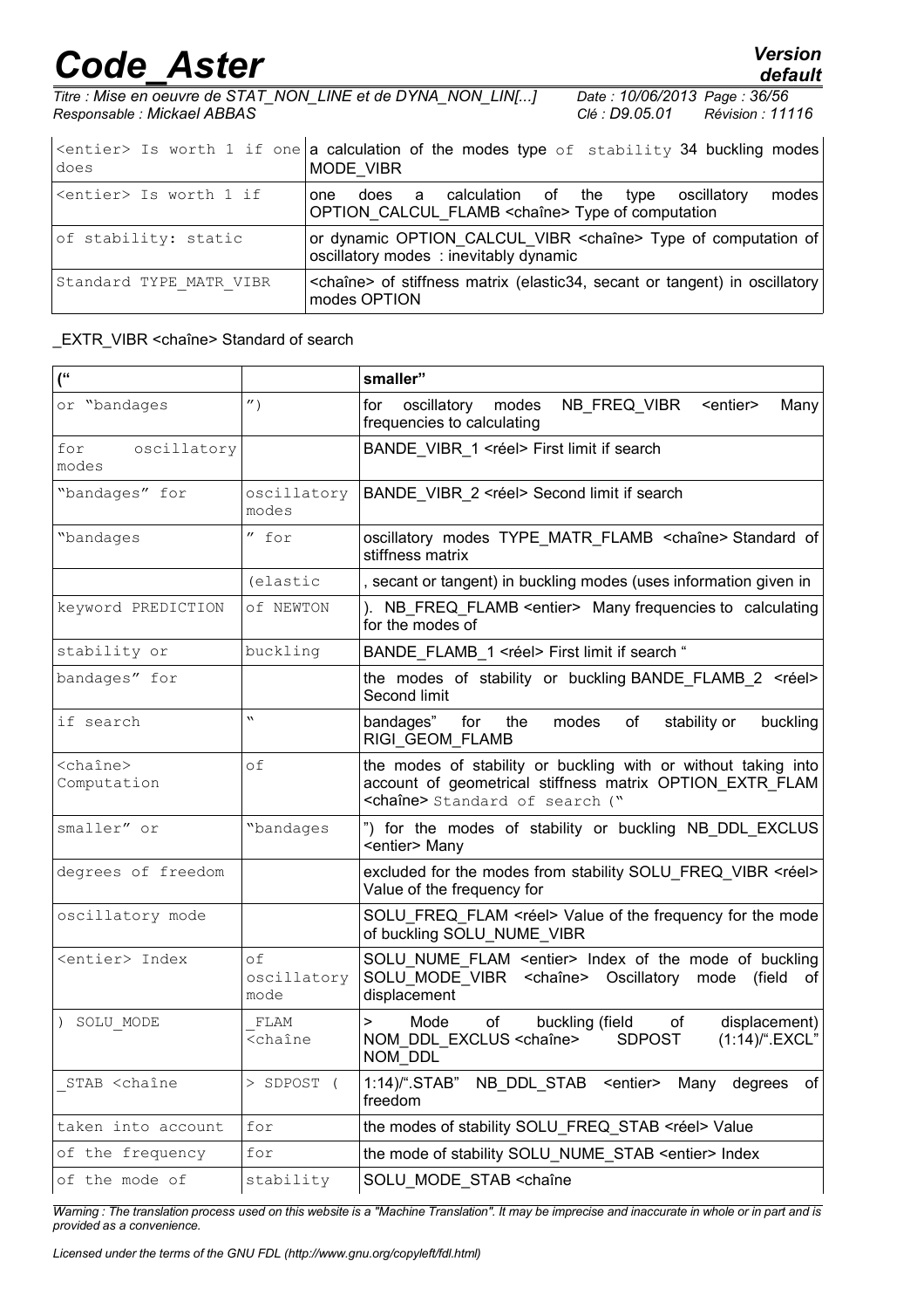| <entier> Is worth 1 if one does | a calculation of the modes type of stability 34 buckling modes MODE_VIBR |
|---|---|
| <entier> Is worth 1 if | one does a calculation of the type oscillatory modes OPTION_CALCUL_FLAMB <chaîne> Type of computation |
| of stability: static | or dynamic OPTION_CALCUL_VIBR <chaîne> Type of computation of oscillatory modes : inevitably dynamic |
| Standard TYPE_MATR_VIBR | <chaîne> of stiffness matrix (elastic34, secant or tangent) in oscillatory modes OPTION |

_EXTR_VIBR <chaîne> Standard of search

| (" | | smaller" |
|---|---|---|
| or "bandages | ") | for oscillatory modes NB_FREQ_VIBR <entier> Many frequencies to calculating |
| for oscillatory modes | | BANDE_VIBR_1 <réel> First limit if search |
| "bandages" for | oscillatory modes | BANDE_VIBR_2 <réel> Second limit if search |
| "bandages | " for | oscillatory modes TYPE_MATR_FLAMB <chaîne> Standard of stiffness matrix |
| | (elastic | , secant or tangent) in buckling modes (uses information given in |
| keyword PREDICTION | of NEWTON | ). NB_FREQ_FLAMB <entier> Many frequencies to calculating for the modes of |
| stability or | buckling | BANDE_FLAMB_1 <réel> First limit if search " |
| bandages" for | | the modes of stability or buckling BANDE_FLAMB_2 <réel> Second limit |
| if search | " | bandages" for the modes of stability or buckling RIGI_GEOM_FLAMB |
| <chaîne> Computation | of | the modes of stability or buckling with or without taking into account of geometrical stiffness matrix OPTION_EXTR_FLAM <chaîne> Standard of search (" |
| smaller" or | "bandages | ") for the modes of stability or buckling NB_DDL_EXCLUS <entier> Many |
| degrees of freedom | | excluded for the modes from stability SOLU_FREQ_VIBR <réel> Value of the frequency for |
| oscillatory mode | | SOLU_FREQ_FLAM <réel> Value of the frequency for the mode of buckling SOLU_NUME_VIBR |
| <entier> Index | of oscillatory mode | SOLU_NUME_FLAM <entier> Index of the mode of buckling SOLU_MODE_VIBR <chaîne> Oscillatory mode (field of displacement |
| ) SOLU_MODE | _FLAM <chaîne | > Mode of buckling (field of displacement) NOM_DDL_EXCLUS <chaîne> SDPOST (1:14)/".EXCL" NOM_DDL |
| _STAB <chaîne | > SDPOST ( | 1:14)/".STAB" NB_DDL_STAB <entier> Many degrees of freedom |
| taken into account | for | the modes of stability SOLU_FREQ_STAB <réel> Value |
| of the frequency | for | the mode of stability SOLU_NUME_STAB <entier> Index |
| of the mode of | stability | SOLU_MODE_STAB <chaîne |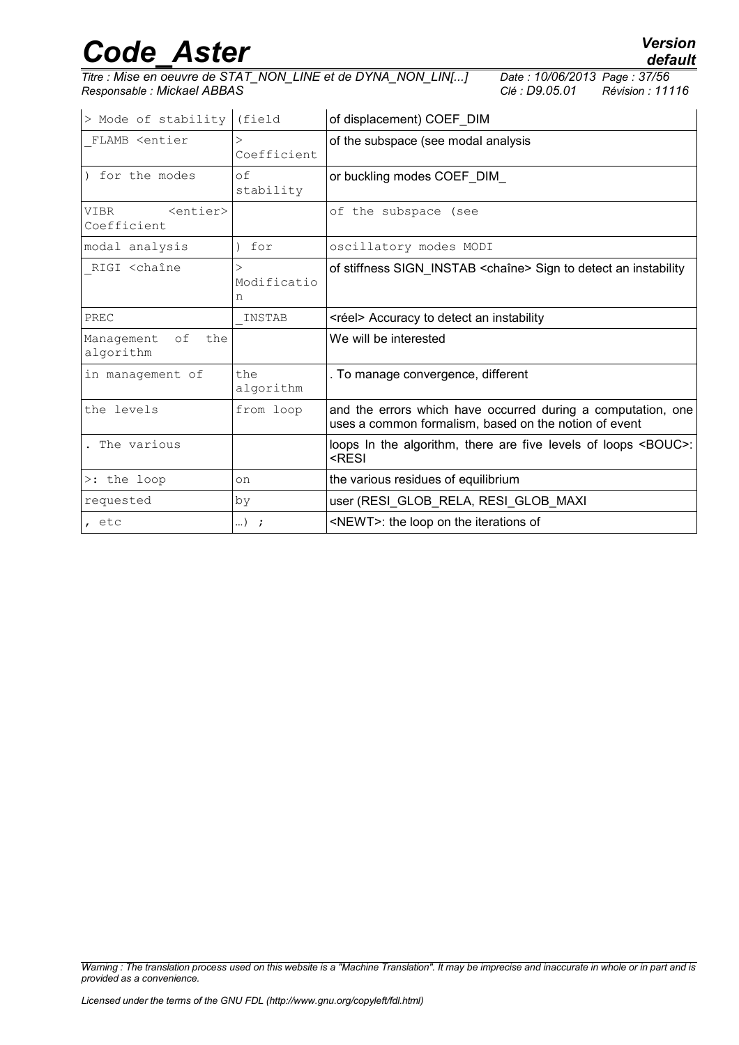| > Mode of stability | (field | of displacement) COEF_DIM |
|---|---|---|
| _FLAMB <entier | > Coefficient | of the subspace (see modal analysis |
| ) for the modes | of stability | or buckling modes COEF_DIM_ |
| VIBR <entier> Coefficient | | of the subspace (see |
| modal analysis | ) for | oscillatory modes MODI |
| _RIGI <chaîne | > Modification | of stiffness SIGN_INSTAB <chaîne> Sign to detect an instability |
| PREC | _INSTAB | <réel> Accuracy to detect an instability |
| Management of the algorithm | | We will be interested |
| in management of | the algorithm | . To manage convergence, different |
| the levels | from loop | and the errors which have occurred during a computation, one uses a common formalism, based on the notion of event |
| . The various | | loops In the algorithm, there are five levels of loops <BOUC>: <RESI |
| >: the loop | on | the various residues of equilibrium |
| requested | by | user (RESI_GLOB_RELA, RESI_GLOB_MAXI |
| , etc | …) ; | <NEWT>: the loop on the iterations of |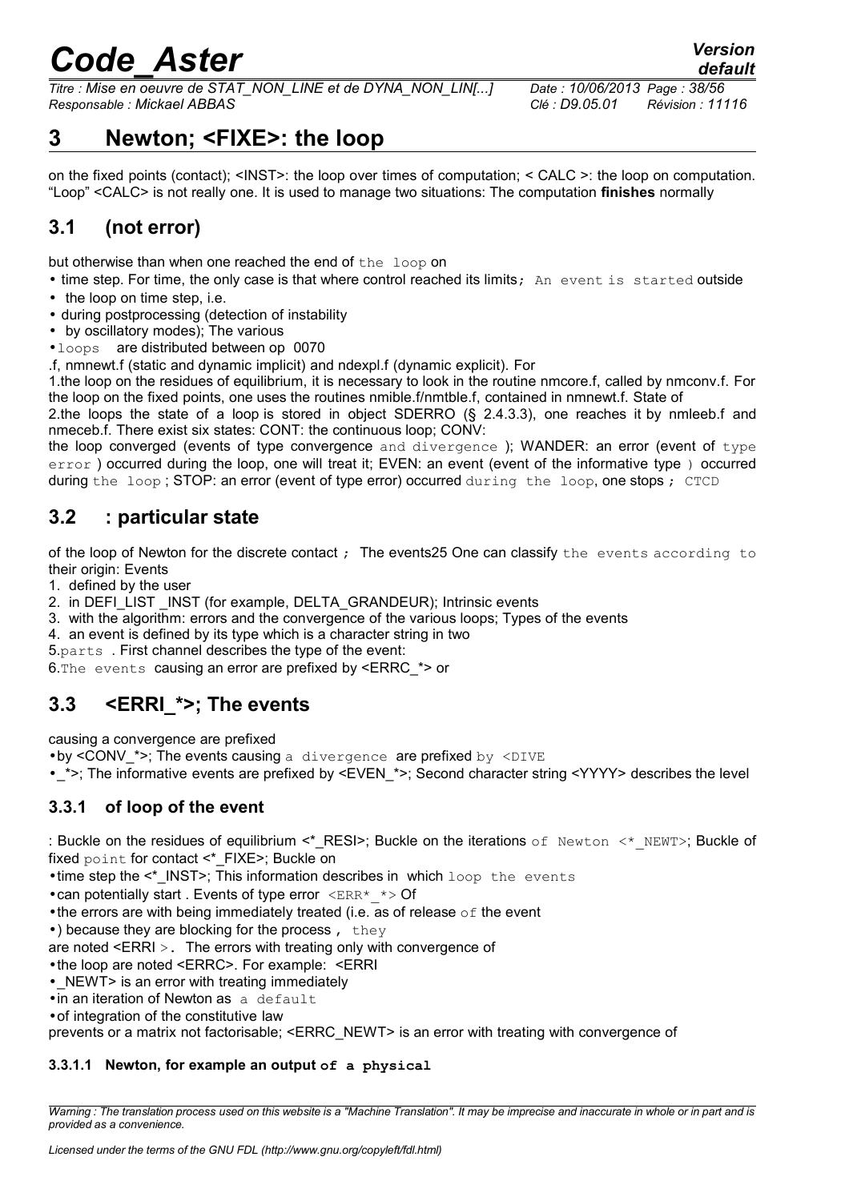# 3 Newton; <FIXE>: the loop

on the fixed points (contact); <INST>: the loop over times of computation; < CALC >: the loop on computation. "Loop" <CALC> is not really one. It is used to manage two situations: The computation **finishes** normally

## 3.1 (not error)

but otherwise than when one reached the end of the loop on

- time step. For time, the only case is that where control reached its limits; An event is started outside
- the loop on time step, i.e.
- during postprocessing (detection of instability
- by oscillatory modes); The various
- loops are distributed between op 0070

.f, nmnewt.f (static and dynamic implicit) and ndexpl.f (dynamic explicit). For

1.the loop on the residues of equilibrium, it is necessary to look in the routine nmcore.f, called by nmconv.f. For the loop on the fixed points, one uses the routines nmible.f/nmtble.f, contained in nmnewt.f. State of

2.the loops the state of a loop is stored in object SDERRO (§ 2.4.3.3), one reaches it by nmleeb.f and nmeceb.f. There exist six states: CONT: the continuous loop; CONV:

the loop converged (events of type convergence and divergence ); WANDER: an error (event of type error ) occurred during the loop, one will treat it; EVEN: an event (event of the informative type ) occurred during the loop ; STOP: an error (event of type error) occurred during the loop, one stops ; CTCD

## 3.2 : particular state

of the loop of Newton for the discrete contact ; The events25 One can classify the events according to their origin: Events

1. defined by the user
2. in DEFI_LIST _INST (for example, DELTA_GRANDEUR); Intrinsic events
3. with the algorithm: errors and the convergence of the various loops; Types of the events
4. an event is defined by its type which is a character string in two
5. parts . First channel describes the type of the event:
6. The events causing an error are prefixed by <ERRC_*> or

## 3.3 <ERRI_*>; The events

causing a convergence are prefixed

- by <CONV_*>; The events causing a divergence are prefixed by <DIVE
- _*>; The informative events are prefixed by <EVEN_*>; Second character string <YYYY> describes the level

### 3.3.1 of loop of the event

: Buckle on the residues of equilibrium <*_RESI>; Buckle on the iterations of Newton <*_NEWT>; Buckle of fixed point for contact <*_FIXE>; Buckle on

- time step the <*_INST>; This information describes in which loop the events
- can potentially start . Events of type error <ERR*_*> Of
- the errors are with being immediately treated (i.e. as of release of the event
- ) because they are blocking for the process , they

are noted <ERRI >. The errors with treating only with convergence of

- the loop are noted <ERRC>. For example: <ERRI
- _NEWT> is an error with treating immediately
- in an iteration of Newton as a default
- of integration of the constitutive law

prevents or a matrix not factorisable; <ERRC_NEWT> is an error with treating with convergence of

#### 3.3.1.1 Newton, for example an output of a physical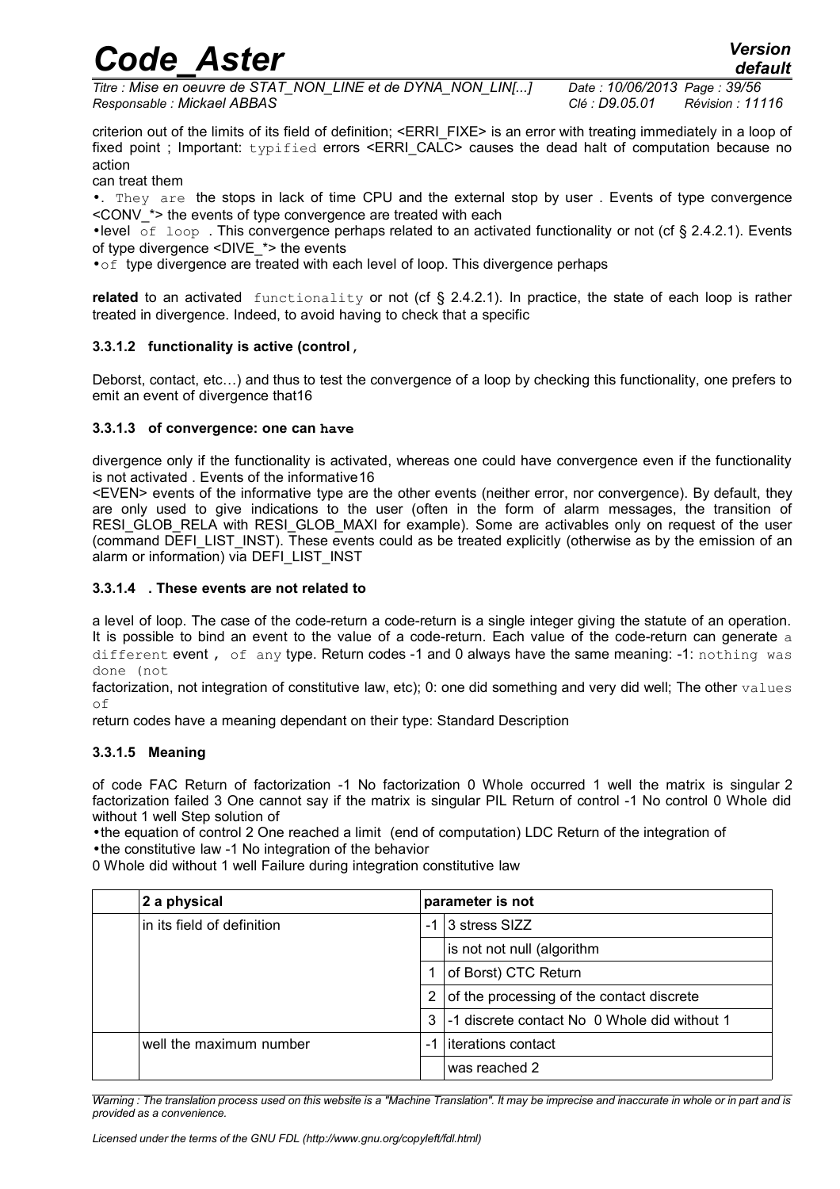criterion out of the limits of its field of definition; <ERRI_FIXE> is an error with treating immediately in a loop of fixed point ; Important: typified errors <ERRI_CALC> causes the dead halt of computation because no action

can treat them

- . They are the stops in lack of time CPU and the external stop by user . Events of type convergence <CONV_*> the events of type convergence are treated with each
- level of loop . This convergence perhaps related to an activated functionality or not (cf § 2.4.2.1). Events of type divergence <DIVE_*> the events
- of type divergence are treated with each level of loop. This divergence perhaps

**related** to an activated functionality or not (cf § 2.4.2.1). In practice, the state of each loop is rather treated in divergence. Indeed, to avoid having to check that a specific

#### 3.3.1.2 functionality is active (control ,

Deborst, contact, etc…) and thus to test the convergence of a loop by checking this functionality, one prefers to emit an event of divergence that16

#### 3.3.1.3 of convergence: one can have

divergence only if the functionality is activated, whereas one could have convergence even if the functionality is not activated . Events of the informative16

<EVEN> events of the informative type are the other events (neither error, nor convergence). By default, they are only used to give indications to the user (often in the form of alarm messages, the transition of RESI_GLOB_RELA with RESI_GLOB_MAXI for example). Some are activables only on request of the user (command DEFI_LIST_INST). These events could as be treated explicitly (otherwise as by the emission of an alarm or information) via DEFI_LIST_INST

#### 3.3.1.4 . These events are not related to

a level of loop. The case of the code-return a code-return is a single integer giving the statute of an operation. It is possible to bind an event to the value of a code-return. Each value of the code-return can generate a different event , of any type. Return codes -1 and 0 always have the same meaning: -1: nothing was done (not

factorization, not integration of constitutive law, etc); 0: one did something and very did well; The other values of

return codes have a meaning dependant on their type: Standard Description

#### 3.3.1.5 Meaning

of code FAC Return of factorization -1 No factorization 0 Whole occurred 1 well the matrix is singular 2 factorization failed 3 One cannot say if the matrix is singular PIL Return of control -1 No control 0 Whole did without 1 well Step solution of

- the equation of control 2 One reached a limit (end of computation) LDC Return of the integration of
- the constitutive law -1 No integration of the behavior

0 Whole did without 1 well Failure during integration constitutive law

| | 2 a physical | | parameter is not |
|---|---|---|---|
| | in its field of definition | -1 | 3 stress SIZZ |
| | | | is not not null (algorithm |
| | | 1 | of Borst) CTC Return |
| | | 2 | of the processing of the contact discrete |
| | | 3 | -1 discrete contact No 0 Whole did without 1 |
| | well the maximum number | -1 | iterations contact |
| | | | was reached 2 |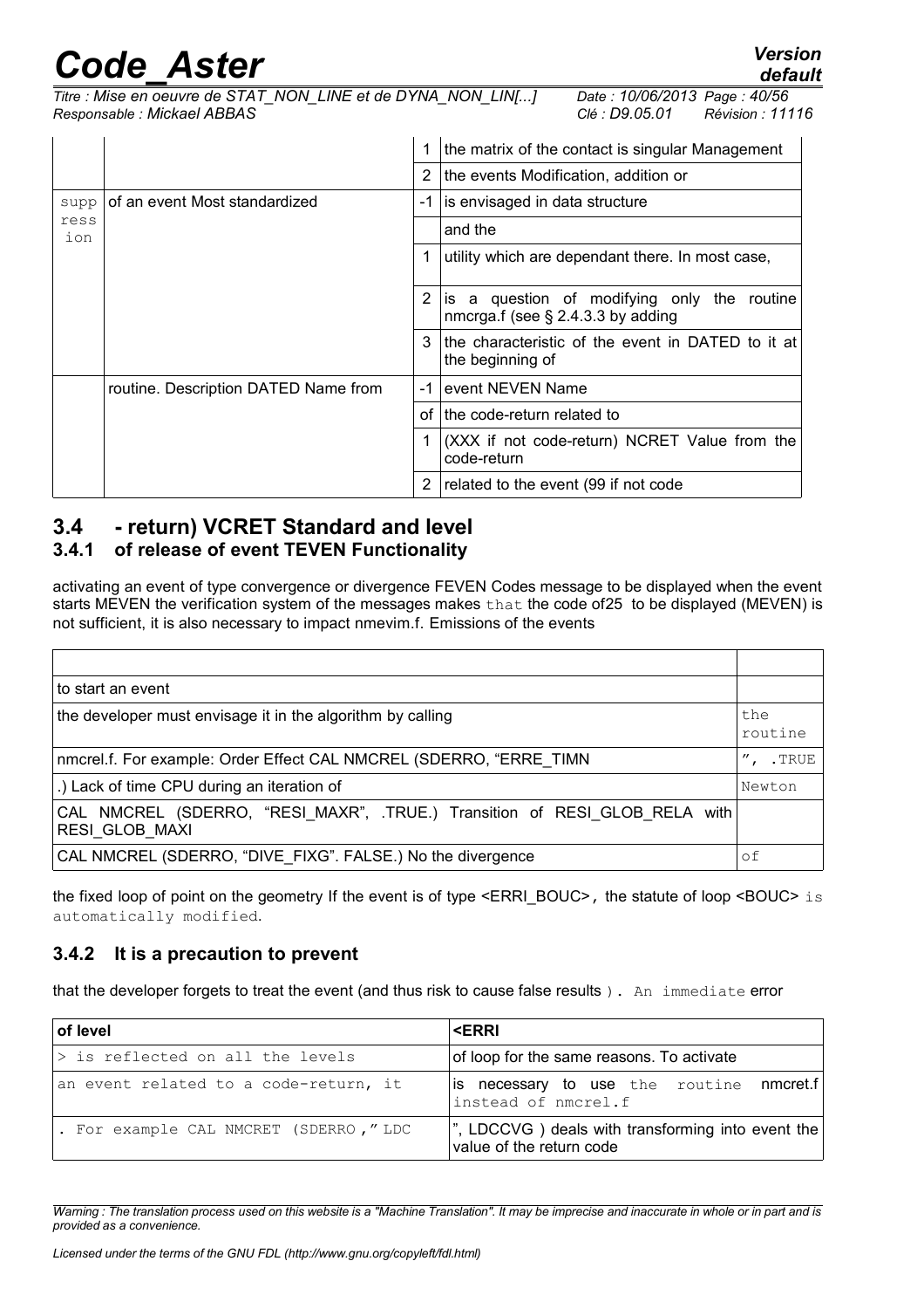| | | | |
|---|---|---|---|
| | | 1 | the matrix of the contact is singular Management |
| | | 2 | the events Modification, addition or |
| suppression | of an event Most standardized | -1 | is envisaged in data structure |
| | | | and the |
| | | 1 | utility which are dependant there. In most case, |
| | | 2 | is a question of modifying only the routine nmcrga.f (see § 2.4.3.3 by adding |
| | | 3 | the characteristic of the event in DATED to it at the beginning of |
| | routine. Description DATED Name from | -1 | event NEVEN Name |
| | | of | the code-return related to |
| | | 1 | (XXX if not code-return) NCRET Value from the code-return |
| | | 2 | related to the event (99 if not code |

## 3.4 - return) VCRET Standard and level

### 3.4.1 of release of event TEVEN Functionality

activating an event of type convergence or divergence FEVEN Codes message to be displayed when the event starts MEVEN the verification system of the messages makes that the code of25 to be displayed (MEVEN) is not sufficient, it is also necessary to impact nmevim.f. Emissions of the events

| | |
|---|---|
| to start an event | |
| the developer must envisage it in the algorithm by calling | the routine |
| nmcrel.f. For example: Order Effect CAL NMCREL (SDERRO, "ERRE_TIMN | ", .TRUE |
| .) Lack of time CPU during an iteration of | Newton |
| CAL NMCREL (SDERRO, "RESI_MAXR", .TRUE.) Transition of RESI_GLOB_RELA with RESI_GLOB_MAXI | |
| CAL NMCREL (SDERRO, "DIVE_FIXG". FALSE.) No the divergence | of |

the fixed loop of point on the geometry If the event is of type <ERRI_BOUC>, the statute of loop <BOUC> is automatically modified.

### 3.4.2 It is a precaution to prevent

that the developer forgets to treat the event (and thus risk to cause false results ). An immediate error

| of level | <ERRI |
|---|---|
| > is reflected on all the levels | of loop for the same reasons. To activate |
| an event related to a code-return, it | is necessary to use the routine nmcret.f instead of nmcrel.f |
| . For example CAL NMCRET (SDERRO ," LDC | ", LDCCVG ) deals with transforming into event the value of the return code |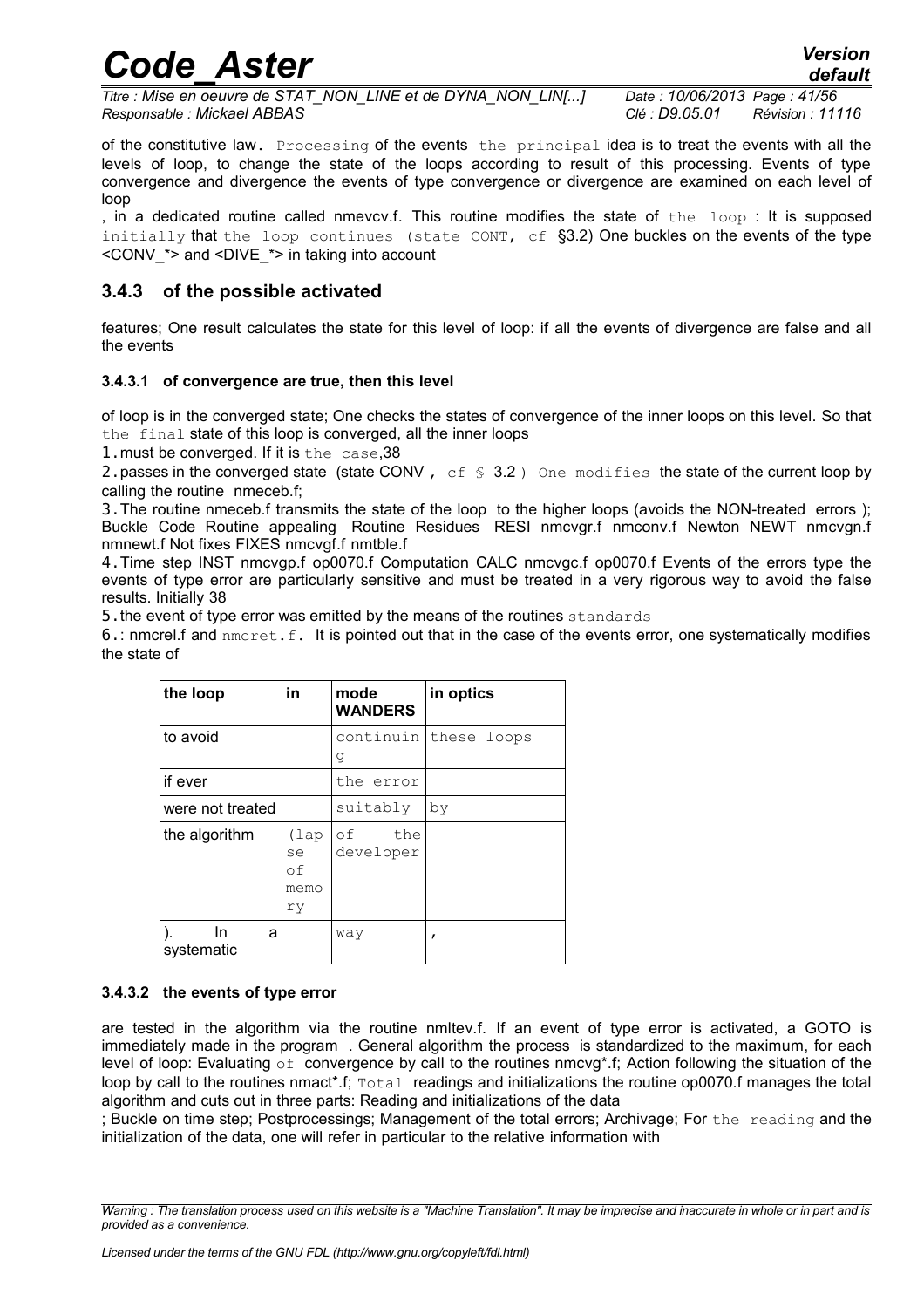of the constitutive law. Processing of the events the principal idea is to treat the events with all the levels of loop, to change the state of the loops according to result of this processing. Events of type convergence and divergence the events of type convergence or divergence are examined on each level of loop

, in a dedicated routine called nmevcv.f. This routine modifies the state of the loop : It is supposed initially that the loop continues (state CONT, cf §3.2) One buckles on the events of the type <CONV_*> and <DIVE_*> in taking into account

### 3.4.3 of the possible activated

features; One result calculates the state for this level of loop: if all the events of divergence are false and all the events

#### 3.4.3.1 of convergence are true, then this level

of loop is in the converged state; One checks the states of convergence of the inner loops on this level. So that the final state of this loop is converged, all the inner loops

1. must be converged. If it is the case,38
2. passes in the converged state (state CONV , cf § 3.2 ) One modifies the state of the current loop by calling the routine nmeceb.f;
3. The routine nmeceb.f transmits the state of the loop to the higher loops (avoids the NON-treated errors ); Buckle Code Routine appealing Routine Residues RESI nmcvgr.f nmconv.f Newton NEWT nmcvgn.f nmnewt.f Not fixes FIXES nmcvgf.f nmtble.f
4. Time step INST nmcvgp.f op0070.f Computation CALC nmcvgc.f op0070.f Events of the errors type the events of type error are particularly sensitive and must be treated in a very rigorous way to avoid the false results. Initially 38
5. the event of type error was emitted by the means of the routines standards
6. : nmcrel.f and nmcret.f. It is pointed out that in the case of the events error, one systematically modifies the state of

| the loop | in | mode WANDERS | in optics |
|---|---|---|---|
| to avoid | | continuing | these loops |
| if ever | | the error | |
| were not treated | | suitably | by |
| the algorithm | (lapse of memory | of the developer | |
| ). In a systematic | | way | , |

#### 3.4.3.2 the events of type error

are tested in the algorithm via the routine nmltev.f. If an event of type error is activated, a GOTO is immediately made in the program . General algorithm the process is standardized to the maximum, for each level of loop: Evaluating of convergence by call to the routines nmcvg*.f; Action following the situation of the loop by call to the routines nmact*.f; Total readings and initializations the routine op0070.f manages the total algorithm and cuts out in three parts: Reading and initializations of the data

; Buckle on time step; Postprocessings; Management of the total errors; Archivage; For the reading and the initialization of the data, one will refer in particular to the relative information with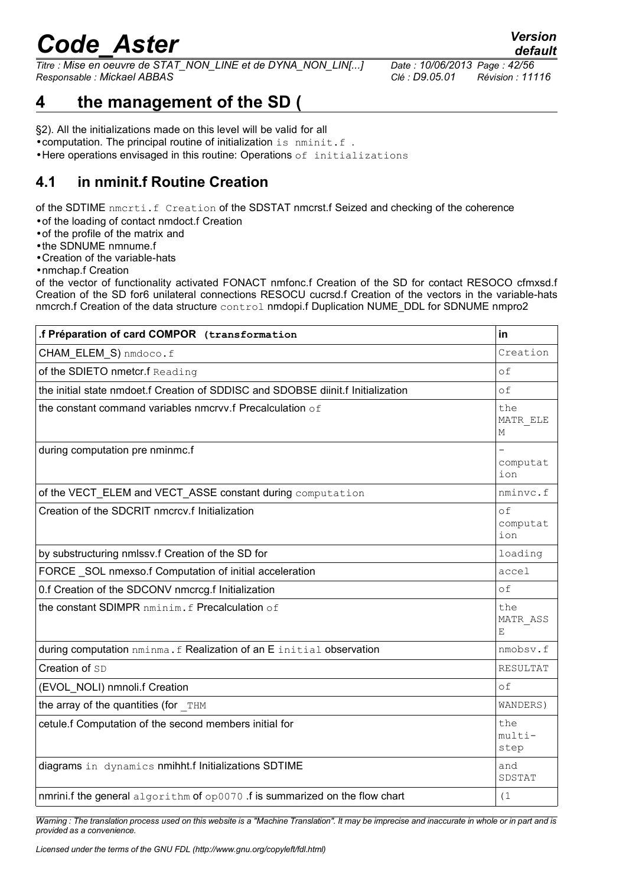# 4 the management of the SD (

§2). All the initializations made on this level will be valid for all

- computation. The principal routine of initialization is nminit.f .
- Here operations envisaged in this routine: Operations of initializations

## 4.1 in nminit.f Routine Creation

of the SDTIME nmcrti.f Creation of the SDSTAT nmcrst.f Seized and checking of the coherence

- of the loading of contact nmdoct.f Creation
- of the profile of the matrix and
- the SDNUME nmnume.f
- Creation of the variable-hats
- nmchap.f Creation

of the vector of functionality activated FONACT nmfonc.f Creation of the SD for contact RESOCO cfmxsd.f Creation of the SD for6 unilateral connections RESOCU cucrsd.f Creation of the vectors in the variable-hats nmcrch.f Creation of the data structure control nmdopi.f Duplication NUME_DDL for SDNUME nmpro2

| .f Préparation of card COMPOR (transformation | in |
|---|---|
| CHAM_ELEM_S) nmdoco.f | Creation |
| of the SDIETO nmetcr.f Reading | of |
| the initial state nmdoet.f Creation of SDDISC and SDOBSE diinit.f Initialization | of |
| the constant command variables nmcrvv.f Precalculation of | the MATR_ELEM |
| during computation pre nminmc.f | - computation |
| of the VECT_ELEM and VECT_ASSE constant during computation | nminvc.f |
| Creation of the SDCRIT nmcrcv.f Initialization | of computation |
| by substructuring nmlssv.f Creation of the SD for | loading |
| FORCE _SOL nmexso.f Computation of initial acceleration | accel |
| 0.f Creation of the SDCONV nmcrcg.f Initialization | of |
| the constant SDIMPR nminim.f Precalculation of | the MATR_ASSE |
| during computation nminma.f Realization of an E initial observation | nmobsv.f |
| Creation of SD | RESULTAT |
| (EVOL_NOLI) nmnoli.f Creation | of |
| the array of the quantities (for _THM | WANDERS) |
| cetule.f Computation of the second members initial for | the multi-step |
| diagrams in dynamics nmihht.f Initializations SDTIME | and SDSTAT |
| nmrini.f the general algorithm of op0070 .f is summarized on the flow chart | (1 |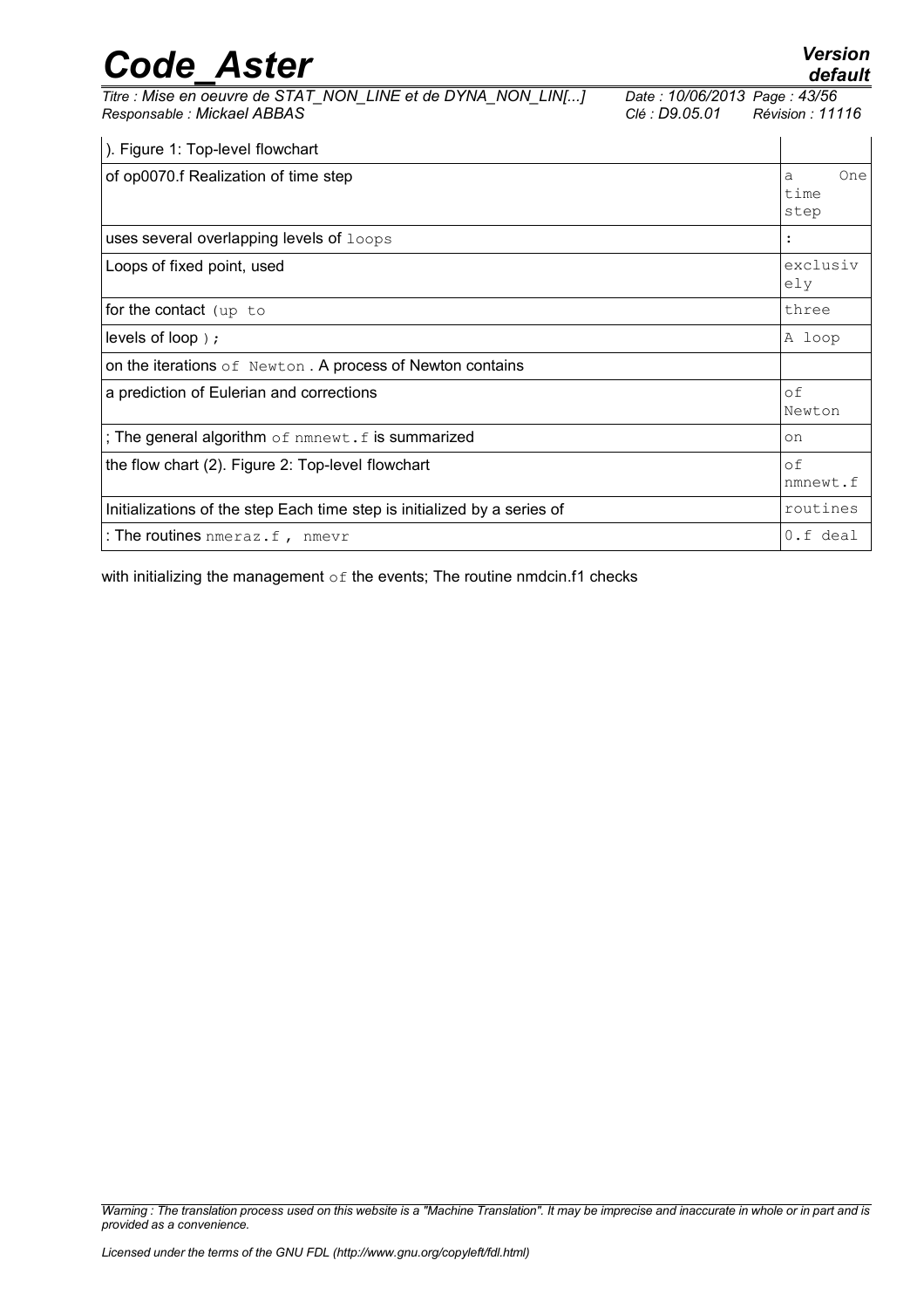| ). Figure 1: Top-level flowchart | |
|---|---|
| of op0070.f Realization of time step | a One time step |
| uses several overlapping levels of loops | : |
| Loops of fixed point, used | exclusively |
| for the contact (up to | three |
| levels of loop ); | A loop |
| on the iterations of Newton . A process of Newton contains | |
| a prediction of Eulerian and corrections | of Newton |
| ; The general algorithm of nmnewt.f is summarized | on |
| the flow chart (2). Figure 2: Top-level flowchart | of nmnewt.f |
| Initializations of the step Each time step is initialized by a series of | routines |
| : The routines nmeraz.f , nmevr | 0.f deal |

with initializing the management of the events; The routine nmdcin.f1 checks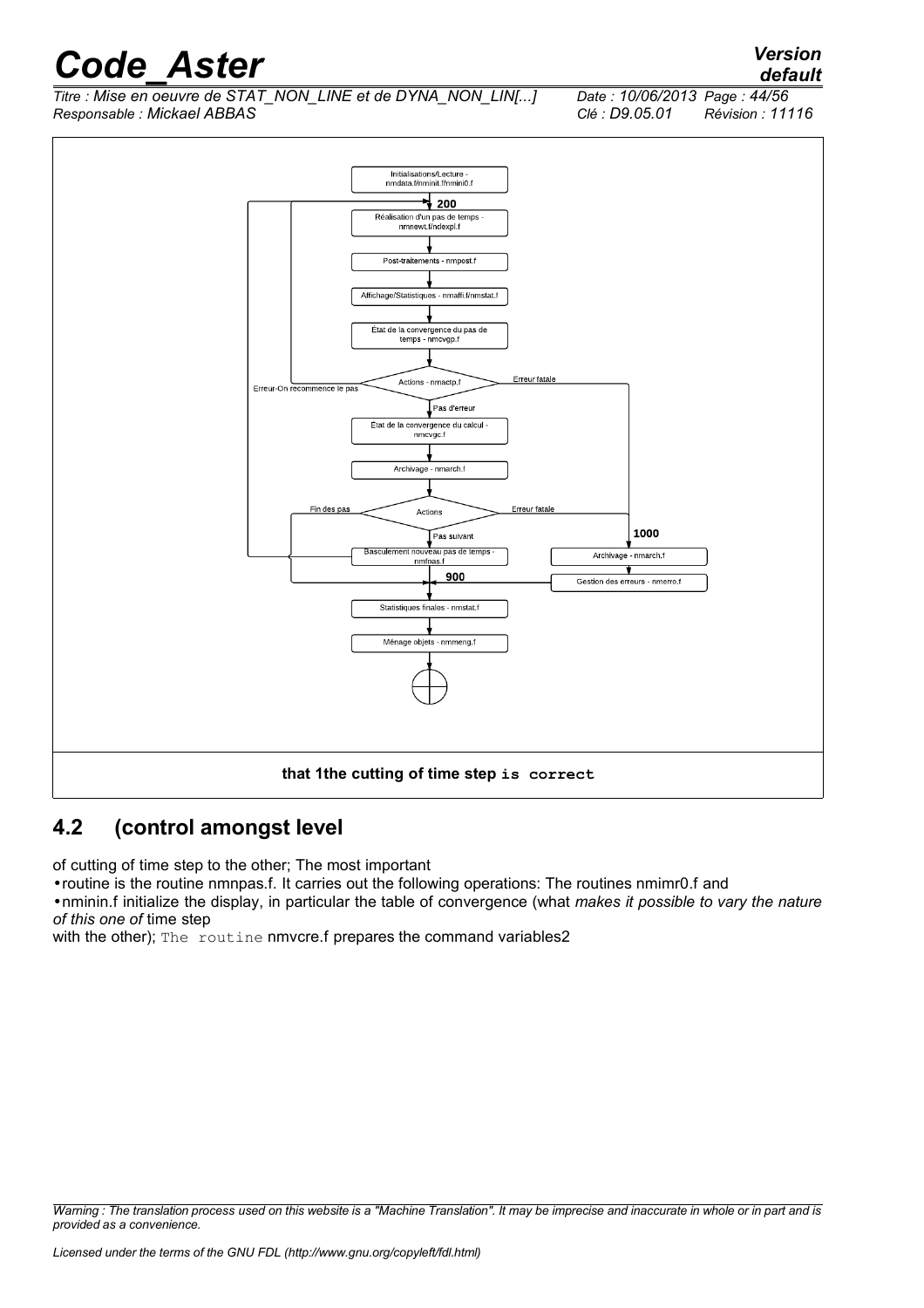Initialisations/Lecture - nmdata.f/nminit.f/nmini0.f

200

Réalisation d'un pas de temps - nmnewt.f/ndexpl.f

Post-traitements - nmpost.f

Affichage/Statistiques - nmaffi.f/nmstat.f

État de la convergence du pas de temps - nmcvgp.f

Actions - nmactp.f

Erreur-On recommence le pas

Erreur fatale

Pas d'erreur

État de la convergence du calcul - nmcvgc.f

Archivage - nmarch.f

Fin des pas

Actions

Erreur fatale

Pas suivant

1000

Basculement nouveau pas de temps - nmfpas.f

Archivage - nmarch.f

900

Gestion des erreurs - nmerro.f

Statistiques finales - nmstat.f

Ménage objets - nmmeng.f

**that 1the cutting of time step is correct**

## 4.2 (control amongst level

of cutting of time step to the other; The most important

- routine is the routine nmnpas.f. It carries out the following operations: The routines nmimr0.f and
- nminin.f initialize the display, in particular the table of convergence (what *makes it possible to vary the nature of this one of* time step

with the other); The routine nmvcre.f prepares the command variables2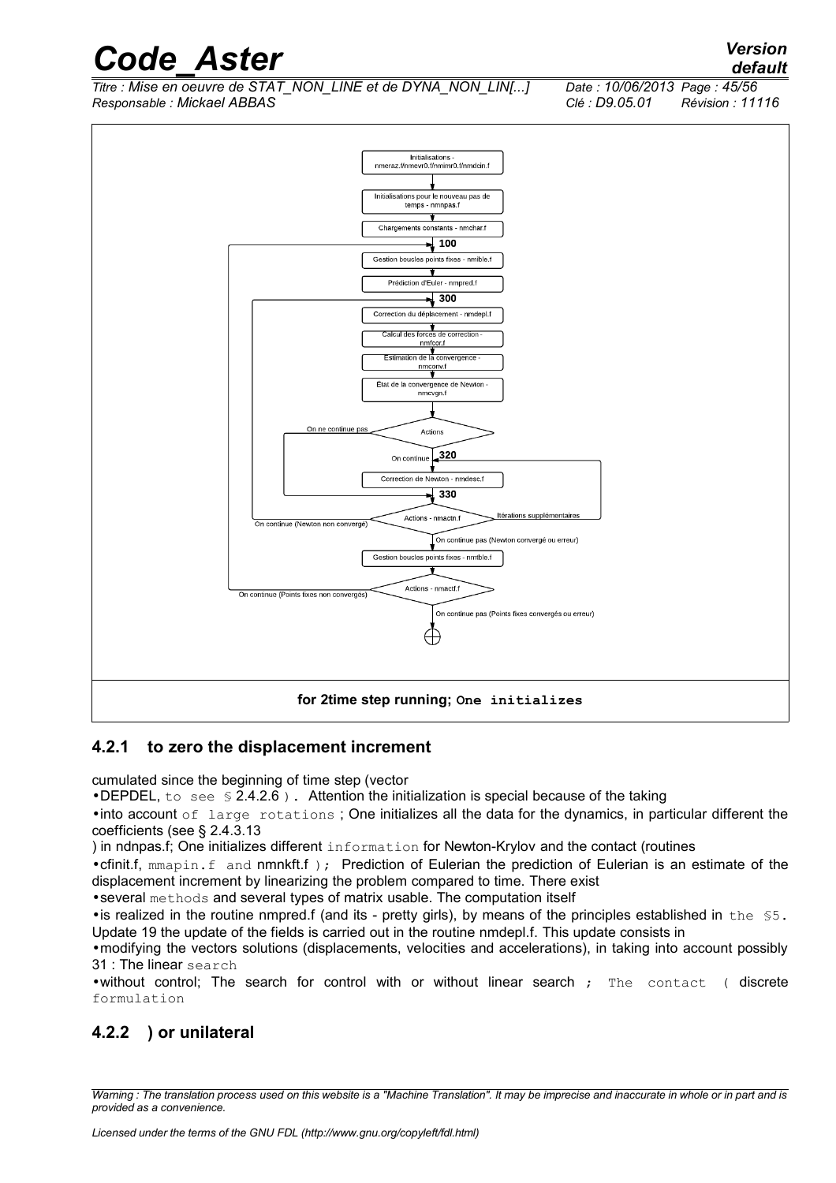Initialisations - nmeraz.f/nmevr0.f/nmimr0.f/nmdcin.f

Initialisations pour le nouveau pas de temps - nmnpas.f

Chargements constants - nmchar.f

100

Gestion boucles points fixes - nmible.f

Prédiction d'Euler - nmpred.f

300

Correction du déplacement - nmdepl.f

Calcul des forces de correction - nmfcor.f

Estimation de la convergence - nmconv.f

État de la convergence de Newton - nmcvgn.f

Actions

On ne continue pas

On continue

320

Correction de Newton - nmdesc.f

330

Actions - nmactn.f

Itérations supplémentaires

On continue (Newton non convergé)

On continue pas (Newton convergé ou erreur)

Gestion boucles points fixes - nmtble.f

Actions - nmactf.f

On continue (Points fixes non convergés)

On continue pas (Points fixes convergés ou erreur)

**for 2time step running; One initializes**

### 4.2.1 to zero the displacement increment

cumulated since the beginning of time step (vector

- DEPDEL, to see § 2.4.2.6 ). Attention the initialization is special because of the taking
- into account of large rotations ; One initializes all the data for the dynamics, in particular different the coefficients (see § 2.4.3.13

) in ndnpas.f; One initializes different information for Newton-Krylov and the contact (routines

- cfinit.f, mmapin.f and nmnkft.f ); Prediction of Eulerian the prediction of Eulerian is an estimate of the displacement increment by linearizing the problem compared to time. There exist
- several methods and several types of matrix usable. The computation itself
- is realized in the routine nmpred.f (and its - pretty girls), by means of the principles established in the §5. Update 19 the update of the fields is carried out in the routine nmdepl.f. This update consists in
- modifying the vectors solutions (displacements, velocities and accelerations), in taking into account possibly 31 : The linear search
- without control; The search for control with or without linear search ; The contact ( discrete formulation

### 4.2.2 ) or unilateral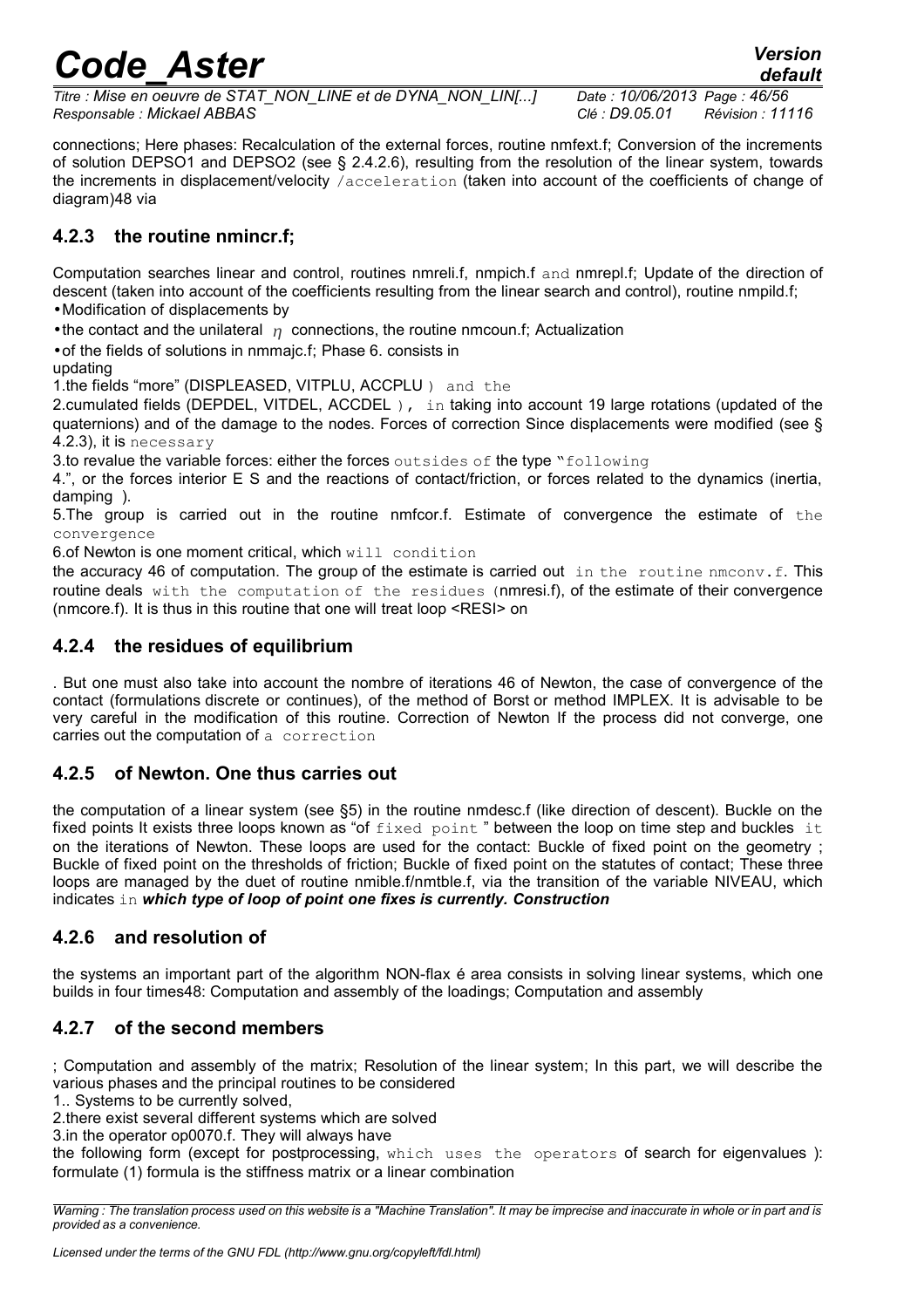connections; Here phases: Recalculation of the external forces, routine nmfext.f; Conversion of the increments of solution DEPSO1 and DEPSO2 (see § 2.4.2.6), resulting from the resolution of the linear system, towards the increments in displacement/velocity /acceleration (taken into account of the coefficients of change of diagram)48 via

### 4.2.3 the routine nmincr.f;

Computation searches linear and control, routines nmreli.f, nmpich.f and nmrepl.f; Update of the direction of descent (taken into account of the coefficients resulting from the linear search and control), routine nmpild.f;

- Modification of displacements by
- the contact and the unilateral $\eta$ connections, the routine nmcoun.f; Actualization
- of the fields of solutions in nmmajc.f; Phase 6. consists in

updating

1. the fields "more" (DISPLEASED, VITPLU, ACCPLU ) and the
2. cumulated fields (DEPDEL, VITDEL, ACCDEL ), in taking into account 19 large rotations (updated of the quaternions) and of the damage to the nodes. Forces of correction Since displacements were modified (see § 4.2.3), it is necessary
3. to revalue the variable forces: either the forces outsides of the type "following
4. ", or the forces interior E S and the reactions of contact/friction, or forces related to the dynamics (inertia, damping ).
5. The group is carried out in the routine nmfcor.f. Estimate of convergence the estimate of the convergence
6. of Newton is one moment critical, which will condition

the accuracy 46 of computation. The group of the estimate is carried out in the routine nmconv.f. This routine deals with the computation of the residues (nmresi.f), of the estimate of their convergence (nmcore.f). It is thus in this routine that one will treat loop <RESI> on

### 4.2.4 the residues of equilibrium

. But one must also take into account the nombre of iterations 46 of Newton, the case of convergence of the contact (formulations discrete or continues), of the method of Borst or method IMPLEX. It is advisable to be very careful in the modification of this routine. Correction of Newton If the process did not converge, one carries out the computation of a correction

### 4.2.5 of Newton. One thus carries out

the computation of a linear system (see §5) in the routine nmdesc.f (like direction of descent). Buckle on the fixed points It exists three loops known as "of fixed point " between the loop on time step and buckles it on the iterations of Newton. These loops are used for the contact: Buckle of fixed point on the geometry ; Buckle of fixed point on the thresholds of friction; Buckle of fixed point on the statutes of contact; These three loops are managed by the duet of routine nmible.f/nmtble.f, via the transition of the variable NIVEAU, which indicates in ***which type of loop of point one fixes is currently. Construction***

### 4.2.6 and resolution of

the systems an important part of the algorithm NON-flax é area consists in solving linear systems, which one builds in four times48: Computation and assembly of the loadings; Computation and assembly

### 4.2.7 of the second members

; Computation and assembly of the matrix; Resolution of the linear system; In this part, we will describe the various phases and the principal routines to be considered

1. . Systems to be currently solved,
2. there exist several different systems which are solved
3. in the operator op0070.f. They will always have

the following form (except for postprocessing, which uses the operators of search for eigenvalues ): formulate (1) formula is the stiffness matrix or a linear combination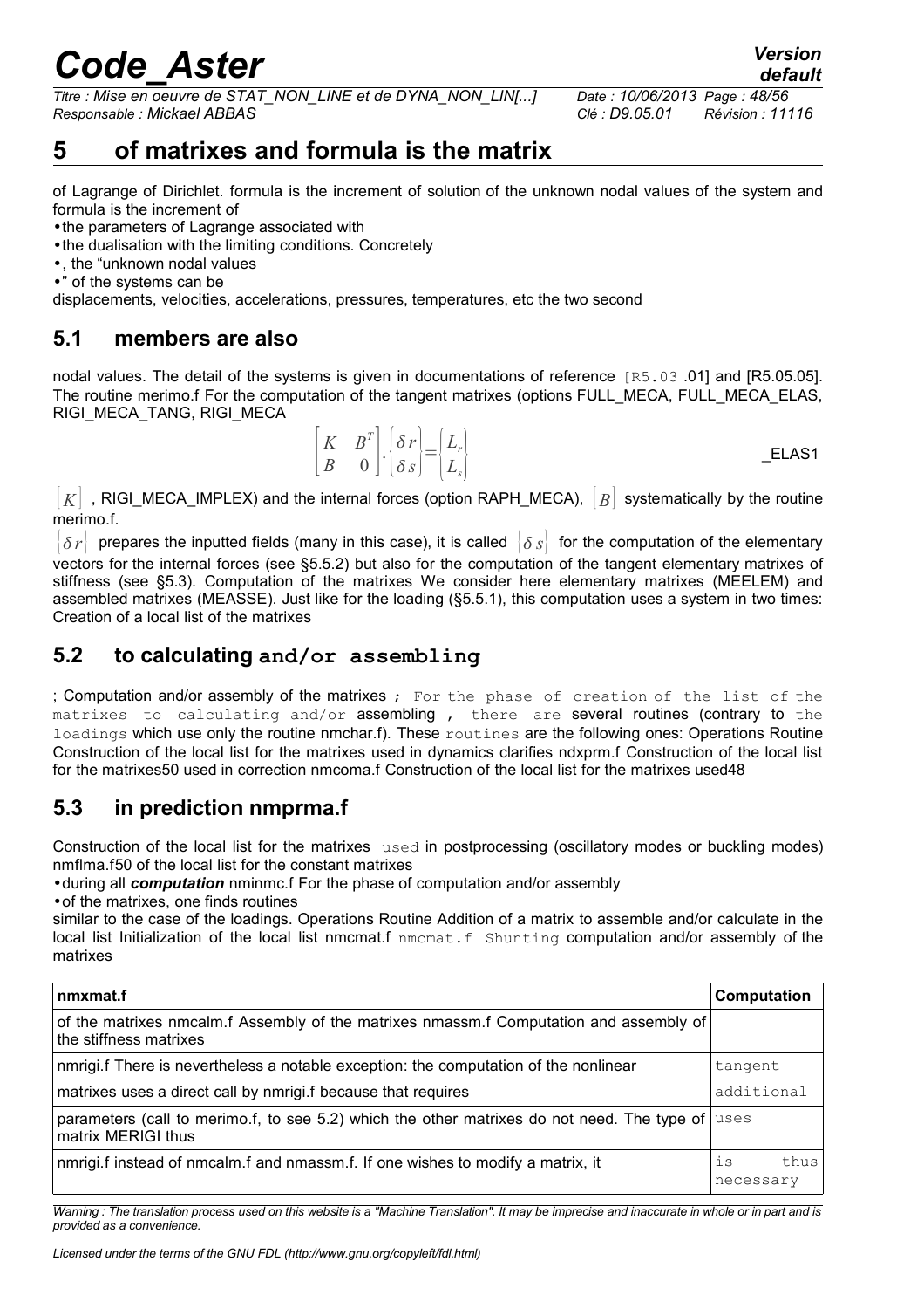# 5 of matrixes and formula is the matrix

of Lagrange of Dirichlet. formula is the increment of solution of the unknown nodal values of the system and formula is the increment of

- the parameters of Lagrange associated with
- the dualisation with the limiting conditions. Concretely
- , the "unknown nodal values
- " of the systems can be

displacements, velocities, accelerations, pressures, temperatures, etc the two second

## 5.1 members are also

nodal values. The detail of the systems is given in documentations of reference [R5.03 .01] and [R5.05.05]. The routine merimo.f For the computation of the tangent matrixes (options FULL_MECA, FULL_MECA_ELAS, RIGI_MECA_TANG, RIGI_MECA

$$\begin{bmatrix} K & B^T \\ B & 0 \end{bmatrix} \cdot \begin{Bmatrix} \delta r \\ \delta s \end{Bmatrix} = \begin{Bmatrix} L_r \\ L_s \end{Bmatrix}$$ _ELAS1

$[K]$ , RIGI_MECA_IMPLEX) and the internal forces (option RAPH_MECA), $[B]$ systematically by the routine merimo.f.

$\{\delta r\}$ prepares the inputted fields (many in this case), it is called $\{\delta s\}$ for the computation of the elementary vectors for the internal forces (see §5.5.2) but also for the computation of the tangent elementary matrixes of stiffness (see §5.3). Computation of the matrixes We consider here elementary matrixes (MEELEM) and assembled matrixes (MEASSE). Just like for the loading (§5.5.1), this computation uses a system in two times: Creation of a local list of the matrixes

## 5.2 to calculating and/or assembling

; Computation and/or assembly of the matrixes ; For the phase of creation of the list of the matrixes to calculating and/or assembling , there are several routines (contrary to the loadings which use only the routine nmchar.f). These routines are the following ones: Operations Routine Construction of the local list for the matrixes used in dynamics clarifies ndxprm.f Construction of the local list for the matrixes50 used in correction nmcoma.f Construction of the local list for the matrixes used48

## 5.3 in prediction nmprma.f

Construction of the local list for the matrixes used in postprocessing (oscillatory modes or buckling modes) nmflma.f50 of the local list for the constant matrixes

- during all ***computation*** nminmc.f For the phase of computation and/or assembly
- of the matrixes, one finds routines

similar to the case of the loadings. Operations Routine Addition of a matrix to assemble and/or calculate in the local list Initialization of the local list nmcmat.f nmcmat.f Shunting computation and/or assembly of the matrixes

| nmxmat.f | Computation |
|---|---|
| of the matrixes nmcalm.f Assembly of the matrixes nmassm.f Computation and assembly of the stiffness matrixes | |
| nmrigi.f There is nevertheless a notable exception: the computation of the nonlinear | tangent |
| matrixes uses a direct call by nmrigi.f because that requires | additional |
| parameters (call to merimo.f, to see 5.2) which the other matrixes do not need. The type of matrix MERIGI thus | uses |
| nmrigi.f instead of nmcalm.f and nmassm.f. If one wishes to modify a matrix, it | is thus necessary |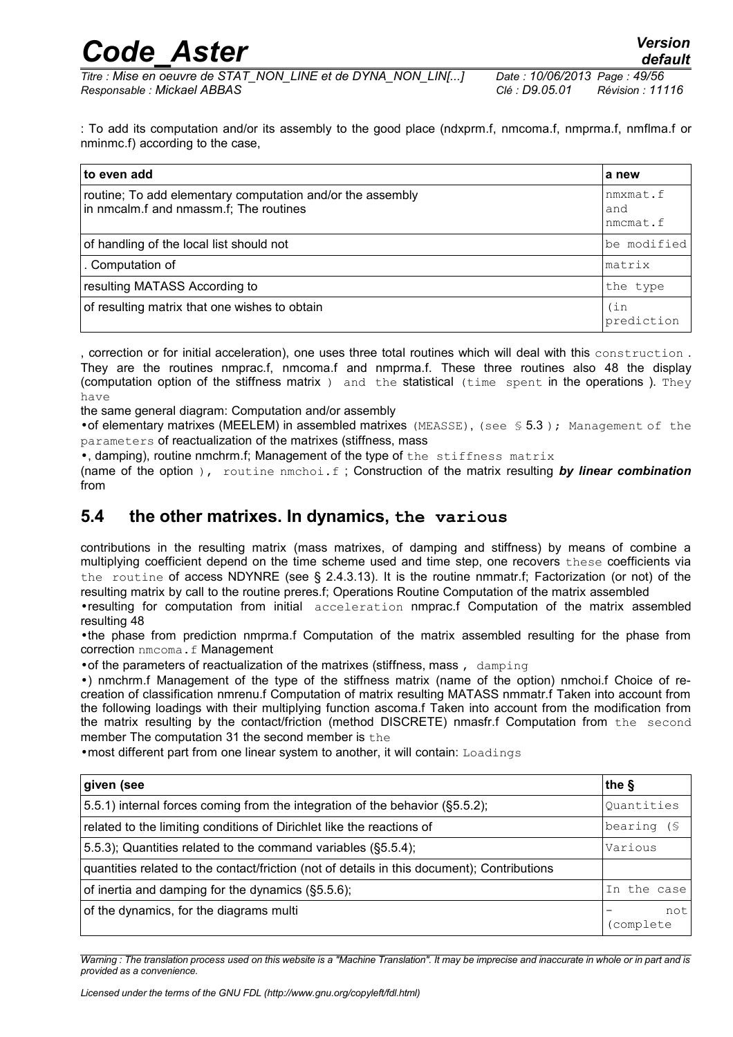: To add its computation and/or its assembly to the good place (ndxprm.f, nmcoma.f, nmprma.f, nmflma.f or nminmc.f) according to the case,

| to even add | a new |
|---|---|
| routine; To add elementary computation and/or the assembly in nmcalm.f and nmassm.f; The routines | nmxmat.f and nmcmat.f |
| of handling of the local list should not | be modified |
| . Computation of | matrix |
| resulting MATASS According to | the type |
| of resulting matrix that one wishes to obtain | (in prediction |

, correction or for initial acceleration), one uses three total routines which will deal with this construction. They are the routines nmprac.f, nmcoma.f and nmprma.f. These three routines also 48 the display (computation option of the stiffness matrix ) and the statistical (time spent in the operations ). They have

the same general diagram: Computation and/or assembly

- of elementary matrixes (MEELEM) in assembled matrixes (MEASSE), (see § 5.3 ); Management of the parameters of reactualization of the matrixes (stiffness, mass
- , damping), routine nmchrm.f; Management of the type of the stiffness matrix

(name of the option ), routine nmchoi.f ; Construction of the matrix resulting ***by linear combination*** from

## 5.4 the other matrixes. In dynamics, the various

contributions in the resulting matrix (mass matrixes, of damping and stiffness) by means of combine a multiplying coefficient depend on the time scheme used and time step, one recovers these coefficients via the routine of access NDYNRE (see § 2.4.3.13). It is the routine nmmatr.f; Factorization (or not) of the resulting matrix by call to the routine preres.f; Operations Routine Computation of the matrix assembled

- resulting for computation from initial acceleration nmprac.f Computation of the matrix assembled resulting 48
- the phase from prediction nmprma.f Computation of the matrix assembled resulting for the phase from correction nmcoma.f Management
- of the parameters of reactualization of the matrixes (stiffness, mass , damping
- ) nmchrm.f Management of the type of the stiffness matrix (name of the option) nmchoi.f Choice of re-creation of classification nmrenu.f Computation of matrix resulting MATASS nmmatr.f Taken into account from the following loadings with their multiplying function ascoma.f Taken into account from the modification from the matrix resulting by the contact/friction (method DISCRETE) nmasfr.f Computation from the second member The computation 31 the second member is the
- most different part from one linear system to another, it will contain: Loadings

| given (see | the § |
|---|---|
| 5.5.1) internal forces coming from the integration of the behavior (§5.5.2); | Quantities |
| related to the limiting conditions of Dirichlet like the reactions of | bearing (§ |
| 5.5.3); Quantities related to the command variables (§5.5.4); | Various |
| quantities related to the contact/friction (not of details in this document); Contributions | |
| of inertia and damping for the dynamics (§5.5.6); | In the case |
| of the dynamics, for the diagrams multi | – not (complete |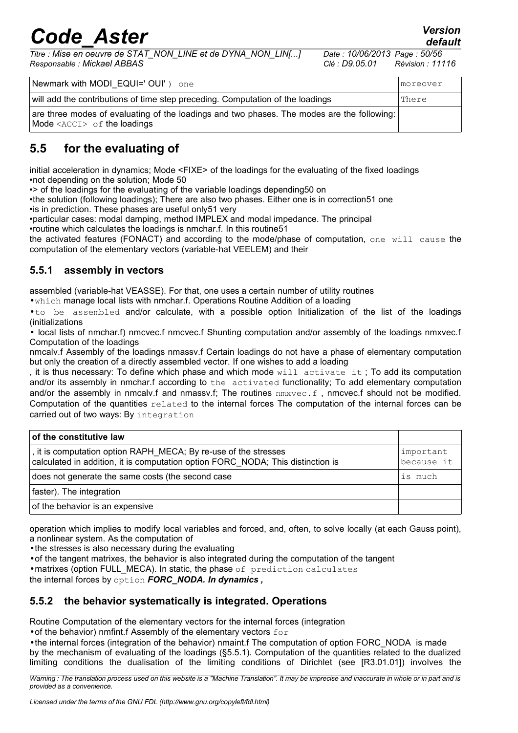| Newmark with MODI_EQUI=' OUI' ) one | moreover |
|---|---|
| will add the contributions of time step preceding. Computation of the loadings | There |
| are three modes of evaluating of the loadings and two phases. The modes are the following: Mode <ACCI> of the loadings | |

## 5.5 for the evaluating of

initial acceleration in dynamics; Mode <FIXE> of the loadings for the evaluating of the fixed loadings
• not depending on the solution; Mode 50
• > of the loadings for the evaluating of the variable loadings depending50 on
• the solution (following loadings); There are also two phases. Either one is in correction51 one
• is in prediction. These phases are useful only51 very
• particular cases: modal damping, method IMPLEX and modal impedance. The principal
• routine which calculates the loadings is nmchar.f. In this routine51

the activated features (FONACT) and according to the mode/phase of computation, one will cause the computation of the elementary vectors (variable-hat VEELEM) and their

### 5.5.1 assembly in vectors

assembled (variable-hat VEASSE). For that, one uses a certain number of utility routines

• which manage local lists with nmchar.f. Operations Routine Addition of a loading
• to be assembled and/or calculate, with a possible option Initialization of the list of the loadings (initializations
• local lists of nmchar.f) nmcvec.f nmcvec.f Shunting computation and/or assembly of the loadings nmxvec.f Computation of the loadings

nmcalv.f Assembly of the loadings nmassv.f Certain loadings do not have a phase of elementary computation but only the creation of a directly assembled vector. If one wishes to add a loading
, it is thus necessary: To define which phase and which mode will activate it ; To add its computation and/or its assembly in nmchar.f according to the activated functionality; To add elementary computation and/or the assembly in nmcalv.f and nmassv.f; The routines nmxvec.f , nmcvec.f should not be modified. Computation of the quantities related to the internal forces The computation of the internal forces can be carried out of two ways: By integration

| of the constitutive law | |
|---|---|
| , it is computation option RAPH_MECA; By re-use of the stresses calculated in addition, it is computation option FORC_NODA; This distinction is | important because it |
| does not generate the same costs (the second case | is much |
| faster). The integration | |
| of the behavior is an expensive | |

operation which implies to modify local variables and forced, and, often, to solve locally (at each Gauss point), a nonlinear system. As the computation of

• the stresses is also necessary during the evaluating
• of the tangent matrixes, the behavior is also integrated during the computation of the tangent
• matrixes (option FULL_MECA). In static, the phase of prediction calculates

the internal forces by option ***FORC_NODA. In dynamics ,***

### 5.5.2 the behavior systematically is integrated. Operations

Routine Computation of the elementary vectors for the internal forces (integration
• of the behavior) nmfint.f Assembly of the elementary vectors for
• the internal forces (integration of the behavior) nmaint.f The computation of option FORC_NODA is made by the mechanism of evaluating of the loadings (§5.5.1). Computation of the quantities related to the dualized limiting conditions the dualisation of the limiting conditions of Dirichlet (see [R3.01.01]) involves the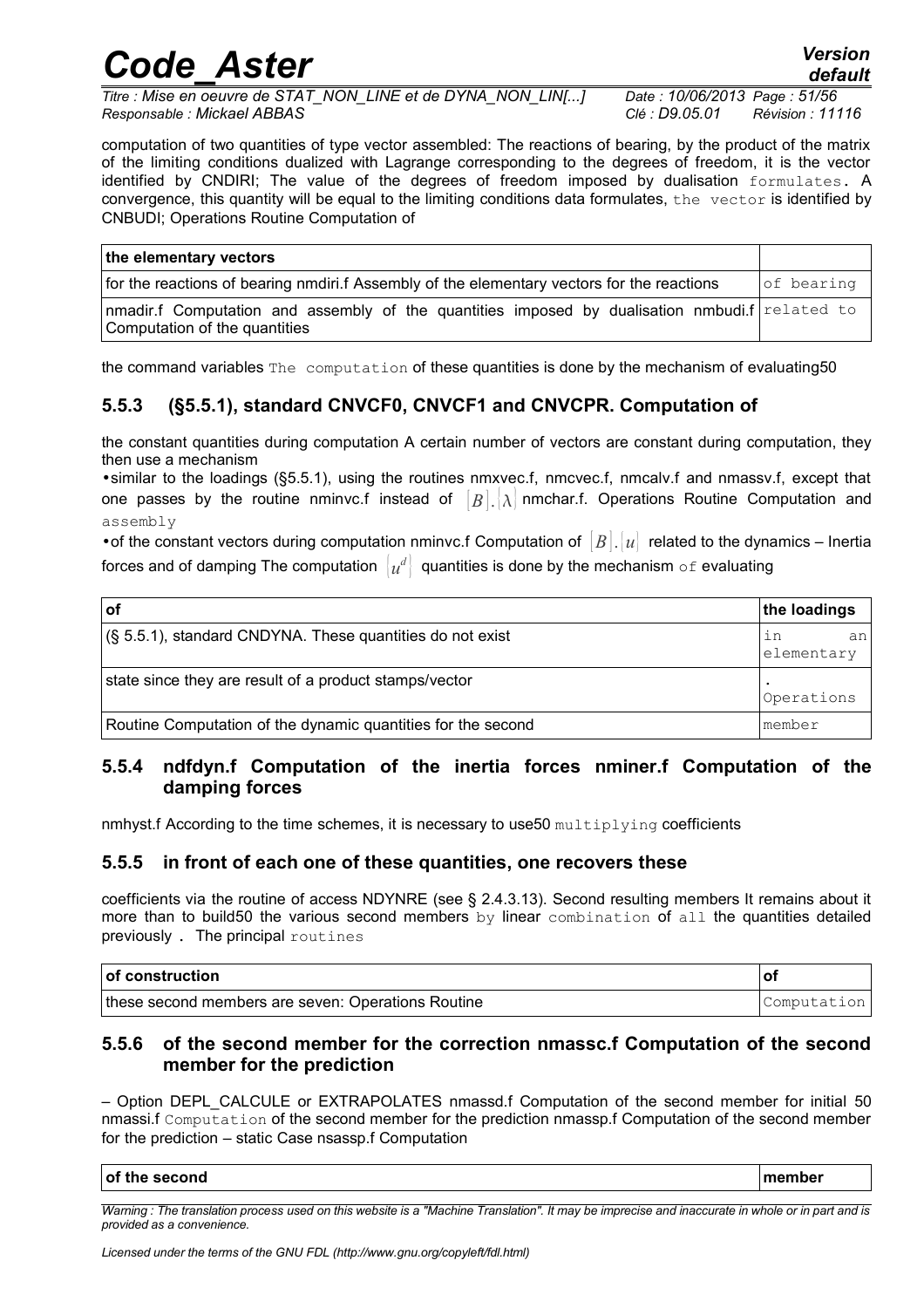computation of two quantities of type vector assembled: The reactions of bearing, by the product of the matrix of the limiting conditions dualized with Lagrange corresponding to the degrees of freedom, it is the vector identified by CNDIRI; The value of the degrees of freedom imposed by dualisation formulates. A convergence, this quantity will be equal to the limiting conditions data formulates, the vector is identified by CNBUDI; Operations Routine Computation of

| the elementary vectors | |
|---|---|
| for the reactions of bearing nmdiri.f Assembly of the elementary vectors for the reactions | of bearing |
| nmadir.f Computation and assembly of the quantities imposed by dualisation nmbudi.f Computation of the quantities | related to |

the command variables The computation of these quantities is done by the mechanism of evaluating50

### 5.5.3 (§5.5.1), standard CNVCF0, CNVCF1 and CNVCPR. Computation of

the constant quantities during computation A certain number of vectors are constant during computation, they then use a mechanism

- similar to the loadings (§5.5.1), using the routines nmxvec.f, nmcvec.f, nmcalv.f and nmassv.f, except that one passes by the routine nminvc.f instead of $[B].\{\lambda\}$ nmchar.f. Operations Routine Computation and assembly
- of the constant vectors during computation nminvc.f Computation of $[B].\{u\}$ related to the dynamics – Inertia forces and of damping The computation $\{u^d\}$ quantities is done by the mechanism of evaluating

| of | the loadings |
|---|---|
| (§ 5.5.1), standard CNDYNA. These quantities do not exist | in an elementary |
| state since they are result of a product stamps/vector | . Operations |
| Routine Computation of the dynamic quantities for the second | member |

### 5.5.4 ndfdyn.f Computation of the inertia forces nminer.f Computation of the damping forces

nmhyst.f According to the time schemes, it is necessary to use50 multiplying coefficients

### 5.5.5 in front of each one of these quantities, one recovers these

coefficients via the routine of access NDYNRE (see § 2.4.3.13). Second resulting members It remains about it more than to build50 the various second members by linear combination of all the quantities detailed previously . The principal routines

| of construction | of |
|---|---|
| these second members are seven: Operations Routine | Computation |

### 5.5.6 of the second member for the correction nmassc.f Computation of the second member for the prediction

– Option DEPL_CALCULE or EXTRAPOLATES nmassd.f Computation of the second member for initial 50 nmassi.f Computation of the second member for the prediction nmassp.f Computation of the second member for the prediction – static Case nsassp.f Computation

| of the second | member |
|---|---|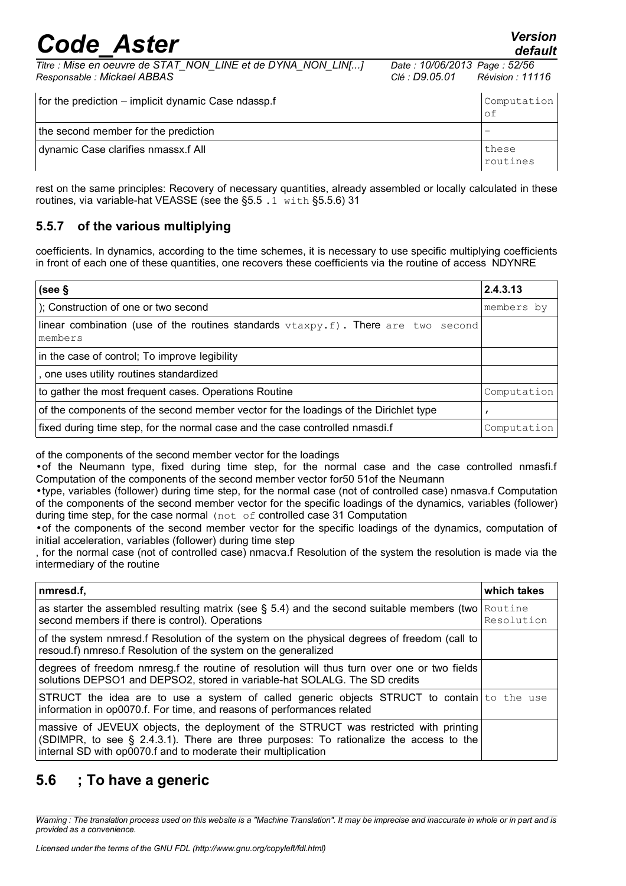| for the prediction – implicit dynamic Case ndassp.f | Computation of |
|---|---|
| the second member for the prediction | – |
| dynamic Case clarifies nmassx.f All | these routines |

rest on the same principles: Recovery of necessary quantities, already assembled or locally calculated in these routines, via variable-hat VEASSE (see the §5.5 .1 with §5.5.6) 31

### 5.5.7 of the various multiplying

coefficients. In dynamics, according to the time schemes, it is necessary to use specific multiplying coefficients in front of each one of these quantities, one recovers these coefficients via the routine of access NDYNRE

| (see § | 2.4.3.13 |
|---|---|
| ); Construction of one or two second | members by |
| linear combination (use of the routines standards vtaxpy.f). There are two second members | |
| in the case of control; To improve legibility | |
| , one uses utility routines standardized | |
| to gather the most frequent cases. Operations Routine | Computation |
| of the components of the second member vector for the loadings of the Dirichlet type | , |
| fixed during time step, for the normal case and the case controlled nmasdi.f | Computation |

of the components of the second member vector for the loadings

- of the Neumann type, fixed during time step, for the normal case and the case controlled nmasfi.f Computation of the components of the second member vector for50 51of the Neumann
- type, variables (follower) during time step, for the normal case (not of controlled case) nmasva.f Computation of the components of the second member vector for the specific loadings of the dynamics, variables (follower) during time step, for the case normal (not of controlled case 31 Computation
- of the components of the second member vector for the specific loadings of the dynamics, computation of initial acceleration, variables (follower) during time step

, for the normal case (not of controlled case) nmacva.f Resolution of the system the resolution is made via the intermediary of the routine

| nmresd.f, | which takes |
|---|---|
| as starter the assembled resulting matrix (see § 5.4) and the second suitable members (two second members if there is control). Operations | Routine Resolution |
| of the system nmresd.f Resolution of the system on the physical degrees of freedom (call to resoud.f) nmreso.f Resolution of the system on the generalized | |
| degrees of freedom nmresg.f the routine of resolution will thus turn over one or two fields solutions DEPSO1 and DEPSO2, stored in variable-hat SOLALG. The SD credits | |
| STRUCT the idea are to use a system of called generic objects STRUCT to contain information in op0070.f. For time, and reasons of performances related | to the use |
| massive of JEVEUX objects, the deployment of the STRUCT was restricted with printing (SDIMPR, to see § 2.4.3.1). There are three purposes: To rationalize the access to the internal SD with op0070.f and to moderate their multiplication | |

## 5.6 ; To have a generic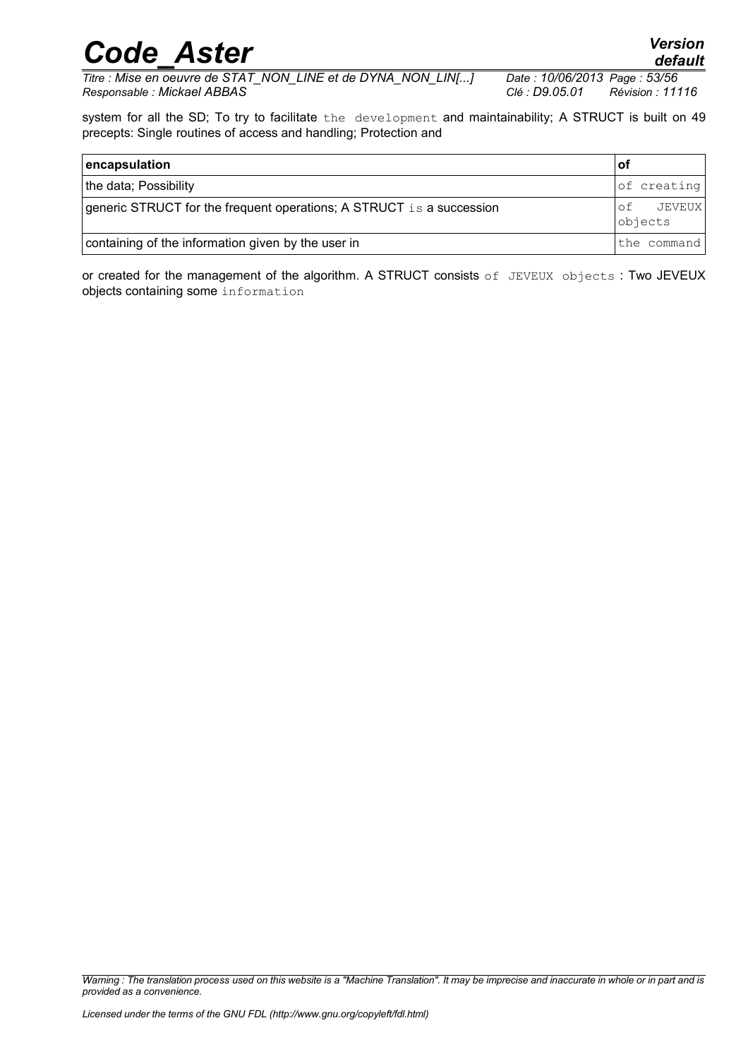system for all the SD; To try to facilitate the development and maintainability; A STRUCT is built on 49 precepts: Single routines of access and handling; Protection and

| encapsulation | of |
|---|---|
| the data; Possibility | of creating |
| generic STRUCT for the frequent operations; A STRUCT is a succession | of JEVEUX objects |
| containing of the information given by the user in | the command |

or created for the management of the algorithm. A STRUCT consists of JEVEUX objects : Two JEVEUX objects containing some information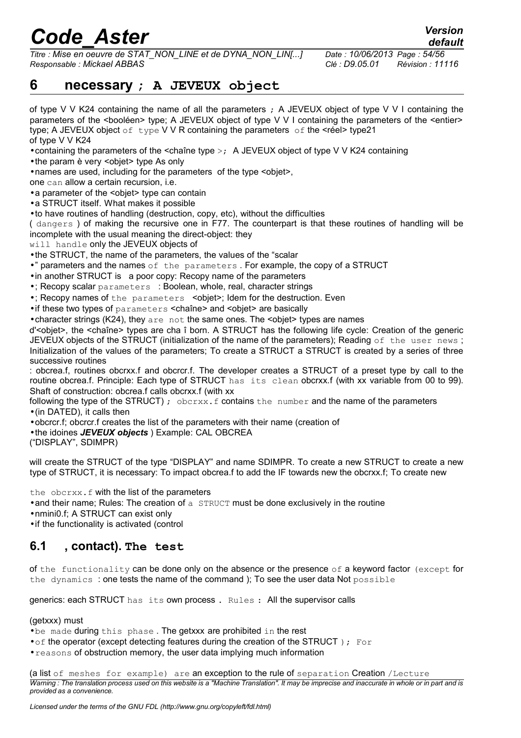## 6 necessary ; A JEVEUX object

of type V V K24 containing the name of all the parameters ; A JEVEUX object of type V V I containing the parameters of the <booléen> type; A JEVEUX object of type V V I containing the parameters of the <entier> type; A JEVEUX object of type V V R containing the parameters of the <réel> type21 of type V V K24

- containing the parameters of the <chaîne type >; A JEVEUX object of type V V K24 containing
- the param è very <objet> type As only
- names are used, including for the parameters of the type <objet>,

one can allow a certain recursion, i.e.

- a parameter of the <objet> type can contain
- a STRUCT itself. What makes it possible
- to have routines of handling (destruction, copy, etc), without the difficulties

( dangers ) of making the recursive one in F77. The counterpart is that these routines of handling will be incomplete with the usual meaning the direct-object: they

will handle only the JEVEUX objects of

- the STRUCT, the name of the parameters, the values of the "scalar
- " parameters and the names of the parameters . For example, the copy of a STRUCT
- in another STRUCT is a poor copy: Recopy name of the parameters
- ; Recopy scalar parameters : Boolean, whole, real, character strings
- ; Recopy names of the parameters <objet>; Idem for the destruction. Even
- if these two types of parameters <chaîne> and <objet> are basically
- character strings (K24), they are not the same ones. The <objet> types are names

d'<objet>, the <chaîne> types are cha î born. A STRUCT has the following life cycle: Creation of the generic JEVEUX objects of the STRUCT (initialization of the name of the parameters); Reading of the user news ; Initialization of the values of the parameters; To create a STRUCT a STRUCT is created by a series of three successive routines

: obcrea.f, routines obcrxx.f and obcrcr.f. The developer creates a STRUCT of a preset type by call to the routine obcrea.f. Principle: Each type of STRUCT has its clean obcrxx.f (with xx variable from 00 to 99). Shaft of construction: obcrea.f calls obcrxx.f (with xx

following the type of the STRUCT) ; obcrxx.f contains the number and the name of the parameters

- (in DATED), it calls then
- obcrcr.f; obcrcr.f creates the list of the parameters with their name (creation of
- the idoines ***JEVEUX objects*** ) Example: CAL OBCREA

("DISPLAY", SDIMPR)

will create the STRUCT of the type "DISPLAY" and name SDIMPR. To create a new STRUCT to create a new type of STRUCT, it is necessary: To impact obcrea.f to add the IF towards new the obcrxx.f; To create new

the obcrxx.f with the list of the parameters

- and their name; Rules: The creation of a STRUCT must be done exclusively in the routine
- nmini0.f; A STRUCT can exist only
- if the functionality is activated (control

### 6.1 , contact). The test

of the functionality can be done only on the absence or the presence of a keyword factor (except for the dynamics : one tests the name of the command ); To see the user data Not possible

generics: each STRUCT has its own process . Rules : All the supervisor calls

(getxxx) must

- be made during this phase . The getxxx are prohibited in the rest
- of the operator (except detecting features during the creation of the STRUCT ); For
- reasons of obstruction memory, the user data implying much information

(a list of meshes for example) are an exception to the rule of separation Creation /Lecture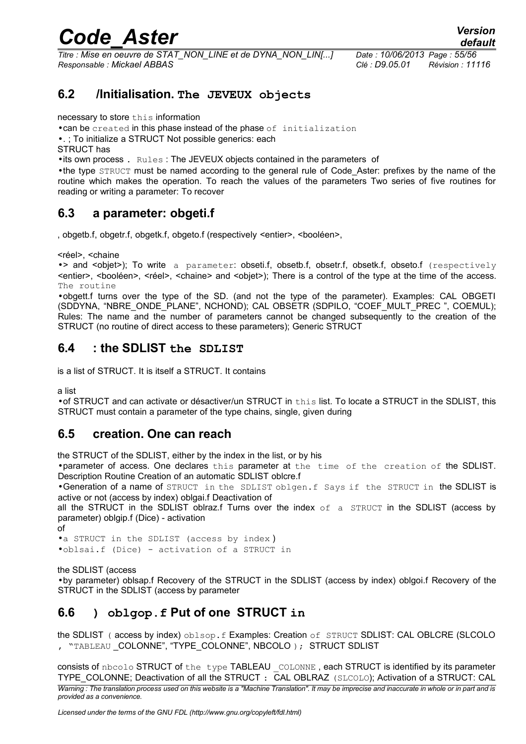## 6.2 /Initialisation. The JEVEUX objects

necessary to store this information

- can be created in this phase instead of the phase of initialization
- . ; To initialize a STRUCT Not possible generics: each

STRUCT has

- its own process . Rules : The JEVEUX objects contained in the parameters of
- the type STRUCT must be named according to the general rule of Code_Aster: prefixes by the name of the routine which makes the operation. To reach the values of the parameters Two series of five routines for reading or writing a parameter: To recover

## 6.3 a parameter: obgeti.f

, obgetb.f, obgetr.f, obgetk.f, obgeto.f (respectively <entier>, <booléen>,

<réel>, <chaine

- > and <objet>); To write a parameter: obseti.f, obsetb.f, obsetr.f, obsetk.f, obseto.f (respectively <entier>, <booléen>, <réel>, <chaine> and <objet>); There is a control of the type at the time of the access. The routine
- obgett.f turns over the type of the SD. (and not the type of the parameter). Examples: CAL OBGETI (SDDYNA, "NBRE_ONDE_PLANE", NCHOND); CAL OBSETR (SDPILO, "COEF_MULT_PREC ", COEMUL); Rules: The name and the number of parameters cannot be changed subsequently to the creation of the STRUCT (no routine of direct access to these parameters); Generic STRUCT

## 6.4 : the SDLIST the SDLIST

is a list of STRUCT. It is itself a STRUCT. It contains

a list

- of STRUCT and can activate or désactiver/un STRUCT in this list. To locate a STRUCT in the SDLIST, this STRUCT must contain a parameter of the type chains, single, given during

## 6.5 creation. One can reach

the STRUCT of the SDLIST, either by the index in the list, or by his

- parameter of access. One declares this parameter at the time of the creation of the SDLIST. Description Routine Creation of an automatic SDLIST oblcre.f
- Generation of a name of STRUCT in the SDLIST oblgen.f Says if the STRUCT in the SDLIST is active or not (access by index) oblgai.f Deactivation of

all the STRUCT in the SDLIST oblraz.f Turns over the index of a STRUCT in the SDLIST (access by parameter) oblgip.f (Dice) - activation

of

- a STRUCT in the SDLIST (access by index)
- oblsai.f (Dice) - activation of a STRUCT in

the SDLIST (access

- by parameter) oblsap.f Recovery of the STRUCT in the SDLIST (access by index) oblgoi.f Recovery of the STRUCT in the SDLIST (access by parameter

## 6.6 ) oblgop.f Put of one STRUCT in

the SDLIST ( access by index) oblsop.f Examples: Creation of STRUCT SDLIST: CAL OBLCRE (SLCOLO , "TABLEAU _COLONNE", "TYPE_COLONNE", NBCOLO ); STRUCT SDLIST

consists of nbcolo STRUCT of the type TABLEAU _COLONNE , each STRUCT is identified by its parameter TYPE_COLONNE; Deactivation of all the STRUCT : CAL OBLRAZ (SLCOLO); Activation of a STRUCT: CAL

*Warning : The translation process used on this website is a "Machine Translation". It may be imprecise and inaccurate in whole or in part and is provided as a convenience.*

*Licensed under the terms of the GNU FDL (http://www.gnu.org/copyleft/fdl.html)*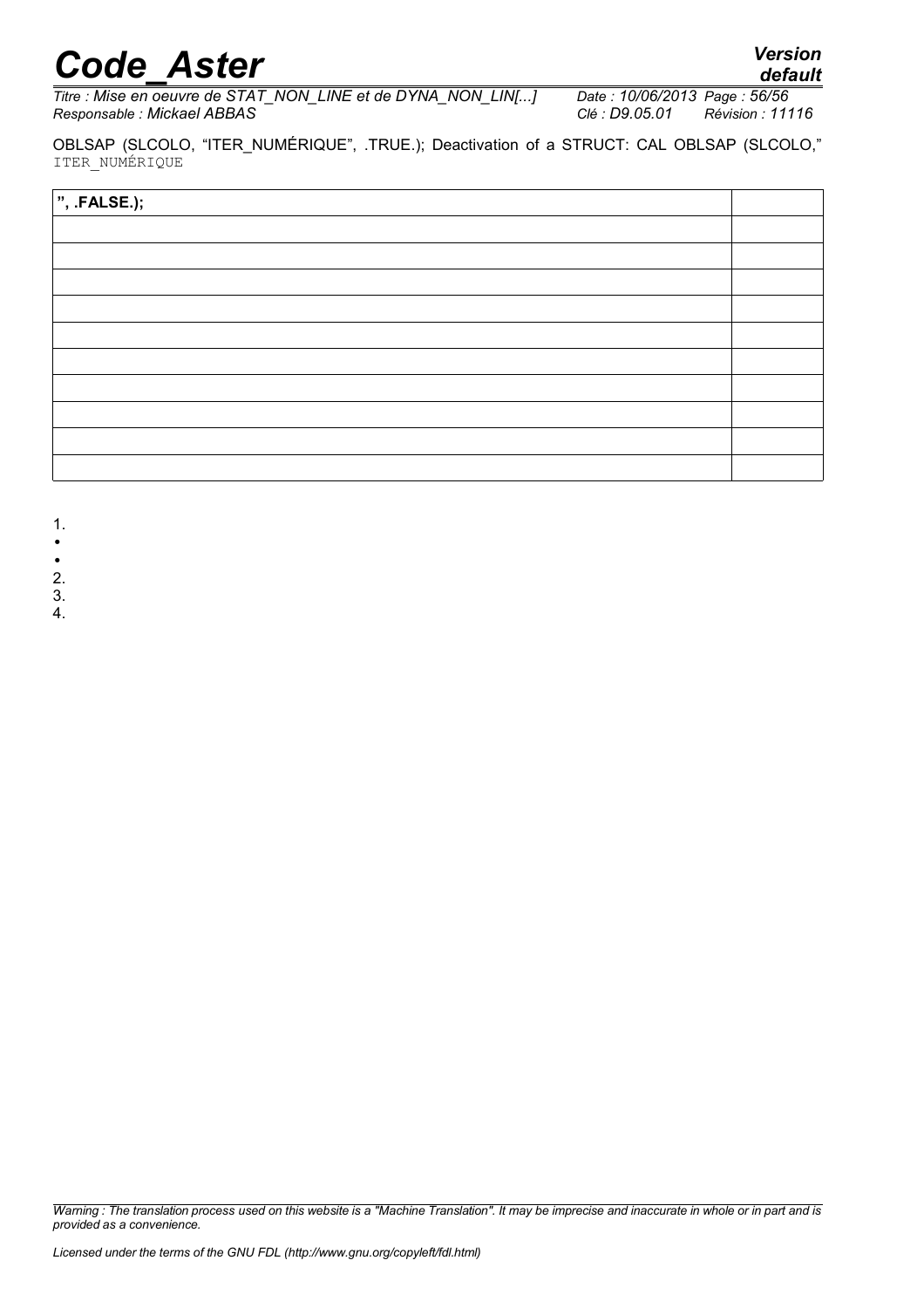OBLSAP (SLCOLO, "ITER_NUMÉRIQUE", .TRUE.); Deactivation of a STRUCT: CAL OBLSAP (SLCOLO," ITER_NUMÉRIQUE

| ", .FALSE.); | |
|---|---|
| | |
| | |
| | |
| | |
| | |
| | |
| | |
| | |
| | |
| | |

1.
•
•
2.
3.
4.